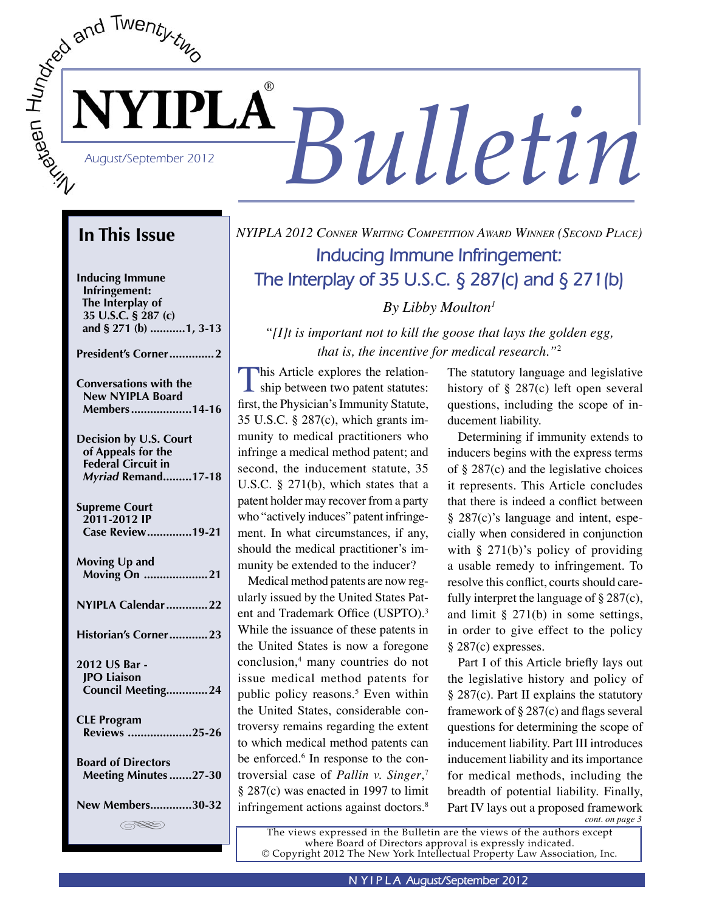Nineteen Hundred and Twenty-two

# NYIPLA® Bulletin

August/September 2012

## In This Issue

- **Inducing Immune Infringement: The Interplay of 35 U.S.C. § 287 (c) and § 271 (b)** ...........1, 3-13
- **President's Corner**..............2
- **Conversations with the New NYIPLA Board Members**...................14-16
- **Decision by U.S. Court of Appeals for the Federal Circuit in *Myriad* Remand**.........17-18
- **Supreme Court 2011-2012 IP Case Review**..............19-21
- **Moving Up and Moving On** ....................21
- **NYIPLA Calendar**.............22
- **Historian's Corner**............23
- **2012 US Bar - JPO Liaison Council Meeting**.............24
- **CLE Program Reviews** ....................25-26
- **Board of Directors Meeting Minutes**.......27-30
- **New Members**.............30-32

*NYIPLA 2012 Conner Writing Competition Award Winner (Second Place)*

## Inducing Immune Infringement: The Interplay of 35 U.S.C. § 287(c) and § 271(b)

*By Libby Moulton[1]*

*"[I]t is important not to kill the goose that lays the golden egg, that is, the incentive for medical research."*[2]

This Article explores the relationship between two patent statutes: first, the Physician's Immunity Statute, 35 U.S.C. § 287(c), which grants immunity to medical practitioners who infringe a medical method patent; and second, the inducement statute, 35 U.S.C. § 271(b), which states that a patent holder may recover from a party who "actively induces" patent infringement. In what circumstances, if any, should the medical practitioner's immunity be extended to the inducer?

Medical method patents are now regularly issued by the United States Patent and Trademark Office (USPTO).[3] While the issuance of these patents in the United States is now a foregone conclusion,[4] many countries do not issue medical method patents for public policy reasons.[5] Even within the United States, considerable controversy remains regarding the extent to which medical method patents can be enforced.[6] In response to the controversial case of *Pallin v. Singer*,[7] § 287(c) was enacted in 1997 to limit infringement actions against doctors.[8] The statutory language and legislative history of § 287(c) left open several questions, including the scope of inducement liability.

Determining if immunity extends to inducers begins with the express terms of § 287(c) and the legislative choices it represents. This Article concludes that there is indeed a conflict between § 287(c)'s language and intent, especially when considered in conjunction with § 271(b)'s policy of providing a usable remedy to infringement. To resolve this conflict, courts should carefully interpret the language of § 287(c), and limit § 271(b) in some settings, in order to give effect to the policy § 287(c) expresses.

Part I of this Article briefly lays out the legislative history and policy of § 287(c). Part II explains the statutory framework of § 287(c) and flags several questions for determining the scope of inducement liability. Part III introduces inducement liability and its importance for medical methods, including the breadth of potential liability. Finally, Part IV lays out a proposed framework

*cont. on page 3*

The views expressed in the Bulletin are the views of the authors except where Board of Directors approval is expressly indicated.
© Copyright 2012 The New York Intellectual Property Law Association, Inc.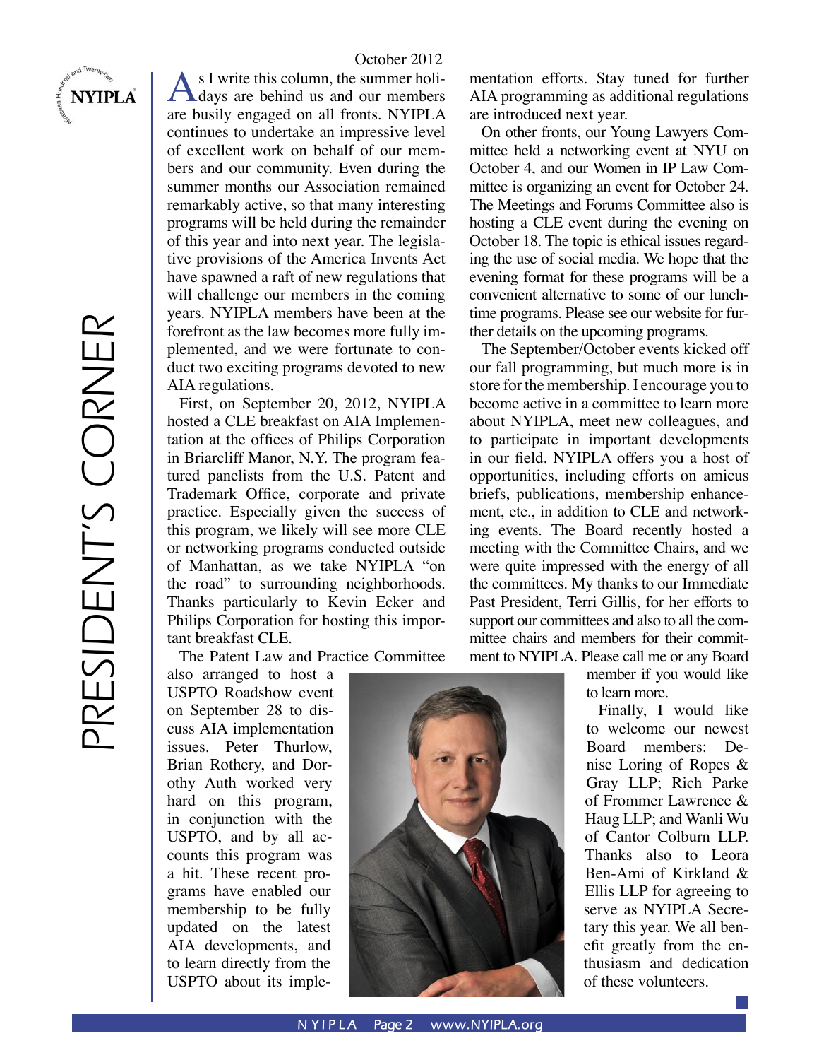# PRESIDENT'S CORNER

October 2012

As I write this column, the summer holidays are behind us and our members are busily engaged on all fronts. NYIPLA continues to undertake an impressive level of excellent work on behalf of our members and our community. Even during the summer months our Association remained remarkably active, so that many interesting programs will be held during the remainder of this year and into next year. The legislative provisions of the America Invents Act have spawned a raft of new regulations that will challenge our members in the coming years. NYIPLA members have been at the forefront as the law becomes more fully implemented, and we were fortunate to conduct two exciting programs devoted to new AIA regulations.

First, on September 20, 2012, NYIPLA hosted a CLE breakfast on AIA Implementation at the offices of Philips Corporation in Briarcliff Manor, N.Y. The program featured panelists from the U.S. Patent and Trademark Office, corporate and private practice. Especially given the success of this program, we likely will see more CLE or networking programs conducted outside of Manhattan, as we take NYIPLA "on the road" to surrounding neighborhoods. Thanks particularly to Kevin Ecker and Philips Corporation for hosting this important breakfast CLE.

The Patent Law and Practice Committee also arranged to host a USPTO Roadshow event on September 28 to discuss AIA implementation issues. Peter Thurlow, Brian Rothery, and Dorothy Auth worked very hard on this program, in conjunction with the USPTO, and by all accounts this program was a hit. These recent programs have enabled our membership to be fully updated on the latest AIA developments, and to learn directly from the USPTO about its implementation efforts. Stay tuned for further AIA programming as additional regulations are introduced next year.

On other fronts, our Young Lawyers Committee held a networking event at NYU on October 4, and our Women in IP Law Committee is organizing an event for October 24. The Meetings and Forums Committee also is hosting a CLE event during the evening on October 18. The topic is ethical issues regarding the use of social media. We hope that the evening format for these programs will be a convenient alternative to some of our lunchtime programs. Please see our website for further details on the upcoming programs.

The September/October events kicked off our fall programming, but much more is in store for the membership. I encourage you to become active in a committee to learn more about NYIPLA, meet new colleagues, and to participate in important developments in our field. NYIPLA offers you a host of opportunities, including efforts on amicus briefs, publications, membership enhancement, etc., in addition to CLE and networking events. The Board recently hosted a meeting with the Committee Chairs, and we were quite impressed with the energy of all the committees. My thanks to our Immediate Past President, Terri Gillis, for her efforts to support our committees and also to all the committee chairs and members for their commitment to NYIPLA. Please call me or any Board member if you would like to learn more.

Finally, I would like to welcome our newest Board members: Denise Loring of Ropes & Gray LLP; Rich Parke of Frommer Lawrence & Haug LLP; and Wanli Wu of Cantor Colburn LLP. Thanks also to Leora Ben-Ami of Kirkland & Ellis LLP for agreeing to serve as NYIPLA Secretary this year. We all benefit greatly from the enthusiasm and dedication of these volunteers.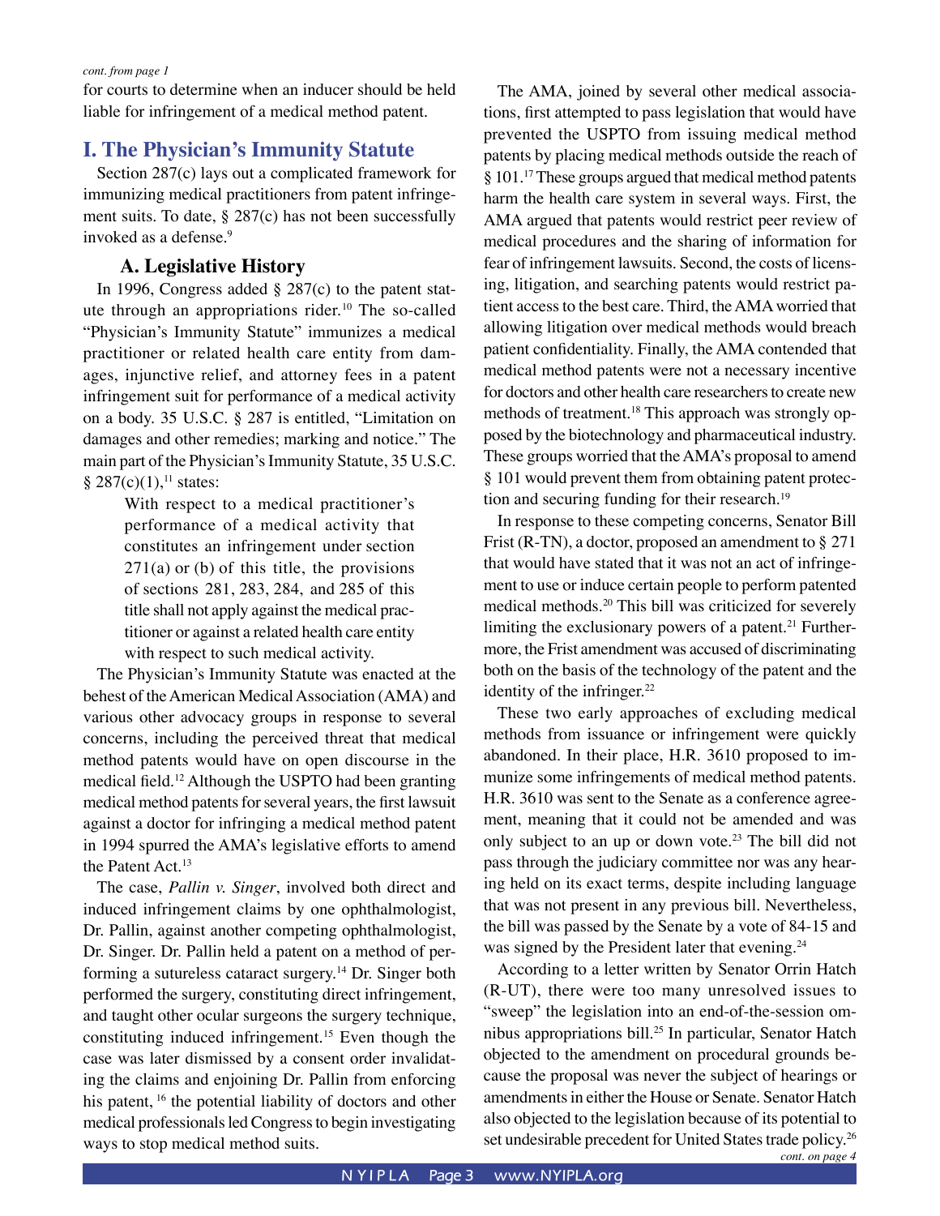*cont. from page 1*

for courts to determine when an inducer should be held liable for infringement of a medical method patent.

## I. The Physician's Immunity Statute

Section 287(c) lays out a complicated framework for immunizing medical practitioners from patent infringement suits. To date, § 287(c) has not been successfully invoked as a defense.[9]

### A. Legislative History

In 1996, Congress added § 287(c) to the patent statute through an appropriations rider.[10] The so-called "Physician's Immunity Statute" immunizes a medical practitioner or related health care entity from damages, injunctive relief, and attorney fees in a patent infringement suit for performance of a medical activity on a body. 35 U.S.C. § 287 is entitled, "Limitation on damages and other remedies; marking and notice." The main part of the Physician's Immunity Statute, 35 U.S.C. § 287(c)(1),[11] states:

> With respect to a medical practitioner's performance of a medical activity that constitutes an infringement under section 271(a) or (b) of this title, the provisions of sections 281, 283, 284, and 285 of this title shall not apply against the medical practitioner or against a related health care entity with respect to such medical activity.

The Physician's Immunity Statute was enacted at the behest of the American Medical Association (AMA) and various other advocacy groups in response to several concerns, including the perceived threat that medical method patents would have on open discourse in the medical field.[12] Although the USPTO had been granting medical method patents for several years, the first lawsuit against a doctor for infringing a medical method patent in 1994 spurred the AMA's legislative efforts to amend the Patent Act.[13]

The case, *Pallin v. Singer*, involved both direct and induced infringement claims by one ophthalmologist, Dr. Pallin, against another competing ophthalmologist, Dr. Singer. Dr. Pallin held a patent on a method of performing a sutureless cataract surgery.[14] Dr. Singer both performed the surgery, constituting direct infringement, and taught other ocular surgeons the surgery technique, constituting induced infringement.[15] Even though the case was later dismissed by a consent order invalidating the claims and enjoining Dr. Pallin from enforcing his patent,[16] the potential liability of doctors and other medical professionals led Congress to begin investigating ways to stop medical method suits.

The AMA, joined by several other medical associations, first attempted to pass legislation that would have prevented the USPTO from issuing medical method patents by placing medical methods outside the reach of § 101.[17] These groups argued that medical method patents harm the health care system in several ways. First, the AMA argued that patents would restrict peer review of medical procedures and the sharing of information for fear of infringement lawsuits. Second, the costs of licensing, litigation, and searching patents would restrict patient access to the best care. Third, the AMA worried that allowing litigation over medical methods would breach patient confidentiality. Finally, the AMA contended that medical method patents were not a necessary incentive for doctors and other health care researchers to create new methods of treatment.[18] This approach was strongly opposed by the biotechnology and pharmaceutical industry. These groups worried that the AMA's proposal to amend § 101 would prevent them from obtaining patent protection and securing funding for their research.[19]

In response to these competing concerns, Senator Bill Frist (R-TN), a doctor, proposed an amendment to § 271 that would have stated that it was not an act of infringement to use or induce certain people to perform patented medical methods.[20] This bill was criticized for severely limiting the exclusionary powers of a patent.[21] Furthermore, the Frist amendment was accused of discriminating both on the basis of the technology of the patent and the identity of the infringer.[22]

These two early approaches of excluding medical methods from issuance or infringement were quickly abandoned. In their place, H.R. 3610 proposed to immunize some infringements of medical method patents. H.R. 3610 was sent to the Senate as a conference agreement, meaning that it could not be amended and was only subject to an up or down vote.[23] The bill did not pass through the judiciary committee nor was any hearing held on its exact terms, despite including language that was not present in any previous bill. Nevertheless, the bill was passed by the Senate by a vote of 84-15 and was signed by the President later that evening.[24]

According to a letter written by Senator Orrin Hatch (R-UT), there were too many unresolved issues to "sweep" the legislation into an end-of-the-session omnibus appropriations bill.[25] In particular, Senator Hatch objected to the amendment on procedural grounds because the proposal was never the subject of hearings or amendments in either the House or Senate. Senator Hatch also objected to the legislation because of its potential to set undesirable precedent for United States trade policy.[26]

*cont. on page 4*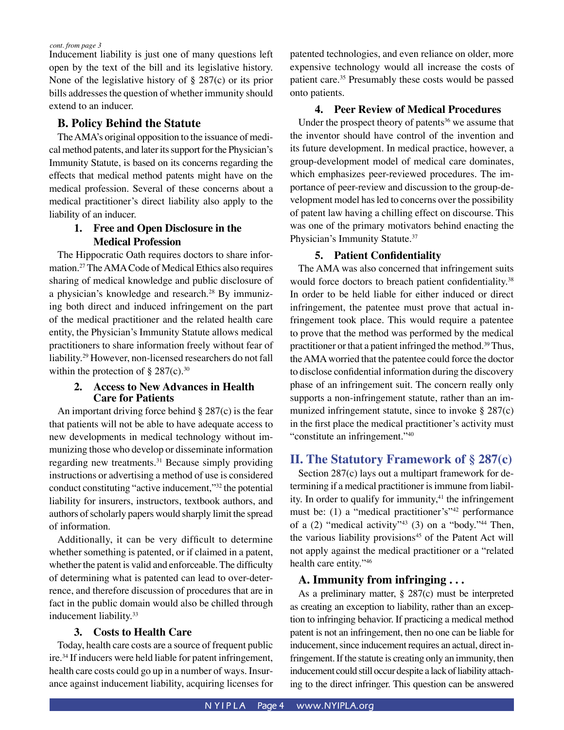*cont. from page 3*

Inducement liability is just one of many questions left open by the text of the bill and its legislative history. None of the legislative history of § 287(c) or its prior bills addresses the question of whether immunity should extend to an inducer.

### B. Policy Behind the Statute

The AMA's original opposition to the issuance of medical method patents, and later its support for the Physician's Immunity Statute, is based on its concerns regarding the effects that medical method patents might have on the medical profession. Several of these concerns about a medical practitioner's direct liability also apply to the liability of an inducer.

#### 1. Free and Open Disclosure in the Medical Profession

The Hippocratic Oath requires doctors to share information.[27] The AMA Code of Medical Ethics also requires sharing of medical knowledge and public disclosure of a physician's knowledge and research.[28] By immunizing both direct and induced infringement on the part of the medical practitioner and the related health care entity, the Physician's Immunity Statute allows medical practitioners to share information freely without fear of liability.[29] However, non-licensed researchers do not fall within the protection of § 287(c).[30]

#### 2. Access to New Advances in Health Care for Patients

An important driving force behind § 287(c) is the fear that patients will not be able to have adequate access to new developments in medical technology without immunizing those who develop or disseminate information regarding new treatments.[31] Because simply providing instructions or advertising a method of use is considered conduct constituting "active inducement,"[32] the potential liability for insurers, instructors, textbook authors, and authors of scholarly papers would sharply limit the spread of information.

Additionally, it can be very difficult to determine whether something is patented, or if claimed in a patent, whether the patent is valid and enforceable. The difficulty of determining what is patented can lead to over-deterrence, and therefore discussion of procedures that are in fact in the public domain would also be chilled through inducement liability.[33]

#### 3. Costs to Health Care

Today, health care costs are a source of frequent public ire.[34] If inducers were held liable for patent infringement, health care costs could go up in a number of ways. Insurance against inducement liability, acquiring licenses for patented technologies, and even reliance on older, more expensive technology would all increase the costs of patient care.[35] Presumably these costs would be passed onto patients.

#### 4. Peer Review of Medical Procedures

Under the prospect theory of patents[36] we assume that the inventor should have control of the invention and its future development. In medical practice, however, a group-development model of medical care dominates, which emphasizes peer-reviewed procedures. The importance of peer-review and discussion to the group-development model has led to concerns over the possibility of patent law having a chilling effect on discourse. This was one of the primary motivators behind enacting the Physician's Immunity Statute.[37]

#### 5. Patient Confidentiality

The AMA was also concerned that infringement suits would force doctors to breach patient confidentiality.[38] In order to be held liable for either induced or direct infringement, the patentee must prove that actual infringement took place. This would require a patentee to prove that the method was performed by the medical practitioner or that a patient infringed the method.[39] Thus, the AMA worried that the patentee could force the doctor to disclose confidential information during the discovery phase of an infringement suit. The concern really only supports a non-infringement statute, rather than an immunized infringement statute, since to invoke § 287(c) in the first place the medical practitioner's activity must "constitute an infringement."[40]

## II. The Statutory Framework of § 287(c)

Section 287(c) lays out a multipart framework for determining if a medical practitioner is immune from liability. In order to qualify for immunity,[41] the infringement must be: (1) a "medical practitioner's"[42] performance of a (2) "medical activity"[43] (3) on a "body."[44] Then, the various liability provisions[45] of the Patent Act will not apply against the medical practitioner or a "related health care entity."[46]

### A. Immunity from infringing . . .

As a preliminary matter, § 287(c) must be interpreted as creating an exception to liability, rather than an exception to infringing behavior. If practicing a medical method patent is not an infringement, then no one can be liable for inducement, since inducement requires an actual, direct infringement. If the statute is creating only an immunity, then inducement could still occur despite a lack of liability attaching to the direct infringer. This question can be answered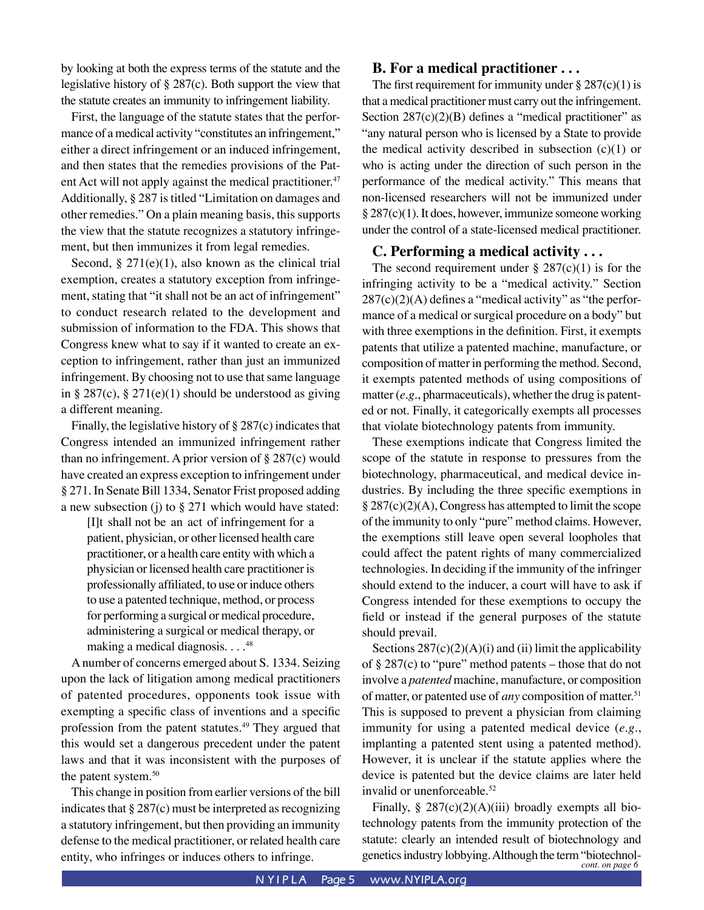by looking at both the express terms of the statute and the legislative history of § 287(c). Both support the view that the statute creates an immunity to infringement liability.

First, the language of the statute states that the performance of a medical activity "constitutes an infringement," either a direct infringement or an induced infringement, and then states that the remedies provisions of the Patent Act will not apply against the medical practitioner.[47] Additionally, § 287 is titled "Limitation on damages and other remedies." On a plain meaning basis, this supports the view that the statute recognizes a statutory infringement, but then immunizes it from legal remedies.

Second, § 271(e)(1), also known as the clinical trial exemption, creates a statutory exception from infringement, stating that "it shall not be an act of infringement" to conduct research related to the development and submission of information to the FDA. This shows that Congress knew what to say if it wanted to create an exception to infringement, rather than just an immunized infringement. By choosing not to use that same language in § 287(c), § 271(e)(1) should be understood as giving a different meaning.

Finally, the legislative history of § 287(c) indicates that Congress intended an immunized infringement rather than no infringement. A prior version of § 287(c) would have created an express exception to infringement under § 271. In Senate Bill 1334, Senator Frist proposed adding a new subsection (j) to § 271 which would have stated:

> [I]t shall not be an act of infringement for a patient, physician, or other licensed health care practitioner, or a health care entity with which a physician or licensed health care practitioner is professionally affiliated, to use or induce others to use a patented technique, method, or process for performing a surgical or medical procedure, administering a surgical or medical therapy, or making a medical diagnosis. . . .[48]

A number of concerns emerged about S. 1334. Seizing upon the lack of litigation among medical practitioners of patented procedures, opponents took issue with exempting a specific class of inventions and a specific profession from the patent statutes.[49] They argued that this would set a dangerous precedent under the patent laws and that it was inconsistent with the purposes of the patent system.[50]

This change in position from earlier versions of the bill indicates that § 287(c) must be interpreted as recognizing a statutory infringement, but then providing an immunity defense to the medical practitioner, or related health care entity, who infringes or induces others to infringe.

### B. For a medical practitioner . . .

The first requirement for immunity under § 287(c)(1) is that a medical practitioner must carry out the infringement. Section 287(c)(2)(B) defines a "medical practitioner" as "any natural person who is licensed by a State to provide the medical activity described in subsection (c)(1) or who is acting under the direction of such person in the performance of the medical activity." This means that non-licensed researchers will not be immunized under § 287(c)(1). It does, however, immunize someone working under the control of a state-licensed medical practitioner.

### C. Performing a medical activity . . .

The second requirement under § 287(c)(1) is for the infringing activity to be a "medical activity." Section 287(c)(2)(A) defines a "medical activity" as "the performance of a medical or surgical procedure on a body" but with three exemptions in the definition. First, it exempts patents that utilize a patented machine, manufacture, or composition of matter in performing the method. Second, it exempts patented methods of using compositions of matter (*e.g.*, pharmaceuticals), whether the drug is patented or not. Finally, it categorically exempts all processes that violate biotechnology patents from immunity.

These exemptions indicate that Congress limited the scope of the statute in response to pressures from the biotechnology, pharmaceutical, and medical device industries. By including the three specific exemptions in § 287(c)(2)(A), Congress has attempted to limit the scope of the immunity to only "pure" method claims. However, the exemptions still leave open several loopholes that could affect the patent rights of many commercialized technologies. In deciding if the immunity of the infringer should extend to the inducer, a court will have to ask if Congress intended for these exemptions to occupy the field or instead if the general purposes of the statute should prevail.

Sections 287(c)(2)(A)(i) and (ii) limit the applicability of § 287(c) to "pure" method patents – those that do not involve a *patented* machine, manufacture, or composition of matter, or patented use of *any* composition of matter.[51] This is supposed to prevent a physician from claiming immunity for using a patented medical device (*e.g.*, implanting a patented stent using a patented method). However, it is unclear if the statute applies where the device is patented but the device claims are later held invalid or unenforceable.[52]

Finally, § 287(c)(2)(A)(iii) broadly exempts all biotechnology patents from the immunity protection of the statute: clearly an intended result of biotechnology and genetics industry lobbying. Although the term "biotechnol-

*cont. on page 6*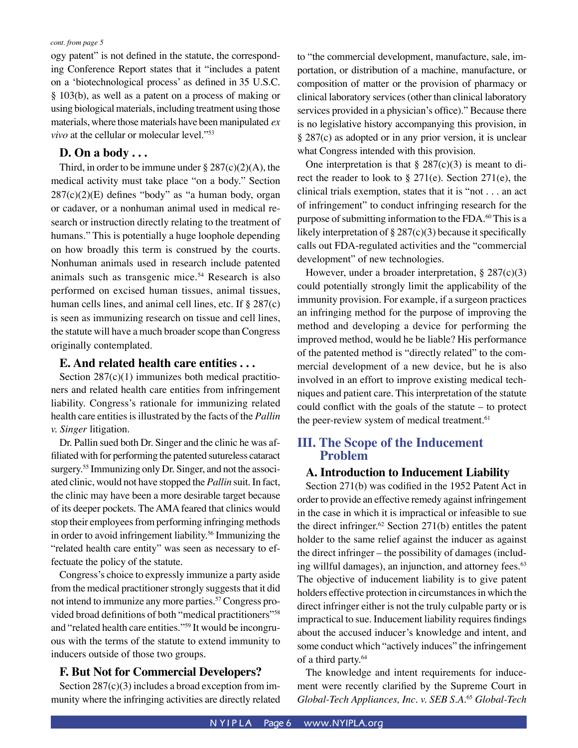*cont. from page 5*

ogy patent" is not defined in the statute, the corresponding Conference Report states that it "includes a patent on a 'biotechnological process' as defined in 35 U.S.C. § 103(b), as well as a patent on a process of making or using biological materials, including treatment using those materials, where those materials have been manipulated *ex vivo* at the cellular or molecular level."[53]

### D. On a body . . .

Third, in order to be immune under § 287(c)(2)(A), the medical activity must take place "on a body." Section 287(c)(2)(E) defines "body" as "a human body, organ or cadaver, or a nonhuman animal used in medical research or instruction directly relating to the treatment of humans." This is potentially a huge loophole depending on how broadly this term is construed by the courts. Nonhuman animals used in research include patented animals such as transgenic mice.[54] Research is also performed on excised human tissues, animal tissues, human cells lines, and animal cell lines, etc. If § 287(c) is seen as immunizing research on tissue and cell lines, the statute will have a much broader scope than Congress originally contemplated.

### E. And related health care entities . . .

Section 287(c)(1) immunizes both medical practitioners and related health care entities from infringement liability. Congress's rationale for immunizing related health care entities is illustrated by the facts of the *Pallin v. Singer* litigation.

Dr. Pallin sued both Dr. Singer and the clinic he was affiliated with for performing the patented sutureless cataract surgery.[55] Immunizing only Dr. Singer, and not the associated clinic, would not have stopped the *Pallin* suit. In fact, the clinic may have been a more desirable target because of its deeper pockets. The AMA feared that clinics would stop their employees from performing infringing methods in order to avoid infringement liability.[56] Immunizing the "related health care entity" was seen as necessary to effectuate the policy of the statute.

Congress's choice to expressly immunize a party aside from the medical practitioner strongly suggests that it did not intend to immunize any more parties.[57] Congress provided broad definitions of both "medical practitioners"[58] and "related health care entities."[59] It would be incongruous with the terms of the statute to extend immunity to inducers outside of those two groups.

### F. But Not for Commercial Developers?

Section 287(c)(3) includes a broad exception from immunity where the infringing activities are directly related to "the commercial development, manufacture, sale, importation, or distribution of a machine, manufacture, or composition of matter or the provision of pharmacy or clinical laboratory services (other than clinical laboratory services provided in a physician's office)." Because there is no legislative history accompanying this provision, in § 287(c) as adopted or in any prior version, it is unclear what Congress intended with this provision.

One interpretation is that § 287(c)(3) is meant to direct the reader to look to § 271(e). Section 271(e), the clinical trials exemption, states that it is "not . . . an act of infringement" to conduct infringing research for the purpose of submitting information to the FDA.[60] This is a likely interpretation of § 287(c)(3) because it specifically calls out FDA-regulated activities and the "commercial development" of new technologies.

However, under a broader interpretation, § 287(c)(3) could potentially strongly limit the applicability of the immunity provision. For example, if a surgeon practices an infringing method for the purpose of improving the method and developing a device for performing the improved method, would he be liable? His performance of the patented method is "directly related" to the commercial development of a new device, but he is also involved in an effort to improve existing medical techniques and patient care. This interpretation of the statute could conflict with the goals of the statute – to protect the peer-review system of medical treatment.[61]

## III. The Scope of the Inducement Problem

### A. Introduction to Inducement Liability

Section 271(b) was codified in the 1952 Patent Act in order to provide an effective remedy against infringement in the case in which it is impractical or infeasible to sue the direct infringer.[62] Section 271(b) entitles the patent holder to the same relief against the inducer as against the direct infringer – the possibility of damages (including willful damages), an injunction, and attorney fees.[63] The objective of inducement liability is to give patent holders effective protection in circumstances in which the direct infringer either is not the truly culpable party or is impractical to sue. Inducement liability requires findings about the accused inducer's knowledge and intent, and some conduct which "actively induces" the infringement of a third party.[64]

The knowledge and intent requirements for inducement were recently clarified by the Supreme Court in *Global-Tech Appliances, Inc. v. SEB S.A.*[65] *Global-Tech*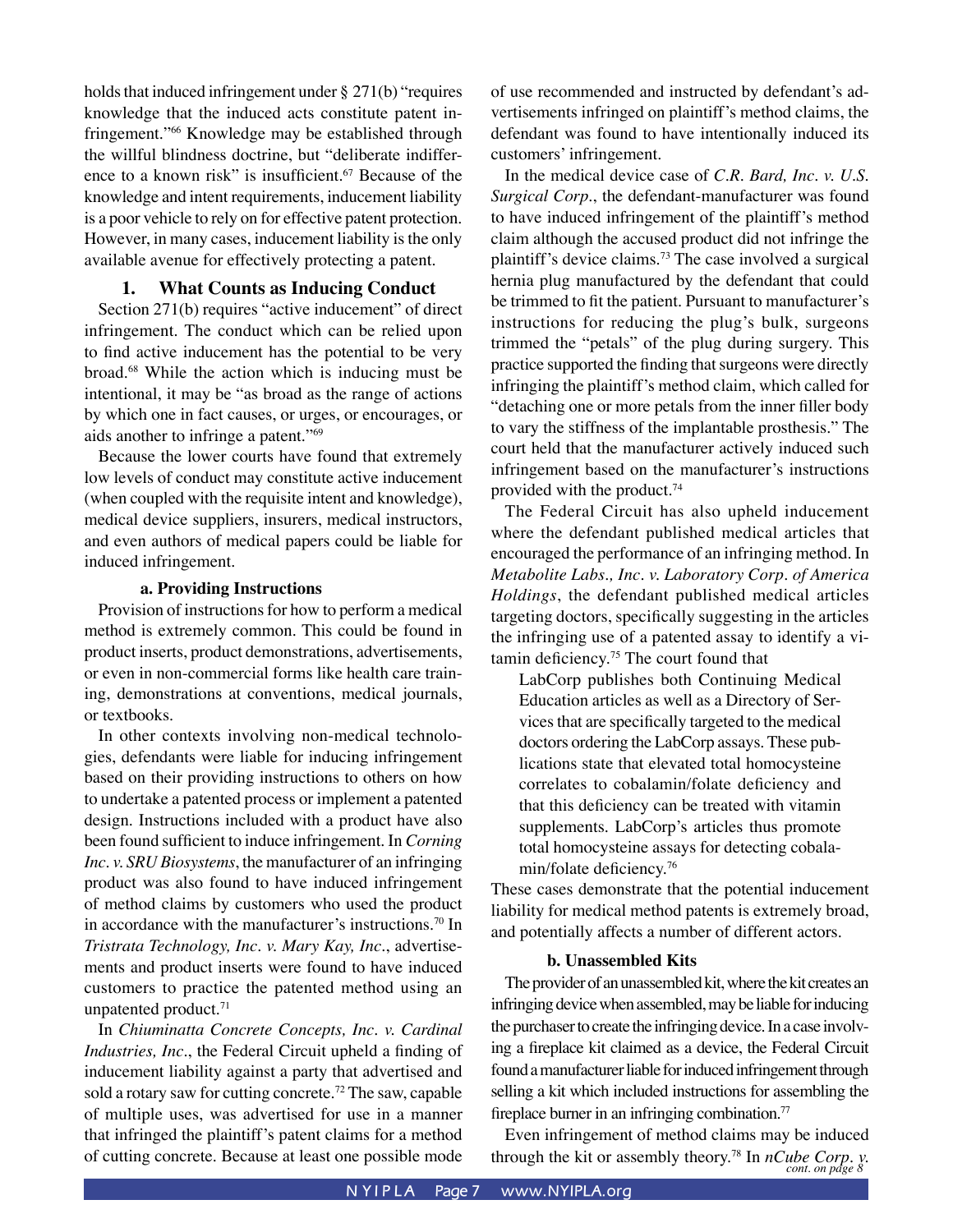holds that induced infringement under § 271(b) "requires knowledge that the induced acts constitute patent infringement."[66] Knowledge may be established through the willful blindness doctrine, but "deliberate indifference to a known risk" is insufficient.[67] Because of the knowledge and intent requirements, inducement liability is a poor vehicle to rely on for effective patent protection. However, in many cases, inducement liability is the only available avenue for effectively protecting a patent.

### 1. What Counts as Inducing Conduct

Section 271(b) requires "active inducement" of direct infringement. The conduct which can be relied upon to find active inducement has the potential to be very broad.[68] While the action which is inducing must be intentional, it may be "as broad as the range of actions by which one in fact causes, or urges, or encourages, or aids another to infringe a patent."[69]

Because the lower courts have found that extremely low levels of conduct may constitute active inducement (when coupled with the requisite intent and knowledge), medical device suppliers, insurers, medical instructors, and even authors of medical papers could be liable for induced infringement.

#### a. Providing Instructions

Provision of instructions for how to perform a medical method is extremely common. This could be found in product inserts, product demonstrations, advertisements, or even in non-commercial forms like health care training, demonstrations at conventions, medical journals, or textbooks.

In other contexts involving non-medical technologies, defendants were liable for inducing infringement based on their providing instructions to others on how to undertake a patented process or implement a patented design. Instructions included with a product have also been found sufficient to induce infringement. In *Corning Inc. v. SRU Biosystems*, the manufacturer of an infringing product was also found to have induced infringement of method claims by customers who used the product in accordance with the manufacturer's instructions.[70] In *Tristrata Technology, Inc. v. Mary Kay, Inc.*, advertisements and product inserts were found to have induced customers to practice the patented method using an unpatented product.[71]

In *Chiuminatta Concrete Concepts, Inc. v. Cardinal Industries, Inc.*, the Federal Circuit upheld a finding of inducement liability against a party that advertised and sold a rotary saw for cutting concrete.[72] The saw, capable of multiple uses, was advertised for use in a manner that infringed the plaintiff's patent claims for a method of cutting concrete. Because at least one possible mode of use recommended and instructed by defendant's advertisements infringed on plaintiff's method claims, the defendant was found to have intentionally induced its customers' infringement.

In the medical device case of *C.R. Bard, Inc. v. U.S. Surgical Corp.*, the defendant-manufacturer was found to have induced infringement of the plaintiff's method claim although the accused product did not infringe the plaintiff's device claims.[73] The case involved a surgical hernia plug manufactured by the defendant that could be trimmed to fit the patient. Pursuant to manufacturer's instructions for reducing the plug's bulk, surgeons trimmed the "petals" of the plug during surgery. This practice supported the finding that surgeons were directly infringing the plaintiff's method claim, which called for "detaching one or more petals from the inner filler body to vary the stiffness of the implantable prosthesis." The court held that the manufacturer actively induced such infringement based on the manufacturer's instructions provided with the product.[74]

The Federal Circuit has also upheld inducement where the defendant published medical articles that encouraged the performance of an infringing method. In *Metabolite Labs., Inc. v. Laboratory Corp. of America Holdings*, the defendant published medical articles targeting doctors, specifically suggesting in the articles the infringing use of a patented assay to identify a vitamin deficiency.[75] The court found that

> LabCorp publishes both Continuing Medical Education articles as well as a Directory of Services that are specifically targeted to the medical doctors ordering the LabCorp assays. These publications state that elevated total homocysteine correlates to cobalamin/folate deficiency and that this deficiency can be treated with vitamin supplements. LabCorp's articles thus promote total homocysteine assays for detecting cobalamin/folate deficiency.[76]

These cases demonstrate that the potential inducement liability for medical method patents is extremely broad, and potentially affects a number of different actors.

#### b. Unassembled Kits

The provider of an unassembled kit, where the kit creates an infringing device when assembled, may be liable for inducing the purchaser to create the infringing device. In a case involving a fireplace kit claimed as a device, the Federal Circuit found a manufacturer liable for induced infringement through selling a kit which included instructions for assembling the fireplace burner in an infringing combination.[77]

Even infringement of method claims may be induced through the kit or assembly theory.[78] In *nCube Corp. v.*

*cont. on page 8*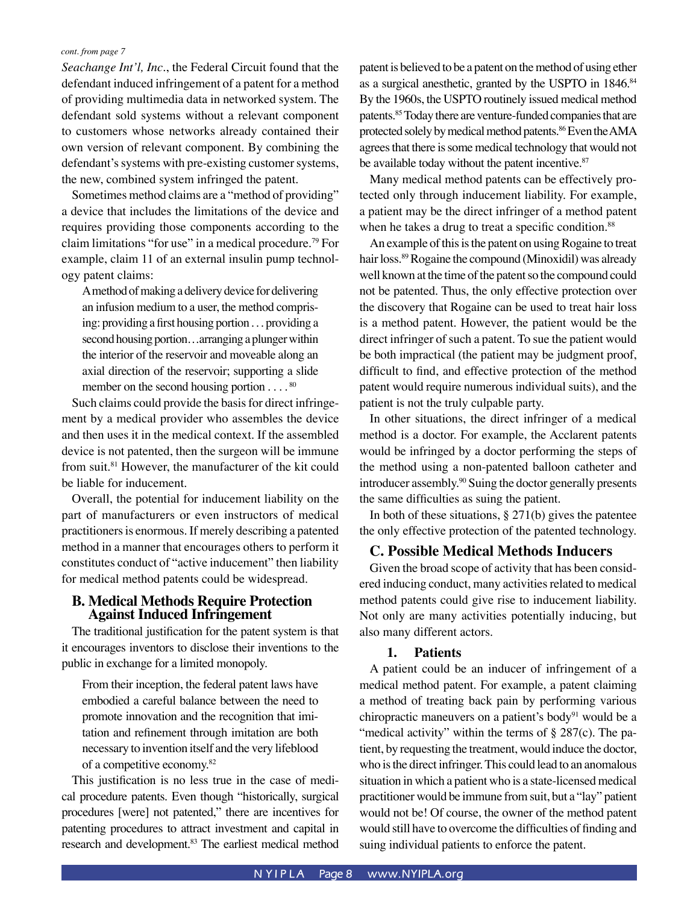*cont. from page 7*

*Seachange Int'l, Inc*., the Federal Circuit found that the defendant induced infringement of a patent for a method of providing multimedia data in networked system. The defendant sold systems without a relevant component to customers whose networks already contained their own version of relevant component. By combining the defendant's systems with pre-existing customer systems, the new, combined system infringed the patent.

Sometimes method claims are a "method of providing" a device that includes the limitations of the device and requires providing those components according to the claim limitations "for use" in a medical procedure.[79] For example, claim 11 of an external insulin pump technology patent claims:

> A method of making a delivery device for delivering an infusion medium to a user, the method comprising: providing a first housing portion . . . providing a second housing portion…arranging a plunger within the interior of the reservoir and moveable along an axial direction of the reservoir; supporting a slide member on the second housing portion . . . .[80]

Such claims could provide the basis for direct infringement by a medical provider who assembles the device and then uses it in the medical context. If the assembled device is not patented, then the surgeon will be immune from suit.[81] However, the manufacturer of the kit could be liable for inducement.

Overall, the potential for inducement liability on the part of manufacturers or even instructors of medical practitioners is enormous. If merely describing a patented method in a manner that encourages others to perform it constitutes conduct of "active inducement" then liability for medical method patents could be widespread.

## B. Medical Methods Require Protection Against Induced Infringement

The traditional justification for the patent system is that it encourages inventors to disclose their inventions to the public in exchange for a limited monopoly.

> From their inception, the federal patent laws have embodied a careful balance between the need to promote innovation and the recognition that imitation and refinement through imitation are both necessary to invention itself and the very lifeblood of a competitive economy.[82]

This justification is no less true in the case of medical procedure patents. Even though "historically, surgical procedures [were] not patented," there are incentives for patenting procedures to attract investment and capital in research and development.[83] The earliest medical method patent is believed to be a patent on the method of using ether as a surgical anesthetic, granted by the USPTO in 1846.[84] By the 1960s, the USPTO routinely issued medical method patents.[85] Today there are venture-funded companies that are protected solely by medical method patents.[86] Even the AMA agrees that there is some medical technology that would not be available today without the patent incentive.[87]

Many medical method patents can be effectively protected only through inducement liability. For example, a patient may be the direct infringer of a method patent when he takes a drug to treat a specific condition.[88]

An example of this is the patent on using Rogaine to treat hair loss.[89] Rogaine the compound (Minoxidil) was already well known at the time of the patent so the compound could not be patented. Thus, the only effective protection over the discovery that Rogaine can be used to treat hair loss is a method patent. However, the patient would be the direct infringer of such a patent. To sue the patient would be both impractical (the patient may be judgment proof, difficult to find, and effective protection of the method patent would require numerous individual suits), and the patient is not the truly culpable party.

In other situations, the direct infringer of a medical method is a doctor. For example, the Acclarent patents would be infringed by a doctor performing the steps of the method using a non-patented balloon catheter and introducer assembly.[90] Suing the doctor generally presents the same difficulties as suing the patient.

In both of these situations, § 271(b) gives the patentee the only effective protection of the patented technology.

## C. Possible Medical Methods Inducers

Given the broad scope of activity that has been considered inducing conduct, many activities related to medical method patents could give rise to inducement liability. Not only are many activities potentially inducing, but also many different actors.

### 1. Patients

A patient could be an inducer of infringement of a medical method patent. For example, a patent claiming a method of treating back pain by performing various chiropractic maneuvers on a patient's body[91] would be a "medical activity" within the terms of § 287(c). The patient, by requesting the treatment, would induce the doctor, who is the direct infringer. This could lead to an anomalous situation in which a patient who is a state-licensed medical practitioner would be immune from suit, but a "lay" patient would not be! Of course, the owner of the method patent would still have to overcome the difficulties of finding and suing individual patients to enforce the patent.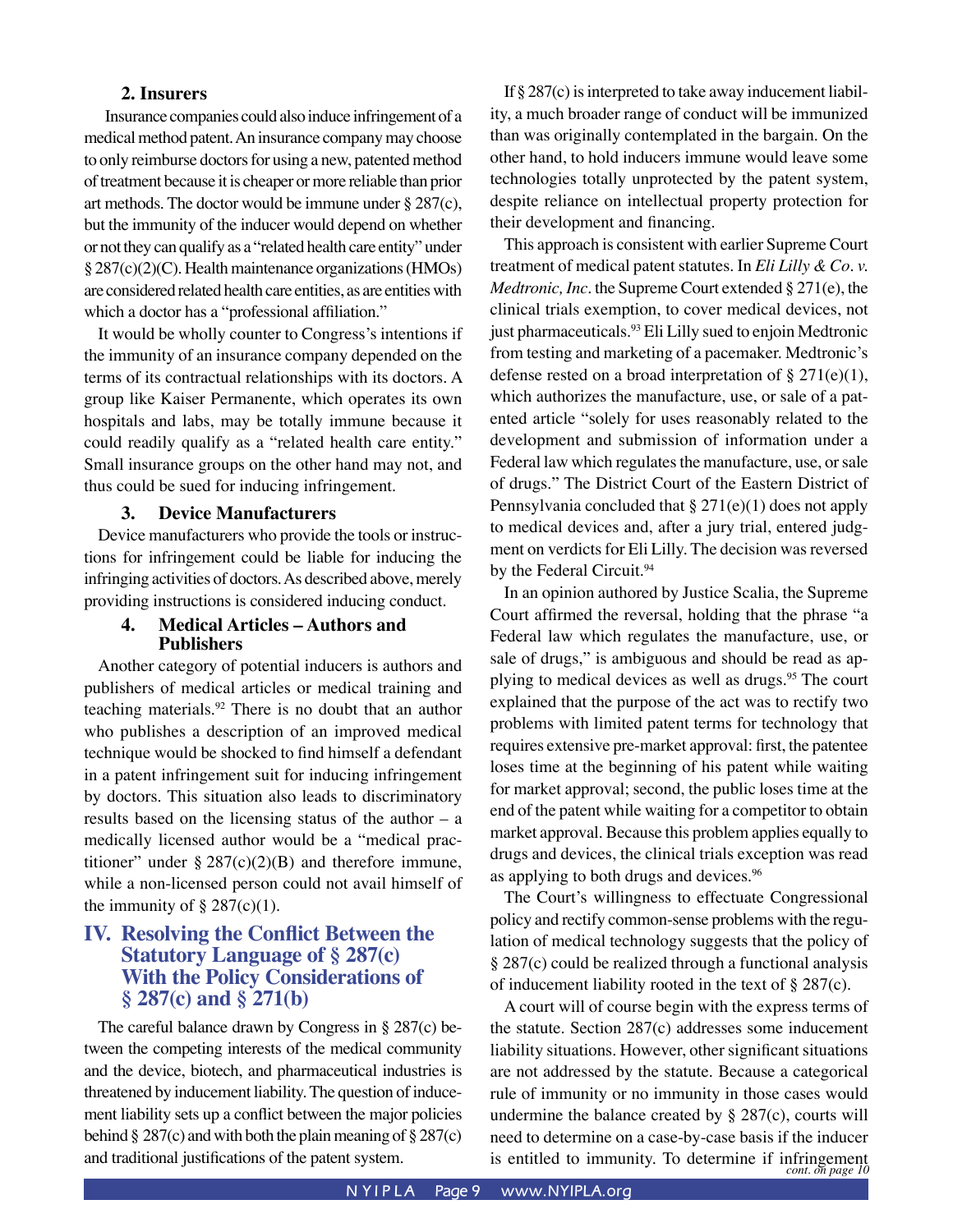### 2. Insurers

Insurance companies could also induce infringement of a medical method patent. An insurance company may choose to only reimburse doctors for using a new, patented method of treatment because it is cheaper or more reliable than prior art methods. The doctor would be immune under § 287(c), but the immunity of the inducer would depend on whether or not they can qualify as a "related health care entity" under § 287(c)(2)(C). Health maintenance organizations (HMOs) are considered related health care entities, as are entities with which a doctor has a "professional affiliation."

It would be wholly counter to Congress's intentions if the immunity of an insurance company depended on the terms of its contractual relationships with its doctors. A group like Kaiser Permanente, which operates its own hospitals and labs, may be totally immune because it could readily qualify as a "related health care entity." Small insurance groups on the other hand may not, and thus could be sued for inducing infringement.

### 3. Device Manufacturers

Device manufacturers who provide the tools or instructions for infringement could be liable for inducing the infringing activities of doctors. As described above, merely providing instructions is considered inducing conduct.

### 4. Medical Articles – Authors and Publishers

Another category of potential inducers is authors and publishers of medical articles or medical training and teaching materials.[92] There is no doubt that an author who publishes a description of an improved medical technique would be shocked to find himself a defendant in a patent infringement suit for inducing infringement by doctors. This situation also leads to discriminatory results based on the licensing status of the author – a medically licensed author would be a "medical practitioner" under § 287(c)(2)(B) and therefore immune, while a non-licensed person could not avail himself of the immunity of § 287(c)(1).

## IV. Resolving the Conflict Between the Statutory Language of § 287(c) With the Policy Considerations of § 287(c) and § 271(b)

The careful balance drawn by Congress in § 287(c) between the competing interests of the medical community and the device, biotech, and pharmaceutical industries is threatened by inducement liability. The question of inducement liability sets up a conflict between the major policies behind § 287(c) and with both the plain meaning of § 287(c) and traditional justifications of the patent system.

If § 287(c) is interpreted to take away inducement liability, a much broader range of conduct will be immunized than was originally contemplated in the bargain. On the other hand, to hold inducers immune would leave some technologies totally unprotected by the patent system, despite reliance on intellectual property protection for their development and financing.

This approach is consistent with earlier Supreme Court treatment of medical patent statutes. In *Eli Lilly & Co. v. Medtronic, Inc*. the Supreme Court extended § 271(e), the clinical trials exemption, to cover medical devices, not just pharmaceuticals.[93] Eli Lilly sued to enjoin Medtronic from testing and marketing of a pacemaker. Medtronic's defense rested on a broad interpretation of § 271(e)(1), which authorizes the manufacture, use, or sale of a patented article "solely for uses reasonably related to the development and submission of information under a Federal law which regulates the manufacture, use, or sale of drugs." The District Court of the Eastern District of Pennsylvania concluded that § 271(e)(1) does not apply to medical devices and, after a jury trial, entered judgment on verdicts for Eli Lilly. The decision was reversed by the Federal Circuit.[94]

In an opinion authored by Justice Scalia, the Supreme Court affirmed the reversal, holding that the phrase "a Federal law which regulates the manufacture, use, or sale of drugs," is ambiguous and should be read as applying to medical devices as well as drugs.[95] The court explained that the purpose of the act was to rectify two problems with limited patent terms for technology that requires extensive pre-market approval: first, the patentee loses time at the beginning of his patent while waiting for market approval; second, the public loses time at the end of the patent while waiting for a competitor to obtain market approval. Because this problem applies equally to drugs and devices, the clinical trials exception was read as applying to both drugs and devices.[96]

The Court's willingness to effectuate Congressional policy and rectify common-sense problems with the regulation of medical technology suggests that the policy of § 287(c) could be realized through a functional analysis of inducement liability rooted in the text of § 287(c).

A court will of course begin with the express terms of the statute. Section 287(c) addresses some inducement liability situations. However, other significant situations are not addressed by the statute. Because a categorical rule of immunity or no immunity in those cases would undermine the balance created by § 287(c), courts will need to determine on a case-by-case basis if the inducer is entitled to immunity. To determine if infringement

*cont. on page 10*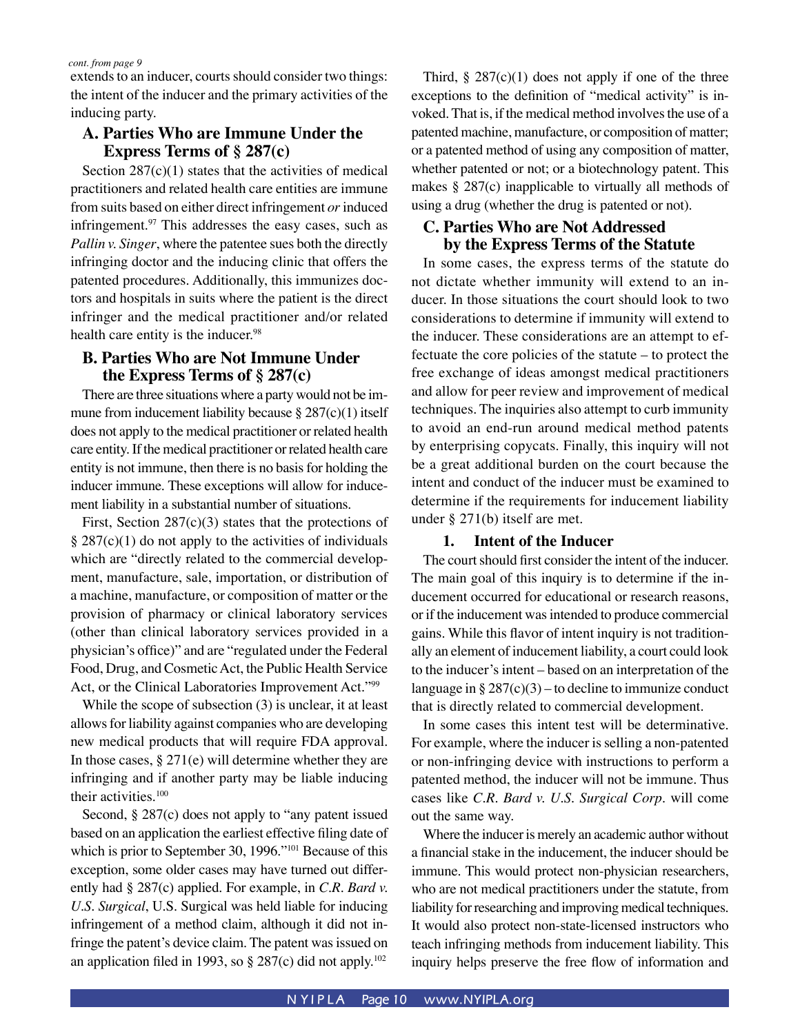*cont. from page 9*

extends to an inducer, courts should consider two things: the intent of the inducer and the primary activities of the inducing party.

### A. Parties Who are Immune Under the Express Terms of § 287(c)

Section 287(c)(1) states that the activities of medical practitioners and related health care entities are immune from suits based on either direct infringement *or* induced infringement.[97] This addresses the easy cases, such as *Pallin v. Singer*, where the patentee sues both the directly infringing doctor and the inducing clinic that offers the patented procedures. Additionally, this immunizes doctors and hospitals in suits where the patient is the direct infringer and the medical practitioner and/or related health care entity is the inducer.[98]

### B. Parties Who are Not Immune Under the Express Terms of § 287(c)

There are three situations where a party would not be immune from inducement liability because § 287(c)(1) itself does not apply to the medical practitioner or related health care entity. If the medical practitioner or related health care entity is not immune, then there is no basis for holding the inducer immune. These exceptions will allow for inducement liability in a substantial number of situations.

First, Section 287(c)(3) states that the protections of § 287(c)(1) do not apply to the activities of individuals which are "directly related to the commercial development, manufacture, sale, importation, or distribution of a machine, manufacture, or composition of matter or the provision of pharmacy or clinical laboratory services (other than clinical laboratory services provided in a physician's office)" and are "regulated under the Federal Food, Drug, and Cosmetic Act, the Public Health Service Act, or the Clinical Laboratories Improvement Act."[99]

While the scope of subsection (3) is unclear, it at least allows for liability against companies who are developing new medical products that will require FDA approval. In those cases, § 271(e) will determine whether they are infringing and if another party may be liable inducing their activities.[100]

Second, § 287(c) does not apply to "any patent issued based on an application the earliest effective filing date of which is prior to September 30, 1996."[101] Because of this exception, some older cases may have turned out differently had § 287(c) applied. For example, in *C.R. Bard v. U.S. Surgical*, U.S. Surgical was held liable for inducing infringement of a method claim, although it did not infringe the patent's device claim. The patent was issued on an application filed in 1993, so § 287(c) did not apply.[102]

Third, § 287(c)(1) does not apply if one of the three exceptions to the definition of "medical activity" is invoked. That is, if the medical method involves the use of a patented machine, manufacture, or composition of matter; or a patented method of using any composition of matter, whether patented or not; or a biotechnology patent. This makes § 287(c) inapplicable to virtually all methods of using a drug (whether the drug is patented or not).

### C. Parties Who are Not Addressed by the Express Terms of the Statute

In some cases, the express terms of the statute do not dictate whether immunity will extend to an inducer. In those situations the court should look to two considerations to determine if immunity will extend to the inducer. These considerations are an attempt to effectuate the core policies of the statute – to protect the free exchange of ideas amongst medical practitioners and allow for peer review and improvement of medical techniques. The inquiries also attempt to curb immunity to avoid an end-run around medical method patents by enterprising copycats. Finally, this inquiry will not be a great additional burden on the court because the intent and conduct of the inducer must be examined to determine if the requirements for inducement liability under § 271(b) itself are met.

#### 1. Intent of the Inducer

The court should first consider the intent of the inducer. The main goal of this inquiry is to determine if the inducement occurred for educational or research reasons, or if the inducement was intended to produce commercial gains. While this flavor of intent inquiry is not traditionally an element of inducement liability, a court could look to the inducer's intent – based on an interpretation of the language in § 287(c)(3) – to decline to immunize conduct that is directly related to commercial development.

In some cases this intent test will be determinative. For example, where the inducer is selling a non-patented or non-infringing device with instructions to perform a patented method, the inducer will not be immune. Thus cases like *C.R. Bard v. U.S. Surgical Corp.* will come out the same way.

Where the inducer is merely an academic author without a financial stake in the inducement, the inducer should be immune. This would protect non-physician researchers, who are not medical practitioners under the statute, from liability for researching and improving medical techniques. It would also protect non-state-licensed instructors who teach infringing methods from inducement liability. This inquiry helps preserve the free flow of information and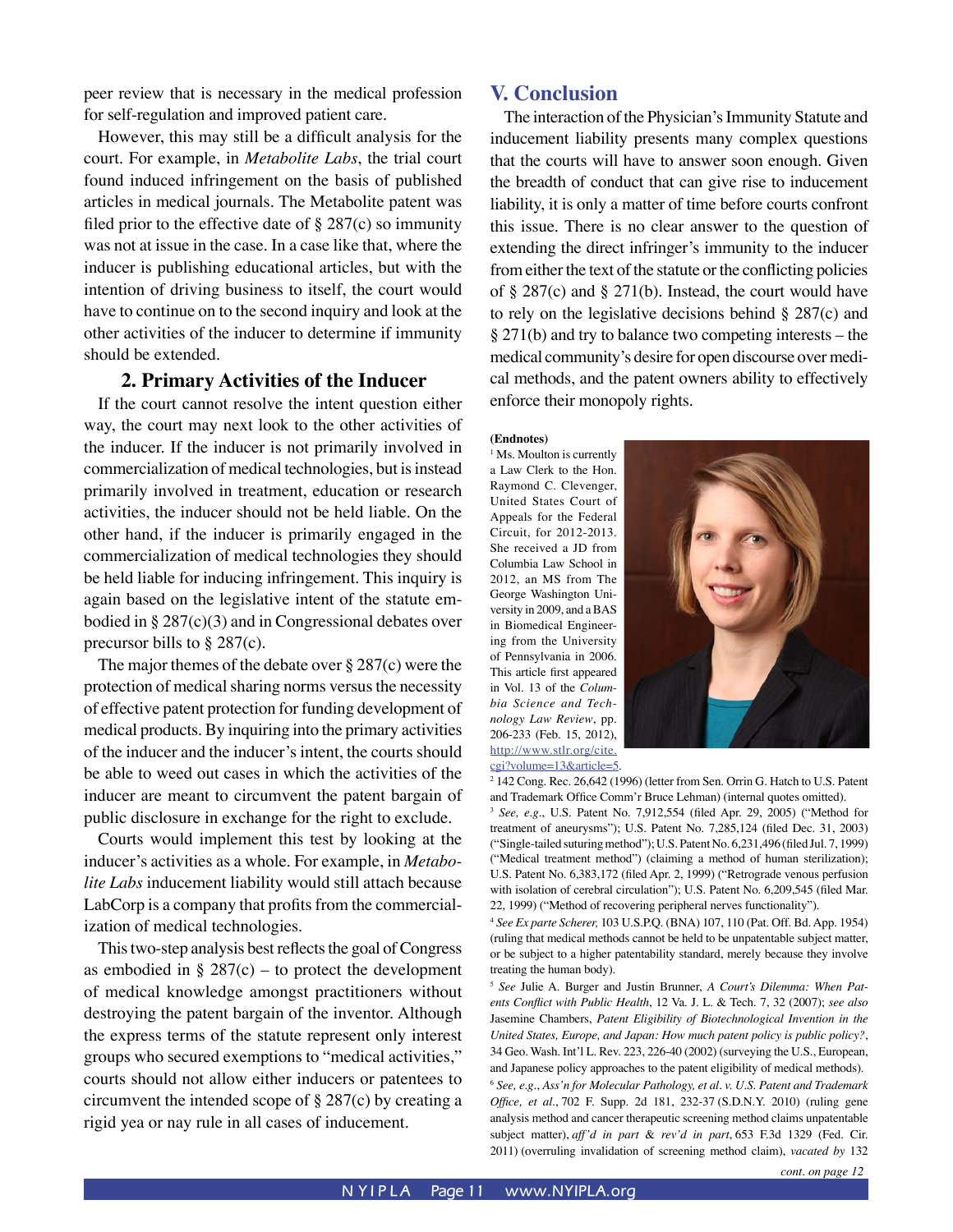peer review that is necessary in the medical profession for self-regulation and improved patient care.

However, this may still be a difficult analysis for the court. For example, in *Metabolite Labs*, the trial court found induced infringement on the basis of published articles in medical journals. The Metabolite patent was filed prior to the effective date of § 287(c) so immunity was not at issue in the case. In a case like that, where the inducer is publishing educational articles, but with the intention of driving business to itself, the court would have to continue on to the second inquiry and look at the other activities of the inducer to determine if immunity should be extended.

### 2. Primary Activities of the Inducer

If the court cannot resolve the intent question either way, the court may next look to the other activities of the inducer. If the inducer is not primarily involved in commercialization of medical technologies, but is instead primarily involved in treatment, education or research activities, the inducer should not be held liable. On the other hand, if the inducer is primarily engaged in the commercialization of medical technologies they should be held liable for inducing infringement. This inquiry is again based on the legislative intent of the statute embodied in § 287(c)(3) and in Congressional debates over precursor bills to § 287(c).

The major themes of the debate over § 287(c) were the protection of medical sharing norms versus the necessity of effective patent protection for funding development of medical products. By inquiring into the primary activities of the inducer and the inducer's intent, the courts should be able to weed out cases in which the activities of the inducer are meant to circumvent the patent bargain of public disclosure in exchange for the right to exclude.

Courts would implement this test by looking at the inducer's activities as a whole. For example, in *Metabolite Labs* inducement liability would still attach because LabCorp is a company that profits from the commercialization of medical technologies.

This two-step analysis best reflects the goal of Congress as embodied in § 287(c) – to protect the development of medical knowledge amongst practitioners without destroying the patent bargain of the inventor. Although the express terms of the statute represent only interest groups who secured exemptions to "medical activities," courts should not allow either inducers or patentees to circumvent the intended scope of § 287(c) by creating a rigid yea or nay rule in all cases of inducement.

## V. Conclusion

The interaction of the Physician's Immunity Statute and inducement liability presents many complex questions that the courts will have to answer soon enough. Given the breadth of conduct that can give rise to inducement liability, it is only a matter of time before courts confront this issue. There is no clear answer to the question of extending the direct infringer's immunity to the inducer from either the text of the statute or the conflicting policies of § 287(c) and § 271(b). Instead, the court would have to rely on the legislative decisions behind § 287(c) and § 271(b) and try to balance two competing interests – the medical community's desire for open discourse over medical methods, and the patent owners ability to effectively enforce their monopoly rights.

**(Endnotes)**

[1] Ms. Moulton is currently a Law Clerk to the Hon. Raymond C. Clevenger, United States Court of Appeals for the Federal Circuit, for 2012-2013. She received a JD from Columbia Law School in 2012, an MS from The George Washington University in 2009, and a BAS in Biomedical Engineering from the University of Pennsylvania in 2006. This article first appeared in Vol. 13 of the *Columbia Science and Technology Law Review*, pp. 206-233 (Feb. 15, 2012), http://www.stlr.org/cite.cgi?volume=13&article=5.

[2] 142 Cong. Rec. 26,642 (1996) (letter from Sen. Orrin G. Hatch to U.S. Patent and Trademark Office Comm'r Bruce Lehman) (internal quotes omitted).

[3] *See, e.g.*, U.S. Patent No. 7,912,554 (filed Apr. 29, 2005) ("Method for treatment of aneurysms"); U.S. Patent No. 7,285,124 (filed Dec. 31, 2003) ("Single-tailed suturing method"); U.S. Patent No. 6,231,496 (filed Jul. 7, 1999) ("Medical treatment method") (claiming a method of human sterilization); U.S. Patent No. 6,383,172 (filed Apr. 2, 1999) ("Retrograde venous perfusion with isolation of cerebral circulation"); U.S. Patent No. 6,209,545 (filed Mar. 22, 1999) ("Method of recovering peripheral nerves functionality").

[4] *See Ex parte Scherer,* 103 U.S.P.Q. (BNA) 107, 110 (Pat. Off. Bd. App. 1954) (ruling that medical methods cannot be held to be unpatentable subject matter, or be subject to a higher patentability standard, merely because they involve treating the human body).

[5] *See* Julie A. Burger and Justin Brunner, *A Court's Dilemma: When Patents Conflict with Public Health*, 12 Va. J. L. & Tech. 7, 32 (2007); *see also* Jasemine Chambers, *Patent Eligibility of Biotechnological Invention in the United States, Europe, and Japan: How much patent policy is public policy?*, 34 Geo. Wash. Int'l L. Rev. 223, 226-40 (2002) (surveying the U.S., European, and Japanese policy approaches to the patent eligibility of medical methods).

[6] *See, e.g.*, *Ass'n for Molecular Pathology, et al. v. U.S. Patent and Trademark Office, et al.*, 702 F. Supp. 2d 181, 232-37 (S.D.N.Y. 2010) (ruling gene analysis method and cancer therapeutic screening method claims unpatentable subject matter), *aff'd in part* & *rev'd in part*, 653 F.3d 1329 (Fed. Cir. 2011) (overruling invalidation of screening method claim), *vacated by* 132

*cont. on page 12*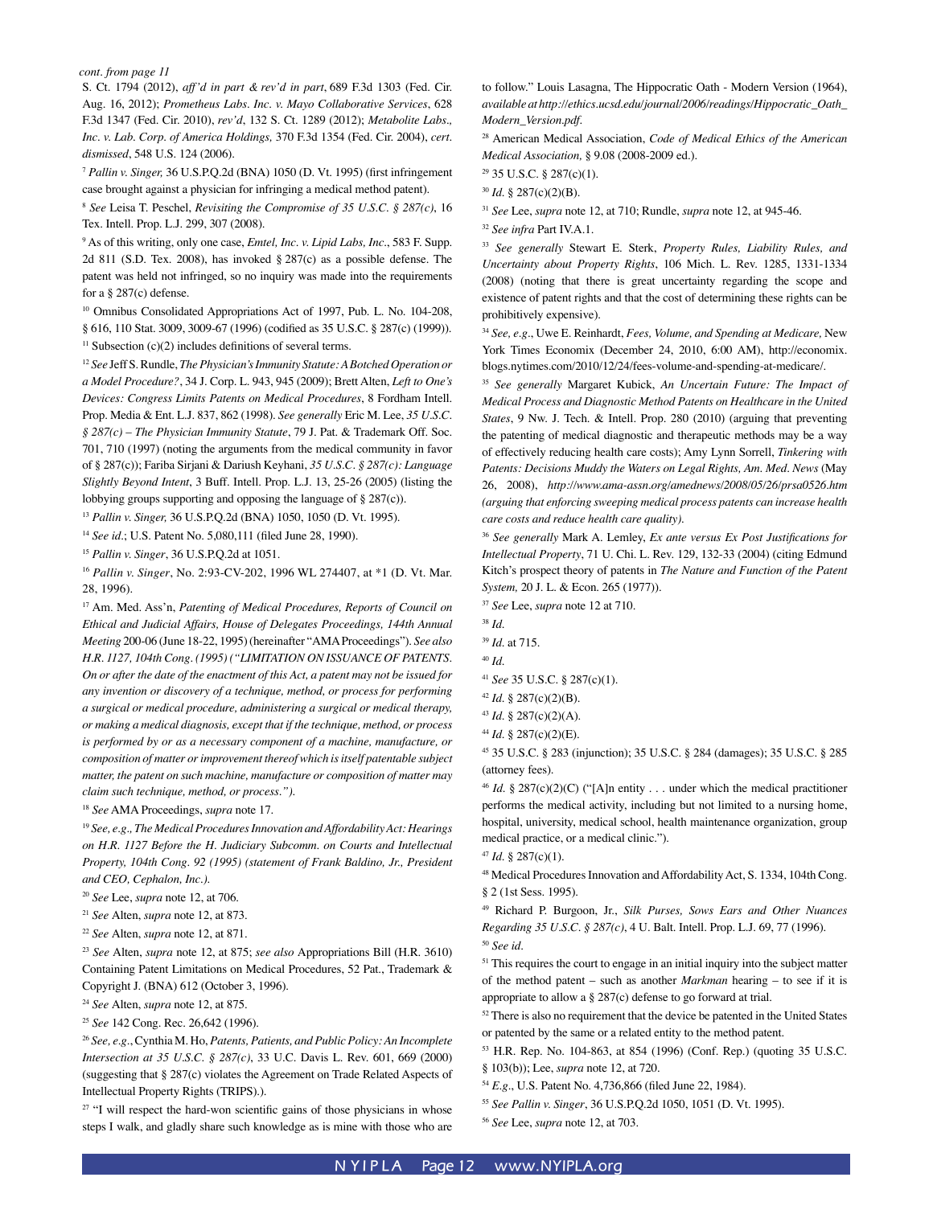*cont. from page 11*

S. Ct. 1794 (2012), *aff'd in part & rev'd in part*, 689 F.3d 1303 (Fed. Cir. Aug. 16, 2012); *Prometheus Labs. Inc. v. Mayo Collaborative Services*, 628 F.3d 1347 (Fed. Cir. 2010), *rev'd*, 132 S. Ct. 1289 (2012); *Metabolite Labs., Inc. v. Lab. Corp. of America Holdings,* 370 F.3d 1354 (Fed. Cir. 2004), *cert. dismissed*, 548 U.S. 124 (2006).

[7] *Pallin v. Singer,* 36 U.S.P.Q.2d (BNA) 1050 (D. Vt. 1995) (first infringement case brought against a physician for infringing a medical method patent).

[8] *See* Leisa T. Peschel, *Revisiting the Compromise of 35 U.S.C. § 287(c)*, 16 Tex. Intell. Prop. L.J. 299, 307 (2008).

[9] As of this writing, only one case, *Emtel, Inc. v. Lipid Labs, Inc.*, 583 F. Supp. 2d 811 (S.D. Tex. 2008), has invoked § 287(c) as a possible defense. The patent was held not infringed, so no inquiry was made into the requirements for a § 287(c) defense.

[10] Omnibus Consolidated Appropriations Act of 1997, Pub. L. No. 104-208, § 616, 110 Stat. 3009, 3009-67 (1996) (codified as 35 U.S.C. § 287(c) (1999)).

[11] Subsection (c)(2) includes definitions of several terms.

[12] *See* Jeff S. Rundle, *The Physician's Immunity Statute: A Botched Operation or a Model Procedure?*, 34 J. Corp. L. 943, 945 (2009); Brett Alten, *Left to One's Devices: Congress Limits Patents on Medical Procedures*, 8 Fordham Intell. Prop. Media & Ent. L.J. 837, 862 (1998). *See generally* Eric M. Lee, *35 U.S.C. § 287(c) – The Physician Immunity Statute*, 79 J. Pat. & Trademark Off. Soc. 701, 710 (1997) (noting the arguments from the medical community in favor of § 287(c)); Fariba Sirjani & Dariush Keyhani, *35 U.S.C. § 287(c): Language Slightly Beyond Intent*, 3 Buff. Intell. Prop. L.J. 13, 25-26 (2005) (listing the lobbying groups supporting and opposing the language of § 287(c)).

[13] *Pallin v. Singer,* 36 U.S.P.Q.2d (BNA) 1050, 1050 (D. Vt. 1995).

[14] *See id.*; U.S. Patent No. 5,080,111 (filed June 28, 1990).

[15] *Pallin v. Singer*, 36 U.S.P.Q.2d at 1051.

[16] *Pallin v. Singer*, No. 2:93-CV-202, 1996 WL 274407, at *1 (D. Vt. Mar. 28, 1996).

[17] Am. Med. Ass'n, *Patenting of Medical Procedures, Reports of Council on Ethical and Judicial Affairs, House of Delegates Proceedings, 144th Annual Meeting* 200-06 (June 18-22, 1995) (hereinafter "AMA Proceedings"). *See also H.R. 1127, 104th Cong. (1995) ("LIMITATION ON ISSUANCE OF PATENTS. On or after the date of the enactment of this Act, a patent may not be issued for any invention or discovery of a technique, method, or process for performing a surgical or medical procedure, administering a surgical or medical therapy, or making a medical diagnosis, except that if the technique, method, or process is performed by or as a necessary component of a machine, manufacture, or composition of matter or improvement thereof which is itself patentable subject matter, the patent on such machine, manufacture or composition of matter may claim such technique, method, or process.").*

[18] *See* AMA Proceedings, *supra* note 17.

[19] *See, e.g., The Medical Procedures Innovation and Affordability Act: Hearings on H.R. 1127 Before the H. Judiciary Subcomm. on Courts and Intellectual Property, 104th Cong. 92 (1995) (statement of Frank Baldino, Jr., President and CEO, Cephalon, Inc.).*

[20] *See* Lee, *supra* note 12, at 706.

[21] *See* Alten, *supra* note 12, at 873.

[22] *See* Alten, *supra* note 12, at 871.

[23] *See* Alten, *supra* note 12, at 875; *see also* Appropriations Bill (H.R. 3610) Containing Patent Limitations on Medical Procedures, 52 Pat., Trademark & Copyright J. (BNA) 612 (October 3, 1996).

[24] *See* Alten, *supra* note 12, at 875.

[25] *See* 142 Cong. Rec. 26,642 (1996).

[26] *See, e.g.*, Cynthia M. Ho, *Patents, Patients, and Public Policy: An Incomplete Intersection at 35 U.S.C. § 287(c)*, 33 U.C. Davis L. Rev. 601, 669 (2000) (suggesting that § 287(c) violates the Agreement on Trade Related Aspects of Intellectual Property Rights (TRIPS).).

[27] "I will respect the hard-won scientific gains of those physicians in whose steps I walk, and gladly share such knowledge as is mine with those who are to follow." Louis Lasagna, The Hippocratic Oath - Modern Version (1964), *available at http://ethics.ucsd.edu/journal/2006/readings/Hippocratic_Oath_Modern_Version.pdf*.

[28] American Medical Association, *Code of Medical Ethics of the American Medical Association,* § 9.08 (2008-2009 ed.).

[29] 35 U.S.C. § 287(c)(1).

[30] *Id.* § 287(c)(2)(B).

[31] *See* Lee, *supra* note 12, at 710; Rundle, *supra* note 12, at 945-46.

[32] *See infra* Part IV.A.1.

[33] *See generally* Stewart E. Sterk, *Property Rules, Liability Rules, and Uncertainty about Property Rights*, 106 Mich. L. Rev. 1285, 1331-1334 (2008) (noting that there is great uncertainty regarding the scope and existence of patent rights and that the cost of determining these rights can be prohibitively expensive).

[34] *See, e.g.*, Uwe E. Reinhardt, *Fees, Volume, and Spending at Medicare,* New York Times Economix (December 24, 2010, 6:00 AM), http://economix.blogs.nytimes.com/2010/12/24/fees-volume-and-spending-at-medicare/.

[35] *See generally* Margaret Kubick, *An Uncertain Future: The Impact of Medical Process and Diagnostic Method Patents on Healthcare in the United States*, 9 Nw. J. Tech. & Intell. Prop. 280 (2010) (arguing that preventing the patenting of medical diagnostic and therapeutic methods may be a way of effectively reducing health care costs); Amy Lynn Sorrell, *Tinkering with Patents: Decisions Muddy the Waters on Legal Rights, Am. Med. News* (May 26, 2008), *http://www.ama-assn.org/amednews/2008/05/26/prsa0526.htm (arguing that enforcing sweeping medical process patents can increase health care costs and reduce health care quality).*

[36] *See generally* Mark A. Lemley, *Ex ante versus Ex Post Justifications for Intellectual Property*, 71 U. Chi. L. Rev. 129, 132-33 (2004) (citing Edmund Kitch's prospect theory of patents in *The Nature and Function of the Patent System,* 20 J. L. & Econ. 265 (1977)).

[37] *See* Lee, *supra* note 12 at 710.

[38] *Id.*

[39] *Id.* at 715.

[40] *Id.*

[41] *See* 35 U.S.C. § 287(c)(1).

[42] *Id.* § 287(c)(2)(B).

[43] *Id.* § 287(c)(2)(A).

[44] *Id.* § 287(c)(2)(E).

[45] 35 U.S.C. § 283 (injunction); 35 U.S.C. § 284 (damages); 35 U.S.C. § 285 (attorney fees).

[46] *Id.* § 287(c)(2)(C) ("[A]n entity . . . under which the medical practitioner performs the medical activity, including but not limited to a nursing home, hospital, university, medical school, health maintenance organization, group medical practice, or a medical clinic.").

[47] *Id.* § 287(c)(1).

[48] Medical Procedures Innovation and Affordability Act, S. 1334, 104th Cong. § 2 (1st Sess. 1995).

[49] Richard P. Burgoon, Jr., *Silk Purses, Sows Ears and Other Nuances Regarding 35 U.S.C. § 287(c)*, 4 U. Balt. Intell. Prop. L.J. 69, 77 (1996).

[50] *See id.*

[51] This requires the court to engage in an initial inquiry into the subject matter of the method patent – such as another *Markman* hearing – to see if it is appropriate to allow a § 287(c) defense to go forward at trial.

[52] There is also no requirement that the device be patented in the United States or patented by the same or a related entity to the method patent.

[53] H.R. Rep. No. 104-863, at 854 (1996) (Conf. Rep.) (quoting 35 U.S.C. § 103(b)); Lee, *supra* note 12, at 720.

[54] *E.g.*, U.S. Patent No. 4,736,866 (filed June 22, 1984).

[55] *See Pallin v. Singer*, 36 U.S.P.Q.2d 1050, 1051 (D. Vt. 1995).

[56] *See* Lee, *supra* note 12, at 703.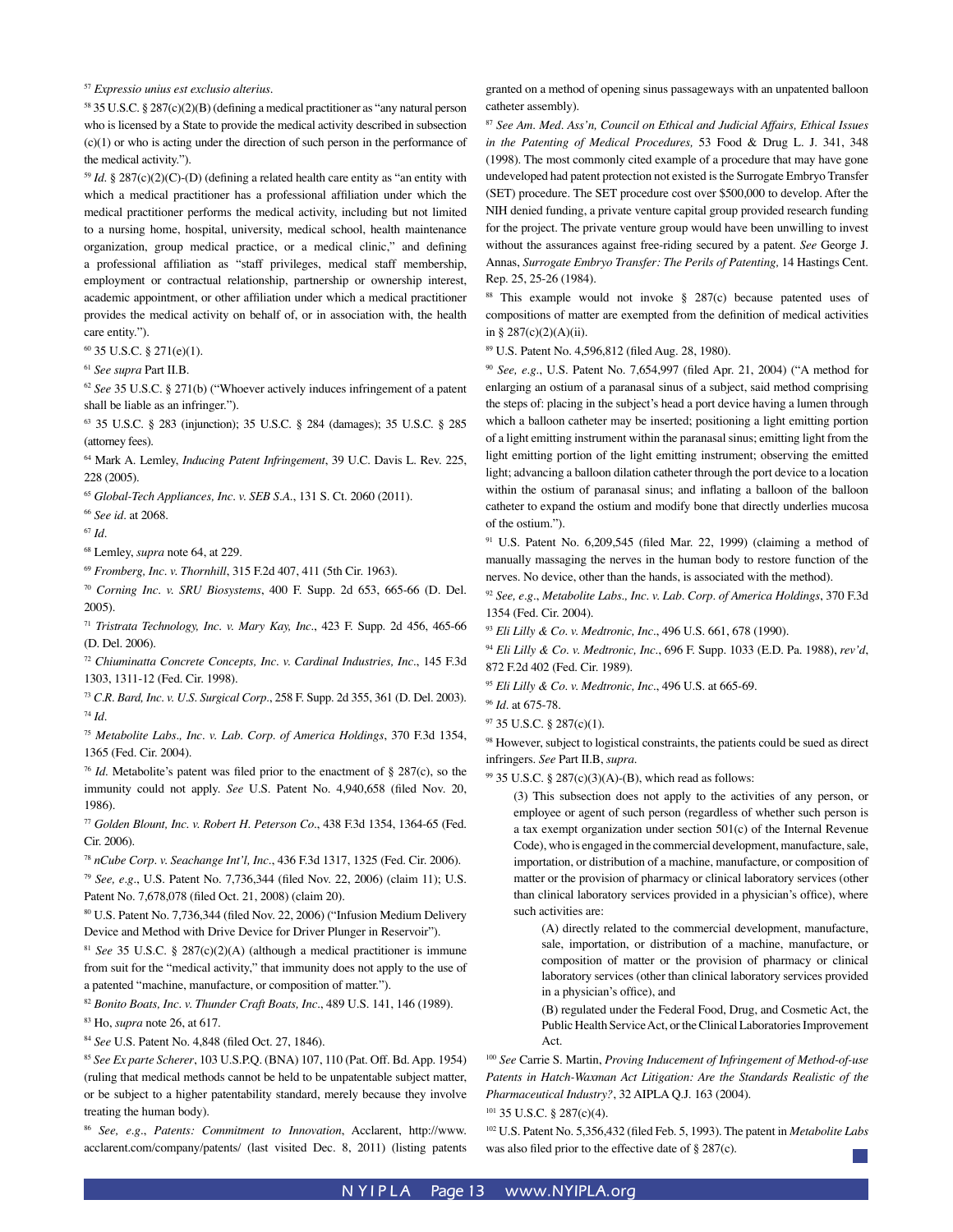[57] *Expressio unius est exclusio alterius*.

[58] 35 U.S.C. § 287(c)(2)(B) (defining a medical practitioner as "any natural person who is licensed by a State to provide the medical activity described in subsection (c)(1) or who is acting under the direction of such person in the performance of the medical activity.").

[59] *Id.* § 287(c)(2)(C)-(D) (defining a related health care entity as "an entity with which a medical practitioner has a professional affiliation under which the medical practitioner performs the medical activity, including but not limited to a nursing home, hospital, university, medical school, health maintenance organization, group medical practice, or a medical clinic," and defining a professional affiliation as "staff privileges, medical staff membership, employment or contractual relationship, partnership or ownership interest, academic appointment, or other affiliation under which a medical practitioner provides the medical activity on behalf of, or in association with, the health care entity.").

[60] 35 U.S.C. § 271(e)(1).

[61] *See supra* Part II.B.

[62] *See* 35 U.S.C. § 271(b) ("Whoever actively induces infringement of a patent shall be liable as an infringer.").

[63] 35 U.S.C. § 283 (injunction); 35 U.S.C. § 284 (damages); 35 U.S.C. § 285 (attorney fees).

[64] Mark A. Lemley, *Inducing Patent Infringement*, 39 U.C. Davis L. Rev. 225, 228 (2005).

[65] *Global-Tech Appliances, Inc. v. SEB S.A.*, 131 S. Ct. 2060 (2011).

[66] *See id*. at 2068.

[67] *Id*.

[68] Lemley, *supra* note 64, at 229.

[69] *Fromberg, Inc. v. Thornhill*, 315 F.2d 407, 411 (5th Cir. 1963).

[70] *Corning Inc. v. SRU Biosystems*, 400 F. Supp. 2d 653, 665-66 (D. Del. 2005).

[71] *Tristrata Technology, Inc. v. Mary Kay, Inc.*, 423 F. Supp. 2d 456, 465-66 (D. Del. 2006).

[72] *Chiuminatta Concrete Concepts, Inc. v. Cardinal Industries, Inc.*, 145 F.3d 1303, 1311-12 (Fed. Cir. 1998).

[73] *C.R. Bard, Inc. v. U.S. Surgical Corp.*, 258 F. Supp. 2d 355, 361 (D. Del. 2003).

[74] *Id*.

[75] *Metabolite Labs., Inc. v. Lab. Corp. of America Holdings*, 370 F.3d 1354, 1365 (Fed. Cir. 2004).

[76] *Id.* Metabolite's patent was filed prior to the enactment of § 287(c), so the immunity could not apply. *See* U.S. Patent No. 4,940,658 (filed Nov. 20, 1986).

[77] *Golden Blount, Inc. v. Robert H. Peterson Co.*, 438 F.3d 1354, 1364-65 (Fed. Cir. 2006).

[78] *nCube Corp. v. Seachange Int'l, Inc.*, 436 F.3d 1317, 1325 (Fed. Cir. 2006).

[79] *See, e.g.*, U.S. Patent No. 7,736,344 (filed Nov. 22, 2006) (claim 11); U.S. Patent No. 7,678,078 (filed Oct. 21, 2008) (claim 20).

[80] U.S. Patent No. 7,736,344 (filed Nov. 22, 2006) ("Infusion Medium Delivery Device and Method with Drive Device for Driver Plunger in Reservoir").

[81] *See* 35 U.S.C. § 287(c)(2)(A) (although a medical practitioner is immune from suit for the "medical activity," that immunity does not apply to the use of a patented "machine, manufacture, or composition of matter.").

[82] *Bonito Boats, Inc. v. Thunder Craft Boats, Inc.*, 489 U.S. 141, 146 (1989).

[83] Ho, *supra* note 26, at 617.

[84] *See* U.S. Patent No. 4,848 (filed Oct. 27, 1846).

[85] *See Ex parte Scherer*, 103 U.S.P.Q. (BNA) 107, 110 (Pat. Off. Bd. App. 1954) (ruling that medical methods cannot be held to be unpatentable subject matter, or be subject to a higher patentability standard, merely because they involve treating the human body).

[86] *See, e.g.*, *Patents: Commitment to Innovation*, Acclarent, http://www.acclarent.com/company/patents/ (last visited Dec. 8, 2011) (listing patents granted on a method of opening sinus passageways with an unpatented balloon catheter assembly).

[87] *See Am. Med. Ass'n, Council on Ethical and Judicial Affairs, Ethical Issues in the Patenting of Medical Procedures,* 53 Food & Drug L. J. 341, 348 (1998). The most commonly cited example of a procedure that may have gone undeveloped had patent protection not existed is the Surrogate Embryo Transfer (SET) procedure. The SET procedure cost over $500,000 to develop. After the NIH denied funding, a private venture capital group provided research funding for the project. The private venture group would have been unwilling to invest without the assurances against free-riding secured by a patent. *See* George J. Annas, *Surrogate Embryo Transfer: The Perils of Patenting,* 14 Hastings Cent. Rep. 25, 25-26 (1984).

[88] This example would not invoke § 287(c) because patented uses of compositions of matter are exempted from the definition of medical activities in § 287(c)(2)(A)(ii).

[89] U.S. Patent No. 4,596,812 (filed Aug. 28, 1980).

[90] *See, e.g.*, U.S. Patent No. 7,654,997 (filed Apr. 21, 2004) ("A method for enlarging an ostium of a paranasal sinus of a subject, said method comprising the steps of: placing in the subject's head a port device having a lumen through which a balloon catheter may be inserted; positioning a light emitting portion of a light emitting instrument within the paranasal sinus; emitting light from the light emitting portion of the light emitting instrument; observing the emitted light; advancing a balloon dilation catheter through the port device to a location within the ostium of paranasal sinus; and inflating a balloon of the balloon catheter to expand the ostium and modify bone that directly underlies mucosa of the ostium.").

[91] U.S. Patent No. 6,209,545 (filed Mar. 22, 1999) (claiming a method of manually massaging the nerves in the human body to restore function of the nerves. No device, other than the hands, is associated with the method).

[92] *See, e.g.*, *Metabolite Labs., Inc. v. Lab. Corp. of America Holdings*, 370 F.3d 1354 (Fed. Cir. 2004).

[93] *Eli Lilly & Co. v. Medtronic, Inc.*, 496 U.S. 661, 678 (1990).

[94] *Eli Lilly & Co. v. Medtronic, Inc.*, 696 F. Supp. 1033 (E.D. Pa. 1988), *rev'd*, 872 F.2d 402 (Fed. Cir. 1989).

[95] *Eli Lilly & Co. v. Medtronic, Inc.*, 496 U.S. at 665-69.

[96] *Id*. at 675-78.

[97] 35 U.S.C. § 287(c)(1).

[98] However, subject to logistical constraints, the patients could be sued as direct infringers. *See* Part II.B, *supra*.

[99] 35 U.S.C. § 287(c)(3)(A)-(B), which read as follows:

> (3) This subsection does not apply to the activities of any person, or employee or agent of such person (regardless of whether such person is a tax exempt organization under section 501(c) of the Internal Revenue Code), who is engaged in the commercial development, manufacture, sale, importation, or distribution of a machine, manufacture, or composition of matter or the provision of pharmacy or clinical laboratory services (other than clinical laboratory services provided in a physician's office), where such activities are:
>
> > (A) directly related to the commercial development, manufacture, sale, importation, or distribution of a machine, manufacture, or composition of matter or the provision of pharmacy or clinical laboratory services (other than clinical laboratory services provided in a physician's office), and
> >
> > (B) regulated under the Federal Food, Drug, and Cosmetic Act, the Public Health Service Act, or the Clinical Laboratories Improvement Act.

[100] *See* Carrie S. Martin, *Proving Inducement of Infringement of Method-of-use Patents in Hatch-Waxman Act Litigation: Are the Standards Realistic of the Pharmaceutical Industry?*, 32 AIPLA Q.J. 163 (2004).

[101] 35 U.S.C. § 287(c)(4).

[102] U.S. Patent No. 5,356,432 (filed Feb. 5, 1993). The patent in *Metabolite Labs* was also filed prior to the effective date of § 287(c).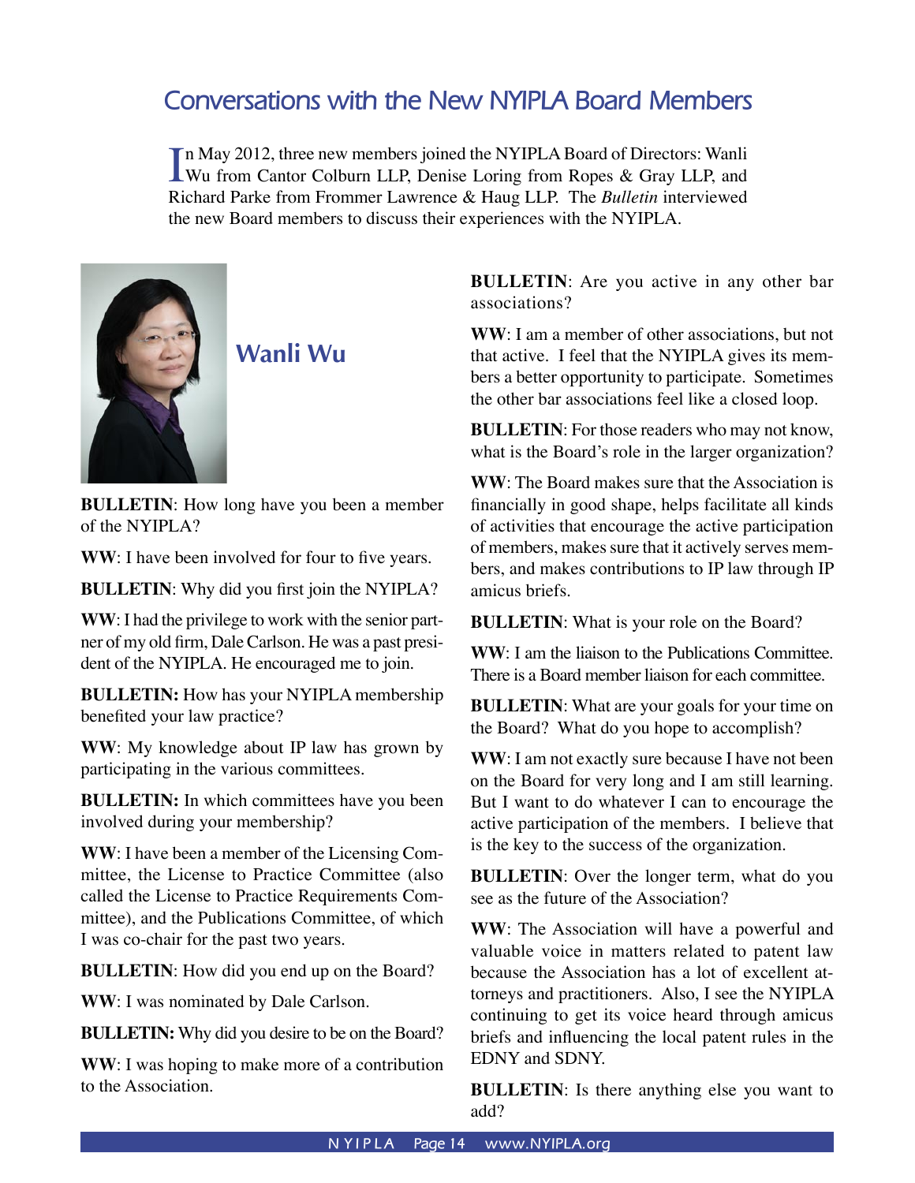# Conversations with the New NYIPLA Board Members

In May 2012, three new members joined the NYIPLA Board of Directors: Wanli Wu from Cantor Colburn LLP, Denise Loring from Ropes & Gray LLP, and Richard Parke from Frommer Lawrence & Haug LLP. The *Bulletin* interviewed the new Board members to discuss their experiences with the NYIPLA.

## Wanli Wu

**BULLETIN**: How long have you been a member of the NYIPLA?

**WW**: I have been involved for four to five years.

**BULLETIN**: Why did you first join the NYIPLA?

**WW**: I had the privilege to work with the senior partner of my old firm, Dale Carlson. He was a past president of the NYIPLA. He encouraged me to join.

**BULLETIN:** How has your NYIPLA membership benefited your law practice?

**WW**: My knowledge about IP law has grown by participating in the various committees.

**BULLETIN:** In which committees have you been involved during your membership?

**WW**: I have been a member of the Licensing Committee, the License to Practice Committee (also called the License to Practice Requirements Committee), and the Publications Committee, of which I was co-chair for the past two years.

**BULLETIN**: How did you end up on the Board?

**WW**: I was nominated by Dale Carlson.

**BULLETIN:** Why did you desire to be on the Board?

**WW**: I was hoping to make more of a contribution to the Association.

**BULLETIN**: Are you active in any other bar associations?

**WW**: I am a member of other associations, but not that active. I feel that the NYIPLA gives its members a better opportunity to participate. Sometimes the other bar associations feel like a closed loop.

**BULLETIN**: For those readers who may not know, what is the Board's role in the larger organization?

**WW**: The Board makes sure that the Association is financially in good shape, helps facilitate all kinds of activities that encourage the active participation of members, makes sure that it actively serves members, and makes contributions to IP law through IP amicus briefs.

**BULLETIN**: What is your role on the Board?

**WW**: I am the liaison to the Publications Committee. There is a Board member liaison for each committee.

**BULLETIN**: What are your goals for your time on the Board? What do you hope to accomplish?

**WW**: I am not exactly sure because I have not been on the Board for very long and I am still learning. But I want to do whatever I can to encourage the active participation of the members. I believe that is the key to the success of the organization.

**BULLETIN**: Over the longer term, what do you see as the future of the Association?

**WW**: The Association will have a powerful and valuable voice in matters related to patent law because the Association has a lot of excellent attorneys and practitioners. Also, I see the NYIPLA continuing to get its voice heard through amicus briefs and influencing the local patent rules in the EDNY and SDNY.

**BULLETIN**: Is there anything else you want to add?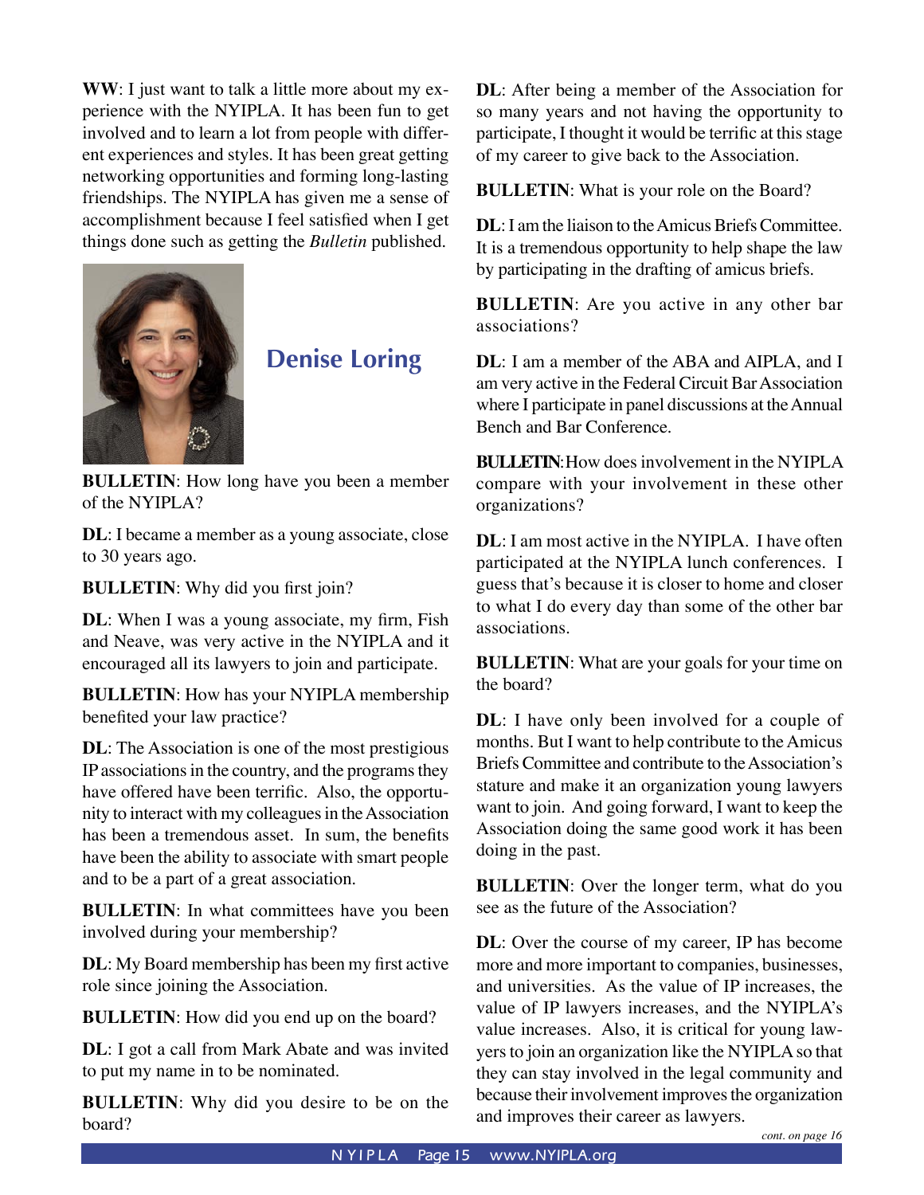**WW**: I just want to talk a little more about my experience with the NYIPLA. It has been fun to get involved and to learn a lot from people with different experiences and styles. It has been great getting networking opportunities and forming long-lasting friendships. The NYIPLA has given me a sense of accomplishment because I feel satisfied when I get things done such as getting the *Bulletin* published.

## Denise Loring

**BULLETIN**: How long have you been a member of the NYIPLA?

**DL**: I became a member as a young associate, close to 30 years ago.

**BULLETIN**: Why did you first join?

**DL**: When I was a young associate, my firm, Fish and Neave, was very active in the NYIPLA and it encouraged all its lawyers to join and participate.

**BULLETIN**: How has your NYIPLA membership benefited your law practice?

**DL**: The Association is one of the most prestigious IP associations in the country, and the programs they have offered have been terrific. Also, the opportunity to interact with my colleagues in the Association has been a tremendous asset. In sum, the benefits have been the ability to associate with smart people and to be a part of a great association.

**BULLETIN**: In what committees have you been involved during your membership?

**DL**: My Board membership has been my first active role since joining the Association.

**BULLETIN**: How did you end up on the board?

**DL**: I got a call from Mark Abate and was invited to put my name in to be nominated.

**BULLETIN**: Why did you desire to be on the board?

**DL**: After being a member of the Association for so many years and not having the opportunity to participate, I thought it would be terrific at this stage of my career to give back to the Association.

**BULLETIN**: What is your role on the Board?

**DL**: I am the liaison to the Amicus Briefs Committee. It is a tremendous opportunity to help shape the law by participating in the drafting of amicus briefs.

**BULLETIN**: Are you active in any other bar associations?

**DL**: I am a member of the ABA and AIPLA, and I am very active in the Federal Circuit Bar Association where I participate in panel discussions at the Annual Bench and Bar Conference.

**BULLETIN**: How does involvement in the NYIPLA compare with your involvement in these other organizations?

**DL**: I am most active in the NYIPLA. I have often participated at the NYIPLA lunch conferences. I guess that's because it is closer to home and closer to what I do every day than some of the other bar associations.

**BULLETIN**: What are your goals for your time on the board?

**DL**: I have only been involved for a couple of months. But I want to help contribute to the Amicus Briefs Committee and contribute to the Association's stature and make it an organization young lawyers want to join. And going forward, I want to keep the Association doing the same good work it has been doing in the past.

**BULLETIN**: Over the longer term, what do you see as the future of the Association?

**DL**: Over the course of my career, IP has become more and more important to companies, businesses, and universities. As the value of IP increases, the value of IP lawyers increases, and the NYIPLA's value increases. Also, it is critical for young lawyers to join an organization like the NYIPLA so that they can stay involved in the legal community and because their involvement improves the organization and improves their career as lawyers.

*cont. on page 16*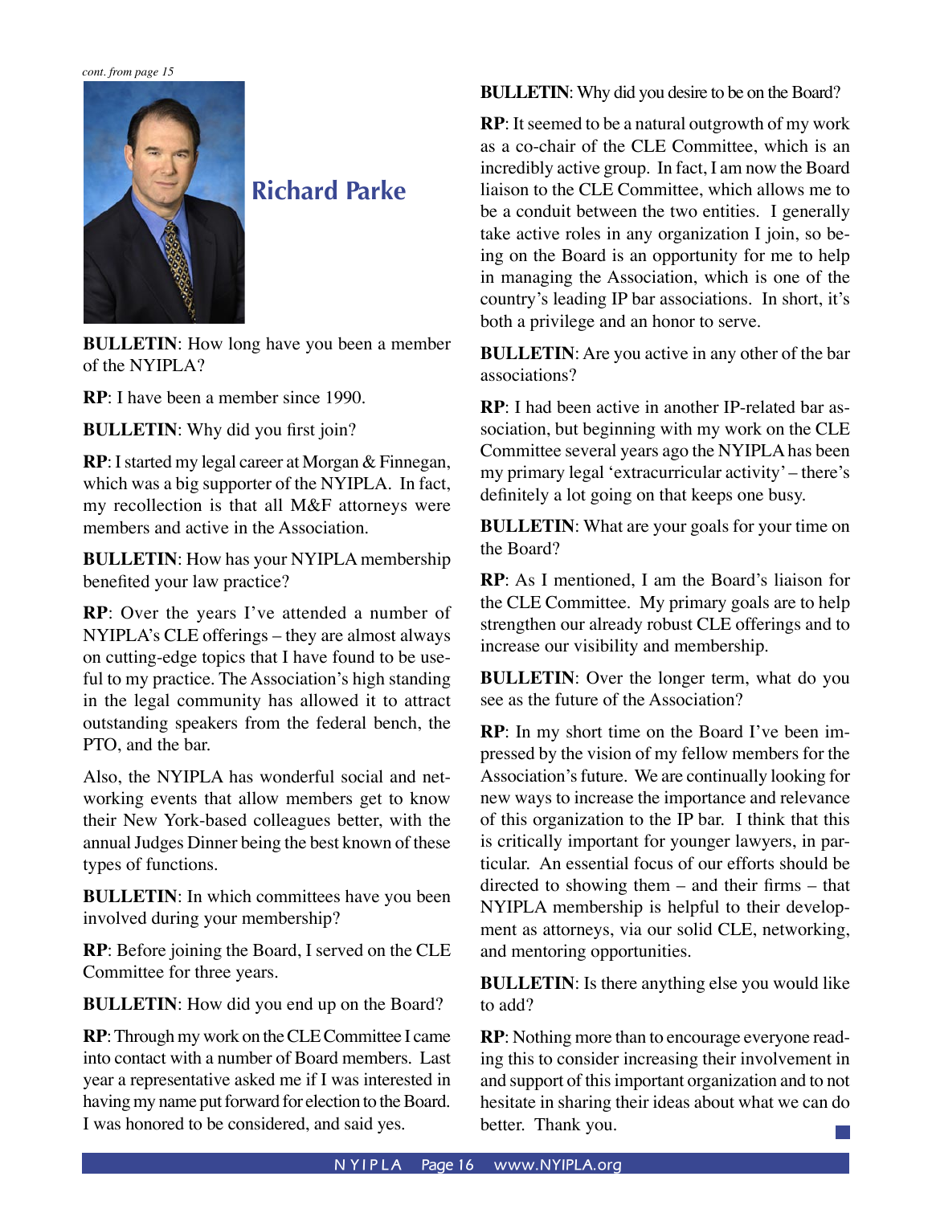*cont. from page 15*

## Richard Parke

**BULLETIN**: How long have you been a member of the NYIPLA?

**RP**: I have been a member since 1990.

**BULLETIN**: Why did you first join?

**RP**: I started my legal career at Morgan & Finnegan, which was a big supporter of the NYIPLA. In fact, my recollection is that all M&F attorneys were members and active in the Association.

**BULLETIN**: How has your NYIPLA membership benefited your law practice?

**RP**: Over the years I've attended a number of NYIPLA's CLE offerings – they are almost always on cutting-edge topics that I have found to be useful to my practice. The Association's high standing in the legal community has allowed it to attract outstanding speakers from the federal bench, the PTO, and the bar.

Also, the NYIPLA has wonderful social and networking events that allow members get to know their New York-based colleagues better, with the annual Judges Dinner being the best known of these types of functions.

**BULLETIN**: In which committees have you been involved during your membership?

**RP**: Before joining the Board, I served on the CLE Committee for three years.

**BULLETIN**: How did you end up on the Board?

**RP**: Through my work on the CLE Committee I came into contact with a number of Board members. Last year a representative asked me if I was interested in having my name put forward for election to the Board. I was honored to be considered, and said yes.

**BULLETIN**: Why did you desire to be on the Board?

**RP**: It seemed to be a natural outgrowth of my work as a co-chair of the CLE Committee, which is an incredibly active group. In fact, I am now the Board liaison to the CLE Committee, which allows me to be a conduit between the two entities. I generally take active roles in any organization I join, so being on the Board is an opportunity for me to help in managing the Association, which is one of the country's leading IP bar associations. In short, it's both a privilege and an honor to serve.

**BULLETIN**: Are you active in any other of the bar associations?

**RP**: I had been active in another IP-related bar association, but beginning with my work on the CLE Committee several years ago the NYIPLA has been my primary legal 'extracurricular activity' – there's definitely a lot going on that keeps one busy.

**BULLETIN**: What are your goals for your time on the Board?

**RP**: As I mentioned, I am the Board's liaison for the CLE Committee. My primary goals are to help strengthen our already robust CLE offerings and to increase our visibility and membership.

**BULLETIN**: Over the longer term, what do you see as the future of the Association?

**RP**: In my short time on the Board I've been impressed by the vision of my fellow members for the Association's future. We are continually looking for new ways to increase the importance and relevance of this organization to the IP bar. I think that this is critically important for younger lawyers, in particular. An essential focus of our efforts should be directed to showing them – and their firms – that NYIPLA membership is helpful to their development as attorneys, via our solid CLE, networking, and mentoring opportunities.

**BULLETIN**: Is there anything else you would like to add?

**RP**: Nothing more than to encourage everyone reading this to consider increasing their involvement in and support of this important organization and to not hesitate in sharing their ideas about what we can do better. Thank you.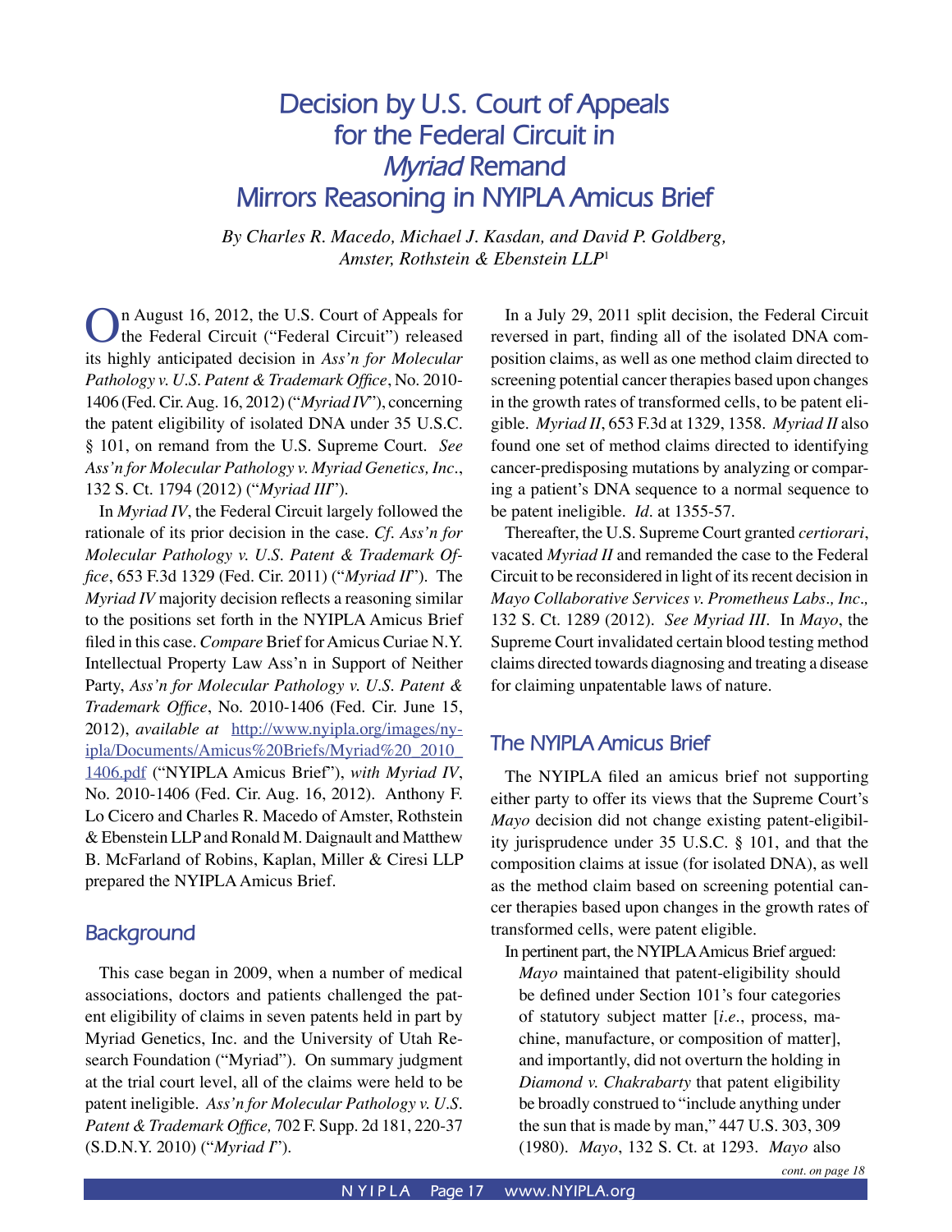# Decision by U.S. Court of Appeals for the Federal Circuit in *Myriad* Remand Mirrors Reasoning in NYIPLA Amicus Brief

*By Charles R. Macedo, Michael J. Kasdan, and David P. Goldberg, Amster, Rothstein & Ebenstein LLP*[1]

On August 16, 2012, the U.S. Court of Appeals for the Federal Circuit ("Federal Circuit") released its highly anticipated decision in *Ass'n for Molecular Pathology v. U.S. Patent & Trademark Office*, No. 2010-1406 (Fed. Cir. Aug. 16, 2012) ("*Myriad IV*"), concerning the patent eligibility of isolated DNA under 35 U.S.C. § 101, on remand from the U.S. Supreme Court. *See Ass'n for Molecular Pathology v. Myriad Genetics, Inc.*, 132 S. Ct. 1794 (2012) ("*Myriad III*").

In *Myriad IV*, the Federal Circuit largely followed the rationale of its prior decision in the case. *Cf. Ass'n for Molecular Pathology v. U.S. Patent & Trademark Office*, 653 F.3d 1329 (Fed. Cir. 2011) ("*Myriad II*"). The *Myriad IV* majority decision reflects a reasoning similar to the positions set forth in the NYIPLA Amicus Brief filed in this case. *Compare* Brief for Amicus Curiae N.Y. Intellectual Property Law Ass'n in Support of Neither Party, *Ass'n for Molecular Pathology v. U.S. Patent & Trademark Office*, No. 2010-1406 (Fed. Cir. June 15, 2012), *available at* http://www.nyipla.org/images/nyipla/Documents/Amicus%20Briefs/Myriad%20_2010_1406.pdf ("NYIPLA Amicus Brief"), *with Myriad IV*, No. 2010-1406 (Fed. Cir. Aug. 16, 2012). Anthony F. Lo Cicero and Charles R. Macedo of Amster, Rothstein & Ebenstein LLP and Ronald M. Daignault and Matthew B. McFarland of Robins, Kaplan, Miller & Ciresi LLP prepared the NYIPLA Amicus Brief.

## Background

This case began in 2009, when a number of medical associations, doctors and patients challenged the patent eligibility of claims in seven patents held in part by Myriad Genetics, Inc. and the University of Utah Research Foundation ("Myriad"). On summary judgment at the trial court level, all of the claims were held to be patent ineligible. *Ass'n for Molecular Pathology v. U.S. Patent & Trademark Office,* 702 F. Supp. 2d 181, 220-37 (S.D.N.Y. 2010) ("*Myriad I*").

In a July 29, 2011 split decision, the Federal Circuit reversed in part, finding all of the isolated DNA composition claims, as well as one method claim directed to screening potential cancer therapies based upon changes in the growth rates of transformed cells, to be patent eligible. *Myriad II*, 653 F.3d at 1329, 1358. *Myriad II* also found one set of method claims directed to identifying cancer-predisposing mutations by analyzing or comparing a patient's DNA sequence to a normal sequence to be patent ineligible. *Id*. at 1355-57.

Thereafter, the U.S. Supreme Court granted *certiorari*, vacated *Myriad II* and remanded the case to the Federal Circuit to be reconsidered in light of its recent decision in *Mayo Collaborative Services v. Prometheus Labs., Inc.,* 132 S. Ct. 1289 (2012). *See Myriad III*. In *Mayo*, the Supreme Court invalidated certain blood testing method claims directed towards diagnosing and treating a disease for claiming unpatentable laws of nature.

## The NYIPLA Amicus Brief

The NYIPLA filed an amicus brief not supporting either party to offer its views that the Supreme Court's *Mayo* decision did not change existing patent-eligibility jurisprudence under 35 U.S.C. § 101, and that the composition claims at issue (for isolated DNA), as well as the method claim based on screening potential cancer therapies based upon changes in the growth rates of transformed cells, were patent eligible.

In pertinent part, the NYIPLA Amicus Brief argued:

> *Mayo* maintained that patent-eligibility should be defined under Section 101's four categories of statutory subject matter [*i.e.*, process, machine, manufacture, or composition of matter], and importantly, did not overturn the holding in *Diamond v. Chakrabarty* that patent eligibility be broadly construed to "include anything under the sun that is made by man," 447 U.S. 303, 309 (1980). *Mayo*, 132 S. Ct. at 1293. *Mayo* also

*cont. on page 18*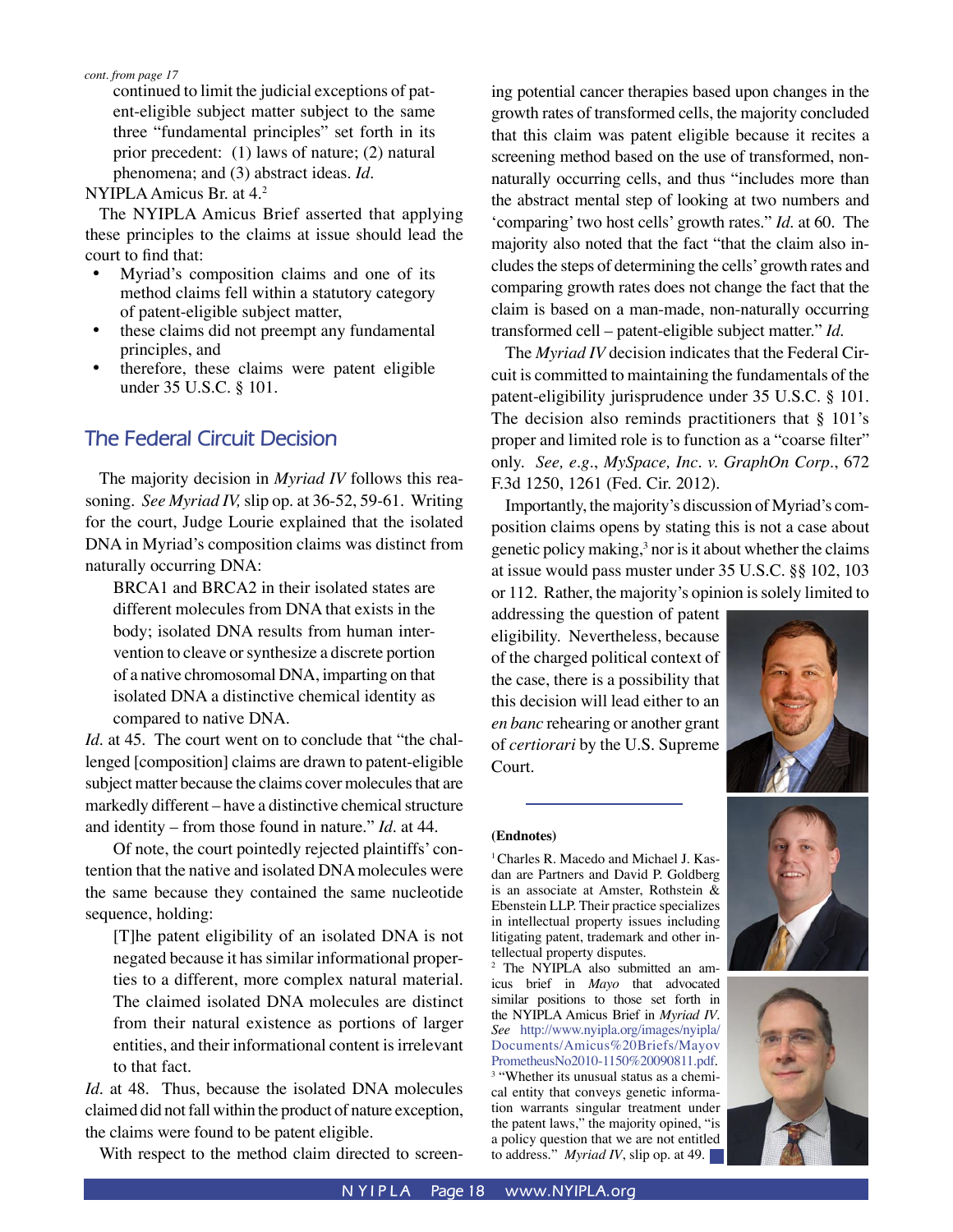*cont. from page 17*

> continued to limit the judicial exceptions of patent-eligible subject matter subject to the same three "fundamental principles" set forth in its prior precedent: (1) laws of nature; (2) natural phenomena; and (3) abstract ideas. *Id.*

NYIPLA Amicus Br. at 4.[2]

The NYIPLA Amicus Brief asserted that applying these principles to the claims at issue should lead the court to find that:

- Myriad's composition claims and one of its method claims fell within a statutory category of patent-eligible subject matter,
- these claims did not preempt any fundamental principles, and
- therefore, these claims were patent eligible under 35 U.S.C. § 101.

## The Federal Circuit Decision

The majority decision in *Myriad IV* follows this reasoning. *See Myriad IV,* slip op. at 36-52, 59-61. Writing for the court, Judge Lourie explained that the isolated DNA in Myriad's composition claims was distinct from naturally occurring DNA:

> BRCA1 and BRCA2 in their isolated states are different molecules from DNA that exists in the body; isolated DNA results from human intervention to cleave or synthesize a discrete portion of a native chromosomal DNA, imparting on that isolated DNA a distinctive chemical identity as compared to native DNA.

*Id.* at 45. The court went on to conclude that "the challenged [composition] claims are drawn to patent-eligible subject matter because the claims cover molecules that are markedly different – have a distinctive chemical structure and identity – from those found in nature." *Id.* at 44.

Of note, the court pointedly rejected plaintiffs' contention that the native and isolated DNA molecules were the same because they contained the same nucleotide sequence, holding:

> [T]he patent eligibility of an isolated DNA is not negated because it has similar informational properties to a different, more complex natural material. The claimed isolated DNA molecules are distinct from their natural existence as portions of larger entities, and their informational content is irrelevant to that fact.

*Id.* at 48. Thus, because the isolated DNA molecules claimed did not fall within the product of nature exception, the claims were found to be patent eligible.

With respect to the method claim directed to screening potential cancer therapies based upon changes in the growth rates of transformed cells, the majority concluded that this claim was patent eligible because it recites a screening method based on the use of transformed, non-naturally occurring cells, and thus "includes more than the abstract mental step of looking at two numbers and 'comparing' two host cells' growth rates." *Id.* at 60. The majority also noted that the fact "that the claim also includes the steps of determining the cells' growth rates and comparing growth rates does not change the fact that the claim is based on a man-made, non-naturally occurring transformed cell – patent-eligible subject matter." *Id.*

The *Myriad IV* decision indicates that the Federal Circuit is committed to maintaining the fundamentals of the patent-eligibility jurisprudence under 35 U.S.C. § 101. The decision also reminds practitioners that § 101's proper and limited role is to function as a "coarse filter" only. *See, e.g., MySpace, Inc. v. GraphOn Corp.*, 672 F.3d 1250, 1261 (Fed. Cir. 2012).

Importantly, the majority's discussion of Myriad's composition claims opens by stating this is not a case about genetic policy making,[3] nor is it about whether the claims at issue would pass muster under 35 U.S.C. §§ 102, 103 or 112. Rather, the majority's opinion is solely limited to addressing the question of patent eligibility. Nevertheless, because of the charged political context of the case, there is a possibility that this decision will lead either to an *en banc* rehearing or another grant of *certiorari* by the U.S. Supreme Court.

**(Endnotes)**

[1] Charles R. Macedo and Michael J. Kasdan are Partners and David P. Goldberg is an associate at Amster, Rothstein & Ebenstein LLP. Their practice specializes in intellectual property issues including litigating patent, trademark and other intellectual property disputes.

[2] The NYIPLA also submitted an amicus brief in *Mayo* that advocated similar positions to those set forth in the NYIPLA Amicus Brief in *Myriad IV*. *See* http://www.nyipla.org/images/nyipla/Documents/Amicus%20Briefs/MayovPrometheusNo2010-1150%20090811.pdf.

[3] "Whether its unusual status as a chemical entity that conveys genetic information warrants singular treatment under the patent laws," the majority opined, "is a policy question that we are not entitled to address." *Myriad IV*, slip op. at 49.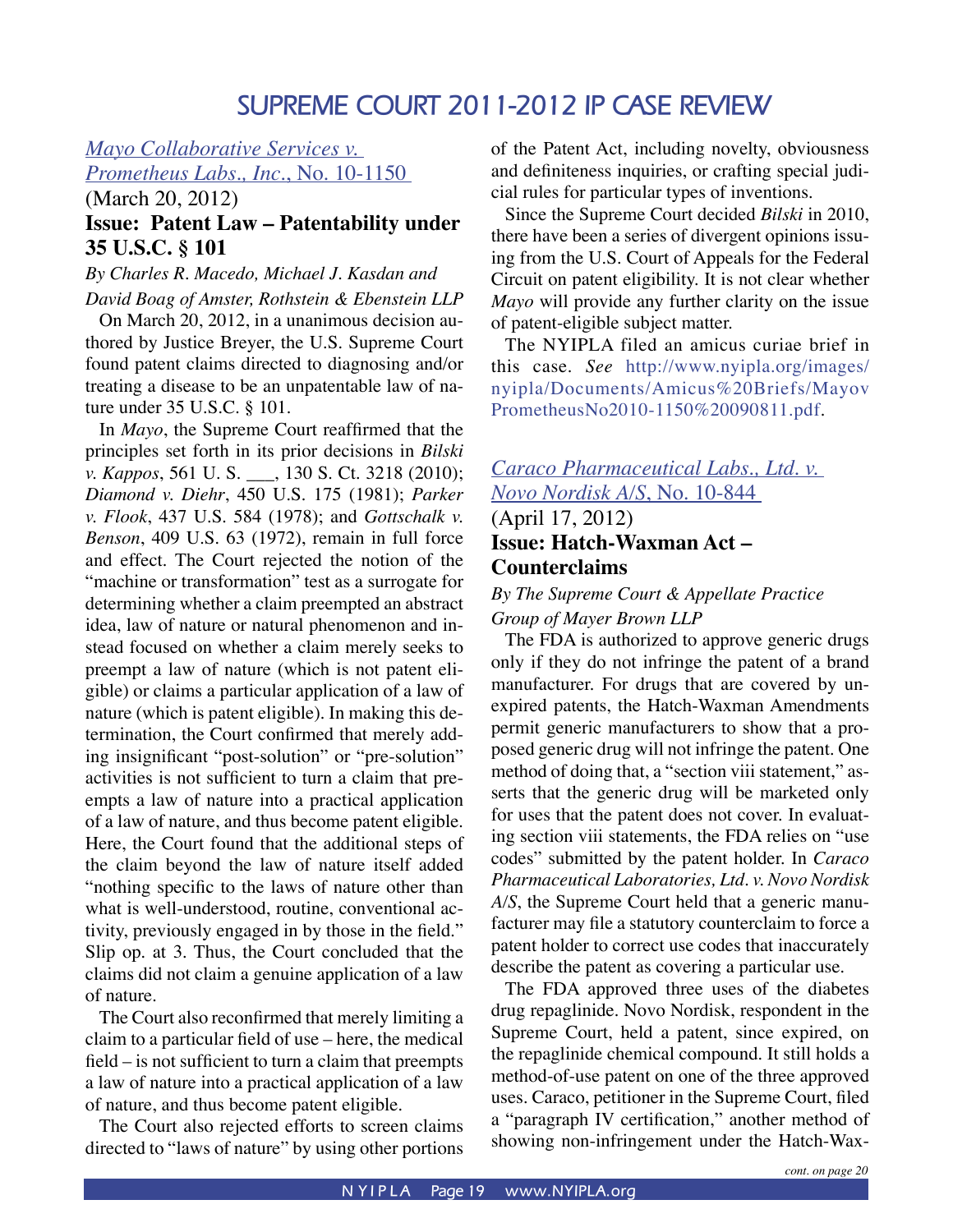# SUPREME COURT 2011-2012 IP CASE REVIEW

## *Mayo Collaborative Services v. Prometheus Labs., Inc.*, No. 10-1150

(March 20, 2012)

### Issue: Patent Law – Patentability under 35 U.S.C. § 101

*By Charles R. Macedo, Michael J. Kasdan and David Boag of Amster, Rothstein & Ebenstein LLP*

On March 20, 2012, in a unanimous decision authored by Justice Breyer, the U.S. Supreme Court found patent claims directed to diagnosing and/or treating a disease to be an unpatentable law of nature under 35 U.S.C. § 101.

In *Mayo*, the Supreme Court reaffirmed that the principles set forth in its prior decisions in *Bilski v. Kappos*, 561 U. S. ___, 130 S. Ct. 3218 (2010); *Diamond v. Diehr*, 450 U.S. 175 (1981); *Parker v. Flook*, 437 U.S. 584 (1978); and *Gottschalk v. Benson*, 409 U.S. 63 (1972), remain in full force and effect. The Court rejected the notion of the "machine or transformation" test as a surrogate for determining whether a claim preempted an abstract idea, law of nature or natural phenomenon and instead focused on whether a claim merely seeks to preempt a law of nature (which is not patent eligible) or claims a particular application of a law of nature (which is patent eligible). In making this determination, the Court confirmed that merely adding insignificant "post-solution" or "pre-solution" activities is not sufficient to turn a claim that preempts a law of nature into a practical application of a law of nature, and thus become patent eligible. Here, the Court found that the additional steps of the claim beyond the law of nature itself added "nothing specific to the laws of nature other than what is well-understood, routine, conventional activity, previously engaged in by those in the field." Slip op. at 3. Thus, the Court concluded that the claims did not claim a genuine application of a law of nature.

The Court also reconfirmed that merely limiting a claim to a particular field of use – here, the medical field – is not sufficient to turn a claim that preempts a law of nature into a practical application of a law of nature, and thus become patent eligible.

The Court also rejected efforts to screen claims directed to "laws of nature" by using other portions of the Patent Act, including novelty, obviousness and definiteness inquiries, or crafting special judicial rules for particular types of inventions.

Since the Supreme Court decided *Bilski* in 2010, there have been a series of divergent opinions issuing from the U.S. Court of Appeals for the Federal Circuit on patent eligibility. It is not clear whether *Mayo* will provide any further clarity on the issue of patent-eligible subject matter.

The NYIPLA filed an amicus curiae brief in this case. *See* http://www.nyipla.org/images/nyipla/Documents/Amicus%20Briefs/MayovPrometheusNo2010-1150%20090811.pdf.

## *Caraco Pharmaceutical Labs., Ltd. v. Novo Nordisk A/S*, No. 10-844

(April 17, 2012)

### Issue: Hatch-Waxman Act – Counterclaims

*By The Supreme Court & Appellate Practice Group of Mayer Brown LLP*

The FDA is authorized to approve generic drugs only if they do not infringe the patent of a brand manufacturer. For drugs that are covered by unexpired patents, the Hatch-Waxman Amendments permit generic manufacturers to show that a proposed generic drug will not infringe the patent. One method of doing that, a "section viii statement," asserts that the generic drug will be marketed only for uses that the patent does not cover. In evaluating section viii statements, the FDA relies on "use codes" submitted by the patent holder. In *Caraco Pharmaceutical Laboratories, Ltd. v. Novo Nordisk A/S*, the Supreme Court held that a generic manufacturer may file a statutory counterclaim to force a patent holder to correct use codes that inaccurately describe the patent as covering a particular use.

The FDA approved three uses of the diabetes drug repaglinide. Novo Nordisk, respondent in the Supreme Court, held a patent, since expired, on the repaglinide chemical compound. It still holds a method-of-use patent on one of the three approved uses. Caraco, petitioner in the Supreme Court, filed a "paragraph IV certification," another method of showing non-infringement under the Hatch-Wax-

*cont. on page 20*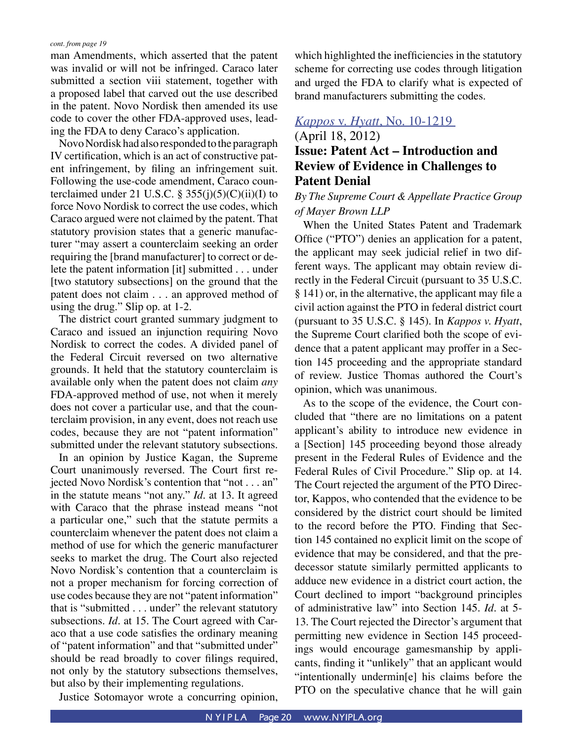*cont. from page 19*

man Amendments, which asserted that the patent was invalid or will not be infringed. Caraco later submitted a section viii statement, together with a proposed label that carved out the use described in the patent. Novo Nordisk then amended its use code to cover the other FDA-approved uses, leading the FDA to deny Caraco's application.

Novo Nordisk had also responded to the paragraph IV certification, which is an act of constructive patent infringement, by filing an infringement suit. Following the use-code amendment, Caraco counterclaimed under 21 U.S.C. § 355(j)(5)(C)(ii)(I) to force Novo Nordisk to correct the use codes, which Caraco argued were not claimed by the patent. That statutory provision states that a generic manufacturer "may assert a counterclaim seeking an order requiring the [brand manufacturer] to correct or delete the patent information [it] submitted . . . under [two statutory subsections] on the ground that the patent does not claim . . . an approved method of using the drug." Slip op. at 1-2.

The district court granted summary judgment to Caraco and issued an injunction requiring Novo Nordisk to correct the codes. A divided panel of the Federal Circuit reversed on two alternative grounds. It held that the statutory counterclaim is available only when the patent does not claim *any* FDA-approved method of use, not when it merely does not cover a particular use, and that the counterclaim provision, in any event, does not reach use codes, because they are not "patent information" submitted under the relevant statutory subsections.

In an opinion by Justice Kagan, the Supreme Court unanimously reversed. The Court first rejected Novo Nordisk's contention that "not . . . an" in the statute means "not any." *Id.* at 13. It agreed with Caraco that the phrase instead means "not a particular one," such that the statute permits a counterclaim whenever the patent does not claim a method of use for which the generic manufacturer seeks to market the drug. The Court also rejected Novo Nordisk's contention that a counterclaim is not a proper mechanism for forcing correction of use codes because they are not "patent information" that is "submitted . . . under" the relevant statutory subsections. *Id.* at 15. The Court agreed with Caraco that a use code satisfies the ordinary meaning of "patent information" and that "submitted under" should be read broadly to cover filings required, not only by the statutory subsections themselves, but also by their implementing regulations.

Justice Sotomayor wrote a concurring opinion, which highlighted the inefficiencies in the statutory scheme for correcting use codes through litigation and urged the FDA to clarify what is expected of brand manufacturers submitting the codes.

## *Kappos* v. *Hyatt*, No. 10-1219 (April 18, 2012)

### Issue: Patent Act – Introduction and Review of Evidence in Challenges to Patent Denial

*By The Supreme Court & Appellate Practice Group of Mayer Brown LLP*

When the United States Patent and Trademark Office ("PTO") denies an application for a patent, the applicant may seek judicial relief in two different ways. The applicant may obtain review directly in the Federal Circuit (pursuant to 35 U.S.C. § 141) or, in the alternative, the applicant may file a civil action against the PTO in federal district court (pursuant to 35 U.S.C. § 145). In *Kappos v. Hyatt*, the Supreme Court clarified both the scope of evidence that a patent applicant may proffer in a Section 145 proceeding and the appropriate standard of review. Justice Thomas authored the Court's opinion, which was unanimous.

As to the scope of the evidence, the Court concluded that "there are no limitations on a patent applicant's ability to introduce new evidence in a [Section] 145 proceeding beyond those already present in the Federal Rules of Evidence and the Federal Rules of Civil Procedure." Slip op. at 14. The Court rejected the argument of the PTO Director, Kappos, who contended that the evidence to be considered by the district court should be limited to the record before the PTO. Finding that Section 145 contained no explicit limit on the scope of evidence that may be considered, and that the predecessor statute similarly permitted applicants to adduce new evidence in a district court action, the Court declined to import "background principles of administrative law" into Section 145. *Id.* at 5-13. The Court rejected the Director's argument that permitting new evidence in Section 145 proceedings would encourage gamesmanship by applicants, finding it "unlikely" that an applicant would "intentionally undermin[e] his claims before the PTO on the speculative chance that he will gain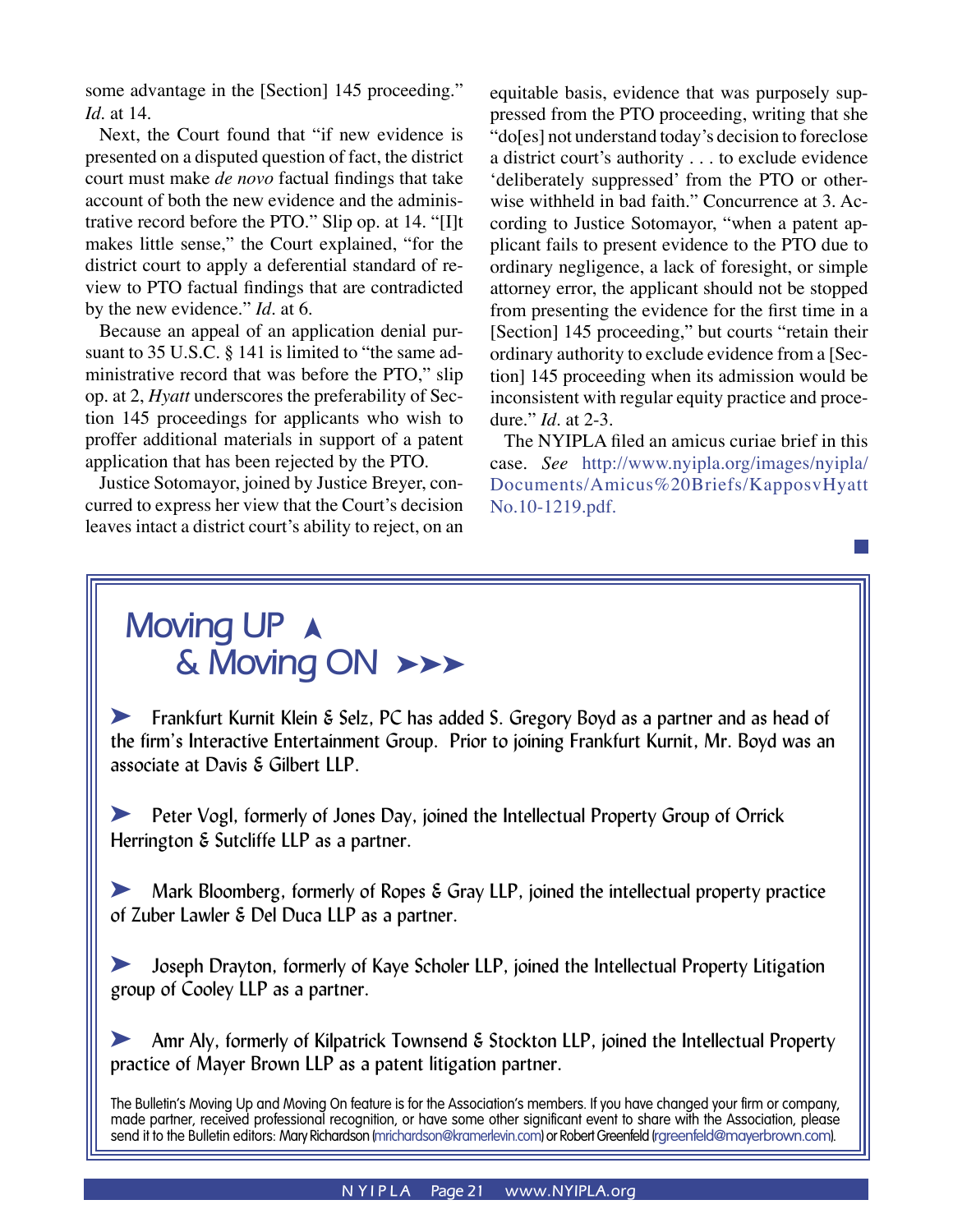some advantage in the [Section] 145 proceeding." *Id*. at 14.

Next, the Court found that "if new evidence is presented on a disputed question of fact, the district court must make *de novo* factual findings that take account of both the new evidence and the administrative record before the PTO." Slip op. at 14. "[I]t makes little sense," the Court explained, "for the district court to apply a deferential standard of review to PTO factual findings that are contradicted by the new evidence." *Id*. at 6.

Because an appeal of an application denial pursuant to 35 U.S.C. § 141 is limited to "the same administrative record that was before the PTO," slip op. at 2, *Hyatt* underscores the preferability of Section 145 proceedings for applicants who wish to proffer additional materials in support of a patent application that has been rejected by the PTO.

Justice Sotomayor, joined by Justice Breyer, concurred to express her view that the Court's decision leaves intact a district court's ability to reject, on an equitable basis, evidence that was purposely suppressed from the PTO proceeding, writing that she "do[es] not understand today's decision to foreclose a district court's authority . . . to exclude evidence 'deliberately suppressed' from the PTO or otherwise withheld in bad faith." Concurrence at 3. According to Justice Sotomayor, "when a patent applicant fails to present evidence to the PTO due to ordinary negligence, a lack of foresight, or simple attorney error, the applicant should not be stopped from presenting the evidence for the first time in a [Section] 145 proceeding," but courts "retain their ordinary authority to exclude evidence from a [Section] 145 proceeding when its admission would be inconsistent with regular equity practice and procedure." *Id*. at 2-3.

The NYIPLA filed an amicus curiae brief in this case. *See* http://www.nyipla.org/images/nyipla/Documents/Amicus%20Briefs/KapposvHyattNo.10-1219.pdf.

## Moving UP ▲ & Moving ON ➤➤➤

➤ Frankfurt Kurnit Klein & Selz, PC has added S. Gregory Boyd as a partner and as head of the firm's Interactive Entertainment Group. Prior to joining Frankfurt Kurnit, Mr. Boyd was an associate at Davis & Gilbert LLP.

➤ Peter Vogl, formerly of Jones Day, joined the Intellectual Property Group of Orrick Herrington & Sutcliffe LLP as a partner.

➤ Mark Bloomberg, formerly of Ropes & Gray LLP, joined the intellectual property practice of Zuber Lawler & Del Duca LLP as a partner.

➤ Joseph Drayton, formerly of Kaye Scholer LLP, joined the Intellectual Property Litigation group of Cooley LLP as a partner.

➤ Amr Aly, formerly of Kilpatrick Townsend & Stockton LLP, joined the Intellectual Property practice of Mayer Brown LLP as a patent litigation partner.

The Bulletin's Moving Up and Moving On feature is for the Association's members. If you have changed your firm or company, made partner, received professional recognition, or have some other significant event to share with the Association, please send it to the Bulletin editors: Mary Richardson (mrichardson@kramerlevin.com) or Robert Greenfeld (rgreenfeld@mayerbrown.com).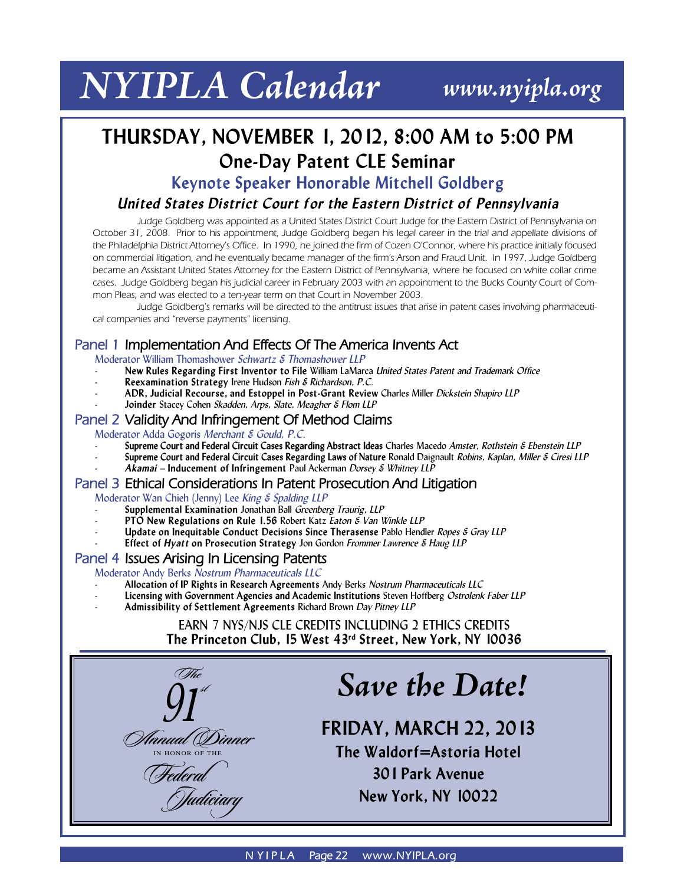# NYIPLA Calendar www.nyipla.org

## THURSDAY, NOVEMBER 1, 2012, 8:00 AM to 5:00 PM

### One-Day Patent CLE Seminar

### Keynote Speaker Honorable Mitchell Goldberg

***United States District Court for the Eastern District of Pennsylvania***

Judge Goldberg was appointed as a United States District Court Judge for the Eastern District of Pennsylvania on October 31, 2008. Prior to his appointment, Judge Goldberg began his legal career in the trial and appellate divisions of the Philadelphia District Attorney's Office. In 1990, he joined the firm of Cozen O'Connor, where his practice initially focused on commercial litigation, and he eventually became manager of the firm's Arson and Fraud Unit. In 1997, Judge Goldberg became an Assistant United States Attorney for the Eastern District of Pennsylvania, where he focused on white collar crime cases. Judge Goldberg began his judicial career in February 2003 with an appointment to the Bucks County Court of Common Pleas, and was elected to a ten-year term on that Court in November 2003.

Judge Goldberg's remarks will be directed to the antitrust issues that arise in patent cases involving pharmaceutical companies and "reverse payments" licensing.

#### Panel 1 Implementation And Effects Of The America Invents Act

Moderator William Thomashower *Schwartz & Thomashower LLP*

- **New Rules Regarding First Inventor to File** William LaMarca *United States Patent and Trademark Office*
- **Reexamination Strategy** Irene Hudson *Fish & Richardson, P.C.*
- **ADR, Judicial Recourse, and Estoppel in Post-Grant Review** Charles Miller *Dickstein Shapiro LLP*
- **Joinder** Stacey Cohen *Skadden, Arps, Slate, Meagher & Flom LLP*

#### Panel 2 Validity And Infringement Of Method Claims

Moderator Adda Gogoris *Merchant & Gould, P.C.*

- **Supreme Court and Federal Circuit Cases Regarding Abstract Ideas** Charles Macedo *Amster, Rothstein & Ebenstein LLP*
- **Supreme Court and Federal Circuit Cases Regarding Laws of Nature** Ronald Daignault *Robins, Kaplan, Miller & Ciresi LLP*
- ***Akamai* – Inducement of Infringement** Paul Ackerman *Dorsey & Whitney LLP*

#### Panel 3 Ethical Considerations In Patent Prosecution And Litigation

Moderator Wan Chieh (Jenny) Lee *King & Spalding LLP*

- **Supplemental Examination** Jonathan Ball *Greenberg Traurig, LLP*
- **PTO New Regulations on Rule 1.56** Robert Katz *Eaton & Van Winkle LLP*
- **Update on Inequitable Conduct Decisions Since Therasense** Pablo Hendler *Ropes & Gray LLP*
- **Effect of *Hyatt* on Prosecution Strategy** Jon Gordon *Frommer Lawrence & Haug LLP*

#### Panel 4 Issues Arising In Licensing Patents

Moderator Andy Berks *Nostrum Pharmaceuticals LLC*

- **Allocation of IP Rights in Research Agreements** Andy Berks *Nostrum Pharmaceuticals LLC*
- **Licensing with Government Agencies and Academic Institutions** Steven Hoffberg *Ostrolenk Faber LLP*
- **Admissibility of Settlement Agreements** Richard Brown *Day Pitney LLP*

EARN 7 NYS/NJS CLE CREDITS INCLUDING 2 ETHICS CREDITS

**The Princeton Club, 15 West 43rd Street, New York, NY 10036**

---

*The 91st Annual Dinner* IN HONOR OF THE *Federal Judiciary*

## *Save the Date!*

**FRIDAY, MARCH 22, 2013**

**The Waldorf=Astoria Hotel**

**301 Park Avenue**

**New York, NY 10022**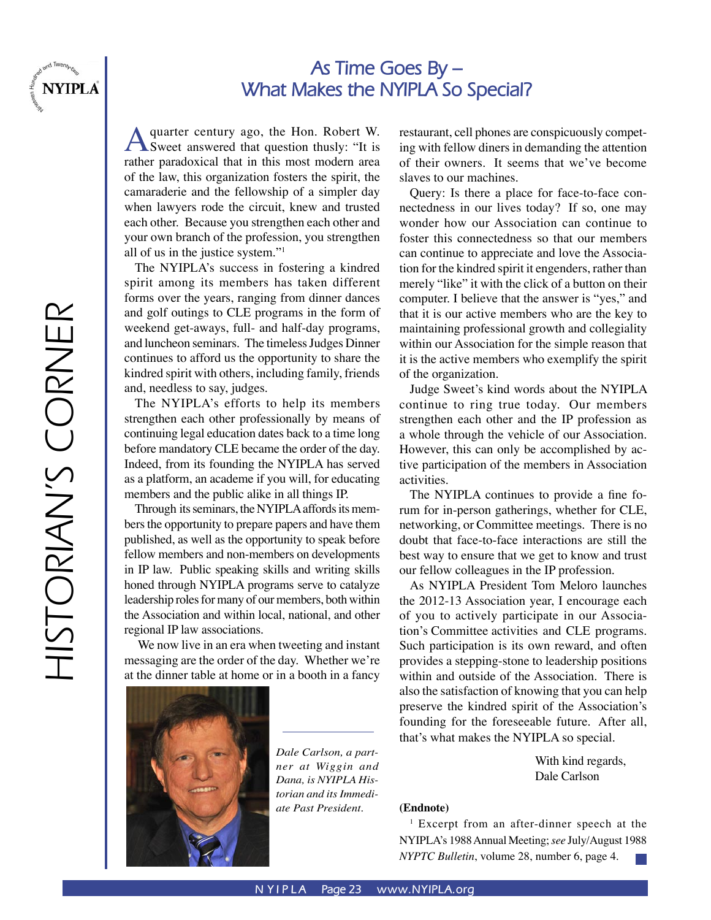# HISTORIAN'S CORNER

## As Time Goes By – What Makes the NYIPLA So Special?

A quarter century ago, the Hon. Robert W. Sweet answered that question thusly: "It is rather paradoxical that in this most modern area of the law, this organization fosters the spirit, the camaraderie and the fellowship of a simpler day when lawyers rode the circuit, knew and trusted each other. Because you strengthen each other and your own branch of the profession, you strengthen all of us in the justice system."[1]

The NYIPLA's success in fostering a kindred spirit among its members has taken different forms over the years, ranging from dinner dances and golf outings to CLE programs in the form of weekend get-aways, full- and half-day programs, and luncheon seminars. The timeless Judges Dinner continues to afford us the opportunity to share the kindred spirit with others, including family, friends and, needless to say, judges.

The NYIPLA's efforts to help its members strengthen each other professionally by means of continuing legal education dates back to a time long before mandatory CLE became the order of the day. Indeed, from its founding the NYIPLA has served as a platform, an academe if you will, for educating members and the public alike in all things IP.

Through its seminars, the NYIPLA affords its members the opportunity to prepare papers and have them published, as well as the opportunity to speak before fellow members and non-members on developments in IP law. Public speaking skills and writing skills honed through NYIPLA programs serve to catalyze leadership roles for many of our members, both within the Association and within local, national, and other regional IP law associations.

We now live in an era when tweeting and instant messaging are the order of the day. Whether we're at the dinner table at home or in a booth in a fancy restaurant, cell phones are conspicuously competing with fellow diners in demanding the attention of their owners. It seems that we've become slaves to our machines.

Query: Is there a place for face-to-face connectedness in our lives today? If so, one may wonder how our Association can continue to foster this connectedness so that our members can continue to appreciate and love the Association for the kindred spirit it engenders, rather than merely "like" it with the click of a button on their computer. I believe that the answer is "yes," and that it is our active members who are the key to maintaining professional growth and collegiality within our Association for the simple reason that it is the active members who exemplify the spirit of the organization.

Judge Sweet's kind words about the NYIPLA continue to ring true today. Our members strengthen each other and the IP profession as a whole through the vehicle of our Association. However, this can only be accomplished by active participation of the members in Association activities.

The NYIPLA continues to provide a fine forum for in-person gatherings, whether for CLE, networking, or Committee meetings. There is no doubt that face-to-face interactions are still the best way to ensure that we get to know and trust our fellow colleagues in the IP profession.

As NYIPLA President Tom Meloro launches the 2012-13 Association year, I encourage each of you to actively participate in our Association's Committee activities and CLE programs. Such participation is its own reward, and often provides a stepping-stone to leadership positions within and outside of the Association. There is also the satisfaction of knowing that you can help preserve the kindred spirit of the Association's founding for the foreseeable future. After all, that's what makes the NYIPLA so special.

With kind regards,
Dale Carlson

*Dale Carlson, a partner at Wiggin and Dana, is NYIPLA Historian and its Immediate Past President.*

**(Endnote)**

[1] Excerpt from an after-dinner speech at the NYIPLA's 1988 Annual Meeting; *see* July/August 1988 *NYPTC Bulletin*, volume 28, number 6, page 4.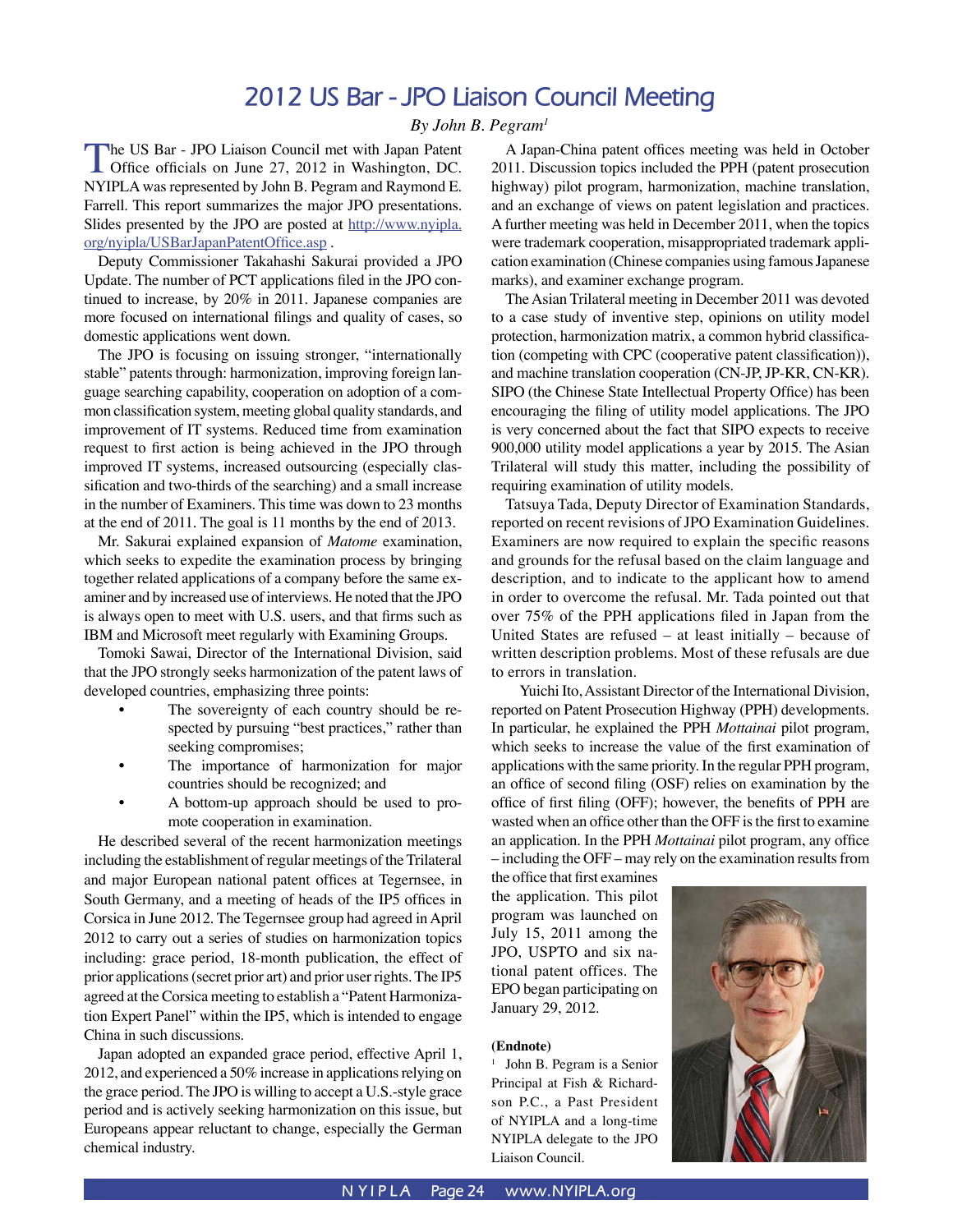# 2012 US Bar - JPO Liaison Council Meeting

*By John B. Pegram*[1]

The US Bar - JPO Liaison Council met with Japan Patent Office officials on June 27, 2012 in Washington, DC. NYIPLA was represented by John B. Pegram and Raymond E. Farrell. This report summarizes the major JPO presentations. Slides presented by the JPO are posted at http://www.nyipla.org/nyipla/USBarJapanPatentOffice.asp .

Deputy Commissioner Takahashi Sakurai provided a JPO Update. The number of PCT applications filed in the JPO continued to increase, by 20% in 2011. Japanese companies are more focused on international filings and quality of cases, so domestic applications went down.

The JPO is focusing on issuing stronger, "internationally stable" patents through: harmonization, improving foreign language searching capability, cooperation on adoption of a common classification system, meeting global quality standards, and improvement of IT systems. Reduced time from examination request to first action is being achieved in the JPO through improved IT systems, increased outsourcing (especially classification and two-thirds of the searching) and a small increase in the number of Examiners. This time was down to 23 months at the end of 2011. The goal is 11 months by the end of 2013.

Mr. Sakurai explained expansion of *Matome* examination, which seeks to expedite the examination process by bringing together related applications of a company before the same examiner and by increased use of interviews. He noted that the JPO is always open to meet with U.S. users, and that firms such as IBM and Microsoft meet regularly with Examining Groups.

Tomoki Sawai, Director of the International Division, said that the JPO strongly seeks harmonization of the patent laws of developed countries, emphasizing three points:

- The sovereignty of each country should be respected by pursuing "best practices," rather than seeking compromises;
- The importance of harmonization for major countries should be recognized; and
- A bottom-up approach should be used to promote cooperation in examination.

He described several of the recent harmonization meetings including the establishment of regular meetings of the Trilateral and major European national patent offices at Tegernsee, in South Germany, and a meeting of heads of the IP5 offices in Corsica in June 2012. The Tegernsee group had agreed in April 2012 to carry out a series of studies on harmonization topics including: grace period, 18-month publication, the effect of prior applications (secret prior art) and prior user rights. The IP5 agreed at the Corsica meeting to establish a "Patent Harmonization Expert Panel" within the IP5, which is intended to engage China in such discussions.

Japan adopted an expanded grace period, effective April 1, 2012, and experienced a 50% increase in applications relying on the grace period. The JPO is willing to accept a U.S.-style grace period and is actively seeking harmonization on this issue, but Europeans appear reluctant to change, especially the German chemical industry.

A Japan-China patent offices meeting was held in October 2011. Discussion topics included the PPH (patent prosecution highway) pilot program, harmonization, machine translation, and an exchange of views on patent legislation and practices. A further meeting was held in December 2011, when the topics were trademark cooperation, misappropriated trademark application examination (Chinese companies using famous Japanese marks), and examiner exchange program.

The Asian Trilateral meeting in December 2011 was devoted to a case study of inventive step, opinions on utility model protection, harmonization matrix, a common hybrid classification (competing with CPC (cooperative patent classification)), and machine translation cooperation (CN-JP, JP-KR, CN-KR). SIPO (the Chinese State Intellectual Property Office) has been encouraging the filing of utility model applications. The JPO is very concerned about the fact that SIPO expects to receive 900,000 utility model applications a year by 2015. The Asian Trilateral will study this matter, including the possibility of requiring examination of utility models.

Tatsuya Tada, Deputy Director of Examination Standards, reported on recent revisions of JPO Examination Guidelines. Examiners are now required to explain the specific reasons and grounds for the refusal based on the claim language and description, and to indicate to the applicant how to amend in order to overcome the refusal. Mr. Tada pointed out that over 75% of the PPH applications filed in Japan from the United States are refused – at least initially – because of written description problems. Most of these refusals are due to errors in translation.

Yuichi Ito, Assistant Director of the International Division, reported on Patent Prosecution Highway (PPH) developments. In particular, he explained the PPH *Mottainai* pilot program, which seeks to increase the value of the first examination of applications with the same priority. In the regular PPH program, an office of second filing (OSF) relies on examination by the office of first filing (OFF); however, the benefits of PPH are wasted when an office other than the OFF is the first to examine an application. In the PPH *Mottainai* pilot program, any office – including the OFF – may rely on the examination results from the office that first examines the application. This pilot program was launched on July 15, 2011 among the JPO, USPTO and six national patent offices. The EPO began participating on January 29, 2012.

**(Endnote)**

1 John B. Pegram is a Senior Principal at Fish & Richardson P.C., a Past President of NYIPLA and a long-time NYIPLA delegate to the JPO Liaison Council.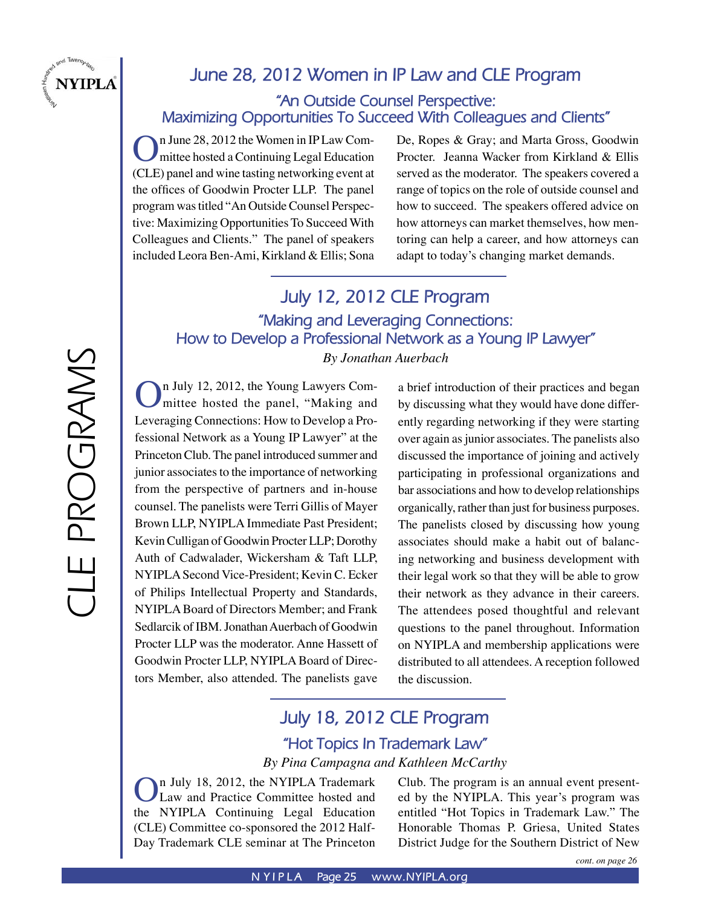## June 28, 2012 Women in IP Law and CLE Program

### "An Outside Counsel Perspective: Maximizing Opportunities To Succeed With Colleagues and Clients"

On June 28, 2012 the Women in IP Law Committee hosted a Continuing Legal Education (CLE) panel and wine tasting networking event at the offices of Goodwin Procter LLP. The panel program was titled "An Outside Counsel Perspective: Maximizing Opportunities To Succeed With Colleagues and Clients." The panel of speakers included Leora Ben-Ami, Kirkland & Ellis; Sona De, Ropes & Gray; and Marta Gross, Goodwin Procter. Jeanna Wacker from Kirkland & Ellis served as the moderator. The speakers covered a range of topics on the role of outside counsel and how to succeed. The speakers offered advice on how attorneys can market themselves, how mentoring can help a career, and how attorneys can adapt to today's changing market demands.

## July 12, 2012 CLE Program

### "Making and Leveraging Connections: How to Develop a Professional Network as a Young IP Lawyer"

*By Jonathan Auerbach*

On July 12, 2012, the Young Lawyers Committee hosted the panel, "Making and Leveraging Connections: How to Develop a Professional Network as a Young IP Lawyer" at the Princeton Club. The panel introduced summer and junior associates to the importance of networking from the perspective of partners and in-house counsel. The panelists were Terri Gillis of Mayer Brown LLP, NYIPLA Immediate Past President; Kevin Culligan of Goodwin Procter LLP; Dorothy Auth of Cadwalader, Wickersham & Taft LLP, NYIPLA Second Vice-President; Kevin C. Ecker of Philips Intellectual Property and Standards, NYIPLA Board of Directors Member; and Frank Sedlarcik of IBM. Jonathan Auerbach of Goodwin Procter LLP was the moderator. Anne Hassett of Goodwin Procter LLP, NYIPLA Board of Directors Member, also attended. The panelists gave a brief introduction of their practices and began by discussing what they would have done differently regarding networking if they were starting over again as junior associates. The panelists also discussed the importance of joining and actively participating in professional organizations and bar associations and how to develop relationships organically, rather than just for business purposes. The panelists closed by discussing how young associates should make a habit out of balancing networking and business development with their legal work so that they will be able to grow their network as they advance in their careers. The attendees posed thoughtful and relevant questions to the panel throughout. Information on NYIPLA and membership applications were distributed to all attendees. A reception followed the discussion.

## July 18, 2012 CLE Program

### "Hot Topics In Trademark Law"

*By Pina Campagna and Kathleen McCarthy*

On July 18, 2012, the NYIPLA Trademark Law and Practice Committee hosted and the NYIPLA Continuing Legal Education (CLE) Committee co-sponsored the 2012 Half-Day Trademark CLE seminar at The Princeton Club. The program is an annual event presented by the NYIPLA. This year's program was entitled "Hot Topics in Trademark Law." The Honorable Thomas P. Griesa, United States District Judge for the Southern District of New

*cont. on page 26*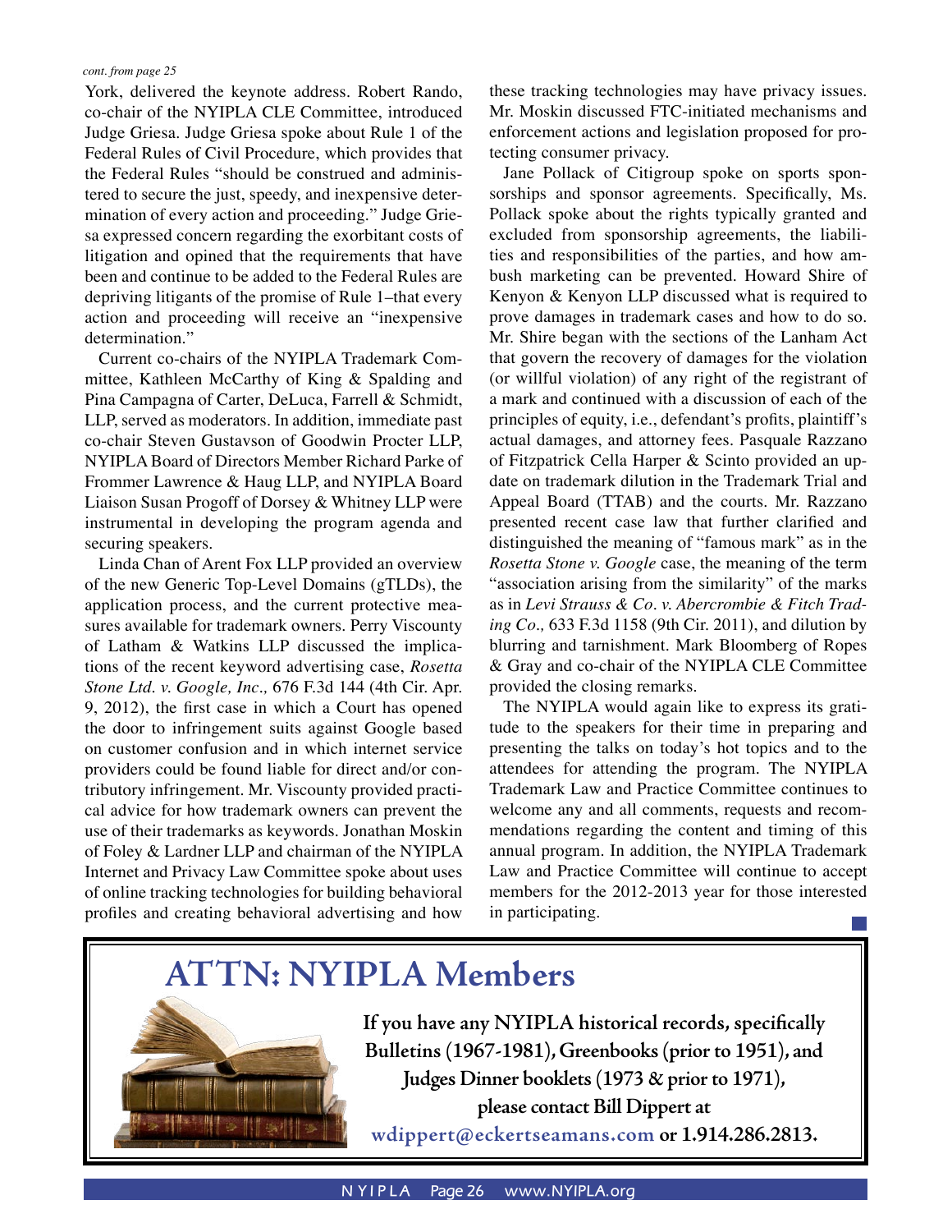*cont. from page 25*

York, delivered the keynote address. Robert Rando, co-chair of the NYIPLA CLE Committee, introduced Judge Griesa. Judge Griesa spoke about Rule 1 of the Federal Rules of Civil Procedure, which provides that the Federal Rules "should be construed and administered to secure the just, speedy, and inexpensive determination of every action and proceeding." Judge Griesa expressed concern regarding the exorbitant costs of litigation and opined that the requirements that have been and continue to be added to the Federal Rules are depriving litigants of the promise of Rule 1–that every action and proceeding will receive an "inexpensive determination."

Current co-chairs of the NYIPLA Trademark Committee, Kathleen McCarthy of King & Spalding and Pina Campagna of Carter, DeLuca, Farrell & Schmidt, LLP, served as moderators. In addition, immediate past co-chair Steven Gustavson of Goodwin Procter LLP, NYIPLA Board of Directors Member Richard Parke of Frommer Lawrence & Haug LLP, and NYIPLA Board Liaison Susan Progoff of Dorsey & Whitney LLP were instrumental in developing the program agenda and securing speakers.

Linda Chan of Arent Fox LLP provided an overview of the new Generic Top-Level Domains (gTLDs), the application process, and the current protective measures available for trademark owners. Perry Viscounty of Latham & Watkins LLP discussed the implications of the recent keyword advertising case, *Rosetta Stone Ltd. v. Google, Inc.,* 676 F.3d 144 (4th Cir. Apr. 9, 2012), the first case in which a Court has opened the door to infringement suits against Google based on customer confusion and in which internet service providers could be found liable for direct and/or contributory infringement. Mr. Viscounty provided practical advice for how trademark owners can prevent the use of their trademarks as keywords. Jonathan Moskin of Foley & Lardner LLP and chairman of the NYIPLA Internet and Privacy Law Committee spoke about uses of online tracking technologies for building behavioral profiles and creating behavioral advertising and how these tracking technologies may have privacy issues. Mr. Moskin discussed FTC-initiated mechanisms and enforcement actions and legislation proposed for protecting consumer privacy.

Jane Pollack of Citigroup spoke on sports sponsorships and sponsor agreements. Specifically, Ms. Pollack spoke about the rights typically granted and excluded from sponsorship agreements, the liabilities and responsibilities of the parties, and how ambush marketing can be prevented. Howard Shire of Kenyon & Kenyon LLP discussed what is required to prove damages in trademark cases and how to do so. Mr. Shire began with the sections of the Lanham Act that govern the recovery of damages for the violation (or willful violation) of any right of the registrant of a mark and continued with a discussion of each of the principles of equity, i.e., defendant's profits, plaintiff's actual damages, and attorney fees. Pasquale Razzano of Fitzpatrick Cella Harper & Scinto provided an update on trademark dilution in the Trademark Trial and Appeal Board (TTAB) and the courts. Mr. Razzano presented recent case law that further clarified and distinguished the meaning of "famous mark" as in the *Rosetta Stone v. Google* case, the meaning of the term "association arising from the similarity" of the marks as in *Levi Strauss & Co. v. Abercrombie & Fitch Trading Co.,* 633 F.3d 1158 (9th Cir. 2011), and dilution by blurring and tarnishment. Mark Bloomberg of Ropes & Gray and co-chair of the NYIPLA CLE Committee provided the closing remarks.

The NYIPLA would again like to express its gratitude to the speakers for their time in preparing and presenting the talks on today's hot topics and to the attendees for attending the program. The NYIPLA Trademark Law and Practice Committee continues to welcome any and all comments, requests and recommendations regarding the content and timing of this annual program. In addition, the NYIPLA Trademark Law and Practice Committee will continue to accept members for the 2012-2013 year for those interested in participating.

## ATTN: NYIPLA Members

**If you have any NYIPLA historical records, specifically Bulletins (1967-1981), Greenbooks (prior to 1951), and Judges Dinner booklets (1973 & prior to 1971), please contact Bill Dippert at wdippert@eckertseamans.com or 1.914.286.2813.**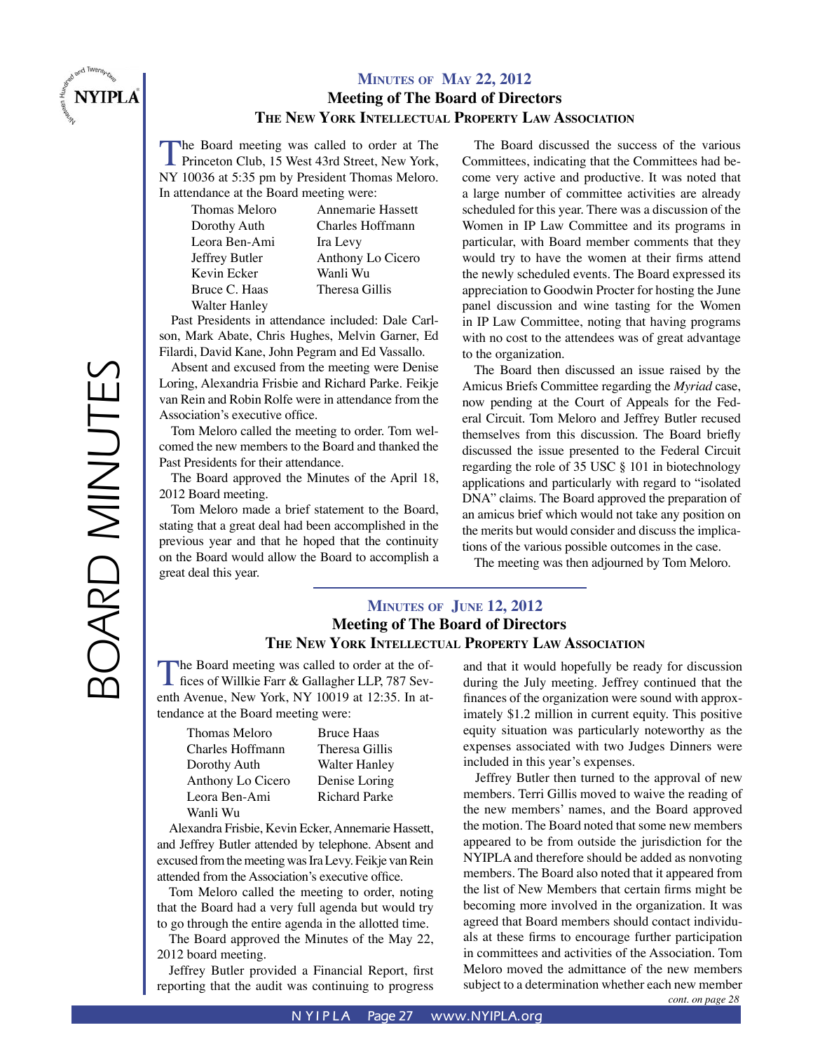# Minutes of May 22, 2012

## Meeting of The Board of Directors

## The New York Intellectual Property Law Association

The Board meeting was called to order at The Princeton Club, 15 West 43rd Street, New York, NY 10036 at 5:35 pm by President Thomas Meloro. In attendance at the Board meeting were:

| | |
|---|---|
| Thomas Meloro | Annemarie Hassett |
| Dorothy Auth | Charles Hoffmann |
| Leora Ben-Ami | Ira Levy |
| Jeffrey Butler | Anthony Lo Cicero |
| Kevin Ecker | Wanli Wu |
| Bruce C. Haas | Theresa Gillis |
| Walter Hanley | |

Past Presidents in attendance included: Dale Carlson, Mark Abate, Chris Hughes, Melvin Garner, Ed Filardi, David Kane, John Pegram and Ed Vassallo.

Absent and excused from the meeting were Denise Loring, Alexandria Frisbie and Richard Parke. Feikje van Rein and Robin Rolfe were in attendance from the Association's executive office.

Tom Meloro called the meeting to order. Tom welcomed the new members to the Board and thanked the Past Presidents for their attendance.

The Board approved the Minutes of the April 18, 2012 Board meeting.

Tom Meloro made a brief statement to the Board, stating that a great deal had been accomplished in the previous year and that he hoped that the continuity on the Board would allow the Board to accomplish a great deal this year.

The Board discussed the success of the various Committees, indicating that the Committees had become very active and productive. It was noted that a large number of committee activities are already scheduled for this year. There was a discussion of the Women in IP Law Committee and its programs in particular, with Board member comments that they would try to have the women at their firms attend the newly scheduled events. The Board expressed its appreciation to Goodwin Procter for hosting the June panel discussion and wine tasting for the Women in IP Law Committee, noting that having programs with no cost to the attendees was of great advantage to the organization.

The Board then discussed an issue raised by the Amicus Briefs Committee regarding the *Myriad* case, now pending at the Court of Appeals for the Federal Circuit. Tom Meloro and Jeffrey Butler recused themselves from this discussion. The Board briefly discussed the issue presented to the Federal Circuit regarding the role of 35 USC § 101 in biotechnology applications and particularly with regard to "isolated DNA" claims. The Board approved the preparation of an amicus brief which would not take any position on the merits but would consider and discuss the implications of the various possible outcomes in the case.

The meeting was then adjourned by Tom Meloro.

# Minutes of June 12, 2012

## Meeting of The Board of Directors

## The New York Intellectual Property Law Association

The Board meeting was called to order at the offices of Willkie Farr & Gallagher LLP, 787 Seventh Avenue, New York, NY 10019 at 12:35. In attendance at the Board meeting were:

| | |
|---|---|
| Thomas Meloro | Bruce Haas |
| Charles Hoffmann | Theresa Gillis |
| Dorothy Auth | Walter Hanley |
| Anthony Lo Cicero | Denise Loring |
| Leora Ben-Ami | Richard Parke |
| Wanli Wu | |

Alexandra Frisbie, Kevin Ecker, Annemarie Hassett, and Jeffrey Butler attended by telephone. Absent and excused from the meeting was Ira Levy. Feikje van Rein attended from the Association's executive office.

Tom Meloro called the meeting to order, noting that the Board had a very full agenda but would try to go through the entire agenda in the allotted time.

The Board approved the Minutes of the May 22, 2012 board meeting.

Jeffrey Butler provided a Financial Report, first reporting that the audit was continuing to progress and that it would hopefully be ready for discussion during the July meeting. Jeffrey continued that the finances of the organization were sound with approximately $1.2 million in current equity. This positive equity situation was particularly noteworthy as the expenses associated with two Judges Dinners were included in this year's expenses.

Jeffrey Butler then turned to the approval of new members. Terri Gillis moved to waive the reading of the new members' names, and the Board approved the motion. The Board noted that some new members appeared to be from outside the jurisdiction for the NYIPLA and therefore should be added as nonvoting members. The Board also noted that it appeared from the list of New Members that certain firms might be becoming more involved in the organization. It was agreed that Board members should contact individuals at these firms to encourage further participation in committees and activities of the Association. Tom Meloro moved the admittance of the new members subject to a determination whether each new member

*cont. on page 28*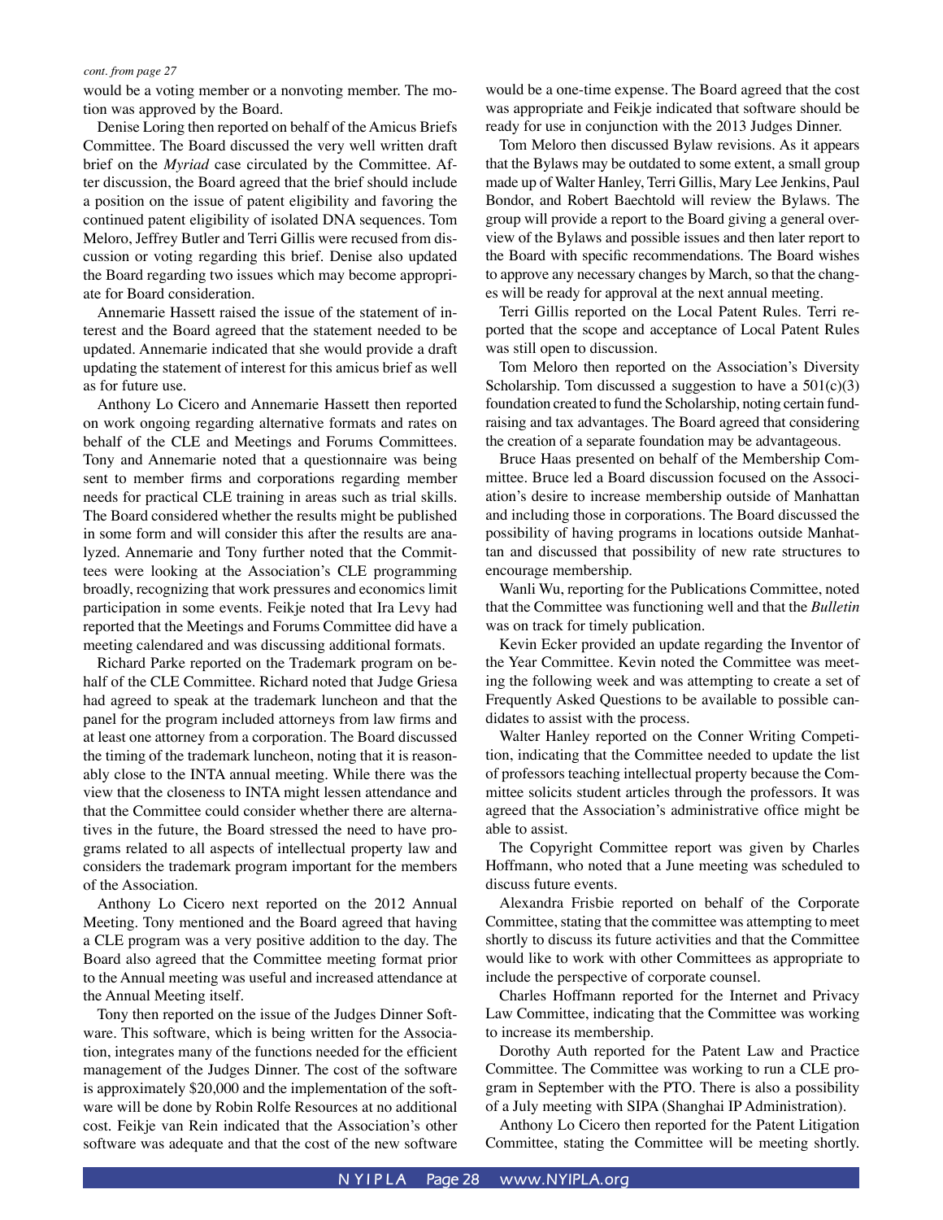*cont. from page 27*

would be a voting member or a nonvoting member. The motion was approved by the Board.

Denise Loring then reported on behalf of the Amicus Briefs Committee. The Board discussed the very well written draft brief on the *Myriad* case circulated by the Committee. After discussion, the Board agreed that the brief should include a position on the issue of patent eligibility and favoring the continued patent eligibility of isolated DNA sequences. Tom Meloro, Jeffrey Butler and Terri Gillis were recused from discussion or voting regarding this brief. Denise also updated the Board regarding two issues which may become appropriate for Board consideration.

Annemarie Hassett raised the issue of the statement of interest and the Board agreed that the statement needed to be updated. Annemarie indicated that she would provide a draft updating the statement of interest for this amicus brief as well as for future use.

Anthony Lo Cicero and Annemarie Hassett then reported on work ongoing regarding alternative formats and rates on behalf of the CLE and Meetings and Forums Committees. Tony and Annemarie noted that a questionnaire was being sent to member firms and corporations regarding member needs for practical CLE training in areas such as trial skills. The Board considered whether the results might be published in some form and will consider this after the results are analyzed. Annemarie and Tony further noted that the Committees were looking at the Association's CLE programming broadly, recognizing that work pressures and economics limit participation in some events. Feikje noted that Ira Levy had reported that the Meetings and Forums Committee did have a meeting calendared and was discussing additional formats.

Richard Parke reported on the Trademark program on behalf of the CLE Committee. Richard noted that Judge Griesa had agreed to speak at the trademark luncheon and that the panel for the program included attorneys from law firms and at least one attorney from a corporation. The Board discussed the timing of the trademark luncheon, noting that it is reasonably close to the INTA annual meeting. While there was the view that the closeness to INTA might lessen attendance and that the Committee could consider whether there are alternatives in the future, the Board stressed the need to have programs related to all aspects of intellectual property law and considers the trademark program important for the members of the Association.

Anthony Lo Cicero next reported on the 2012 Annual Meeting. Tony mentioned and the Board agreed that having a CLE program was a very positive addition to the day. The Board also agreed that the Committee meeting format prior to the Annual meeting was useful and increased attendance at the Annual Meeting itself.

Tony then reported on the issue of the Judges Dinner Software. This software, which is being written for the Association, integrates many of the functions needed for the efficient management of the Judges Dinner. The cost of the software is approximately $20,000 and the implementation of the software will be done by Robin Rolfe Resources at no additional cost. Feikje van Rein indicated that the Association's other software was adequate and that the cost of the new software would be a one-time expense. The Board agreed that the cost was appropriate and Feikje indicated that software should be ready for use in conjunction with the 2013 Judges Dinner.

Tom Meloro then discussed Bylaw revisions. As it appears that the Bylaws may be outdated to some extent, a small group made up of Walter Hanley, Terri Gillis, Mary Lee Jenkins, Paul Bondor, and Robert Baechtold will review the Bylaws. The group will provide a report to the Board giving a general overview of the Bylaws and possible issues and then later report to the Board with specific recommendations. The Board wishes to approve any necessary changes by March, so that the changes will be ready for approval at the next annual meeting.

Terri Gillis reported on the Local Patent Rules. Terri reported that the scope and acceptance of Local Patent Rules was still open to discussion.

Tom Meloro then reported on the Association's Diversity Scholarship. Tom discussed a suggestion to have a 501(c)(3) foundation created to fund the Scholarship, noting certain fundraising and tax advantages. The Board agreed that considering the creation of a separate foundation may be advantageous.

Bruce Haas presented on behalf of the Membership Committee. Bruce led a Board discussion focused on the Association's desire to increase membership outside of Manhattan and including those in corporations. The Board discussed the possibility of having programs in locations outside Manhattan and discussed that possibility of new rate structures to encourage membership.

Wanli Wu, reporting for the Publications Committee, noted that the Committee was functioning well and that the *Bulletin* was on track for timely publication.

Kevin Ecker provided an update regarding the Inventor of the Year Committee. Kevin noted the Committee was meeting the following week and was attempting to create a set of Frequently Asked Questions to be available to possible candidates to assist with the process.

Walter Hanley reported on the Conner Writing Competition, indicating that the Committee needed to update the list of professors teaching intellectual property because the Committee solicits student articles through the professors. It was agreed that the Association's administrative office might be able to assist.

The Copyright Committee report was given by Charles Hoffmann, who noted that a June meeting was scheduled to discuss future events.

Alexandra Frisbie reported on behalf of the Corporate Committee, stating that the committee was attempting to meet shortly to discuss its future activities and that the Committee would like to work with other Committees as appropriate to include the perspective of corporate counsel.

Charles Hoffmann reported for the Internet and Privacy Law Committee, indicating that the Committee was working to increase its membership.

Dorothy Auth reported for the Patent Law and Practice Committee. The Committee was working to run a CLE program in September with the PTO. There is also a possibility of a July meeting with SIPA (Shanghai IP Administration).

Anthony Lo Cicero then reported for the Patent Litigation Committee, stating the Committee will be meeting shortly.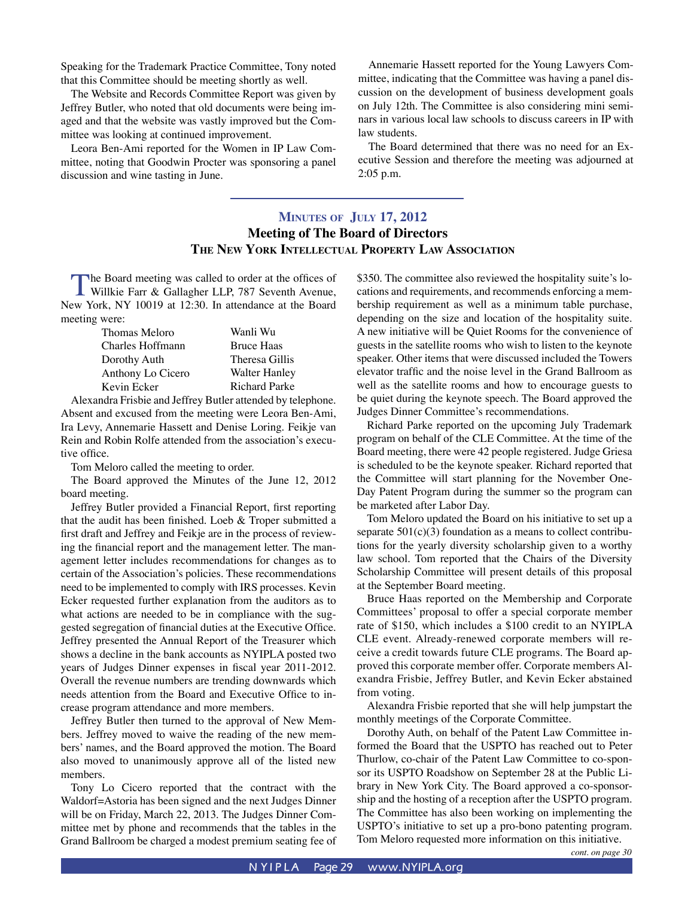Speaking for the Trademark Practice Committee, Tony noted that this Committee should be meeting shortly as well.

The Website and Records Committee Report was given by Jeffrey Butler, who noted that old documents were being imaged and that the website was vastly improved but the Committee was looking at continued improvement.

Leora Ben-Ami reported for the Women in IP Law Committee, noting that Goodwin Procter was sponsoring a panel discussion and wine tasting in June.

Annemarie Hassett reported for the Young Lawyers Committee, indicating that the Committee was having a panel discussion on the development of business development goals on July 12th. The Committee is also considering mini seminars in various local law schools to discuss careers in IP with law students.

The Board determined that there was no need for an Executive Session and therefore the meeting was adjourned at 2:05 p.m.

## Minutes of July 17, 2012
### Meeting of The Board of Directors
### The New York Intellectual Property Law Association

The Board meeting was called to order at the offices of Willkie Farr & Gallagher LLP, 787 Seventh Avenue, New York, NY 10019 at 12:30. In attendance at the Board meeting were:

| | |
|---|---|
| Thomas Meloro | Wanli Wu |
| Charles Hoffmann | Bruce Haas |
| Dorothy Auth | Theresa Gillis |
| Anthony Lo Cicero | Walter Hanley |
| Kevin Ecker | Richard Parke |

Alexandra Frisbie and Jeffrey Butler attended by telephone. Absent and excused from the meeting were Leora Ben-Ami, Ira Levy, Annemarie Hassett and Denise Loring. Feikje van Rein and Robin Rolfe attended from the association's executive office.

Tom Meloro called the meeting to order.

The Board approved the Minutes of the June 12, 2012 board meeting.

Jeffrey Butler provided a Financial Report, first reporting that the audit has been finished. Loeb & Troper submitted a first draft and Jeffrey and Feikje are in the process of reviewing the financial report and the management letter. The management letter includes recommendations for changes as to certain of the Association's policies. These recommendations need to be implemented to comply with IRS processes. Kevin Ecker requested further explanation from the auditors as to what actions are needed to be in compliance with the suggested segregation of financial duties at the Executive Office. Jeffrey presented the Annual Report of the Treasurer which shows a decline in the bank accounts as NYIPLA posted two years of Judges Dinner expenses in fiscal year 2011-2012. Overall the revenue numbers are trending downwards which needs attention from the Board and Executive Office to increase program attendance and more members.

Jeffrey Butler then turned to the approval of New Members. Jeffrey moved to waive the reading of the new members' names, and the Board approved the motion. The Board also moved to unanimously approve all of the listed new members.

Tony Lo Cicero reported that the contract with the Waldorf=Astoria has been signed and the next Judges Dinner will be on Friday, March 22, 2013. The Judges Dinner Committee met by phone and recommends that the tables in the Grand Ballroom be charged a modest premium seating fee of $350. The committee also reviewed the hospitality suite's locations and requirements, and recommends enforcing a membership requirement as well as a minimum table purchase, depending on the size and location of the hospitality suite. A new initiative will be Quiet Rooms for the convenience of guests in the satellite rooms who wish to listen to the keynote speaker. Other items that were discussed included the Towers elevator traffic and the noise level in the Grand Ballroom as well as the satellite rooms and how to encourage guests to be quiet during the keynote speech. The Board approved the Judges Dinner Committee's recommendations.

Richard Parke reported on the upcoming July Trademark program on behalf of the CLE Committee. At the time of the Board meeting, there were 42 people registered. Judge Griesa is scheduled to be the keynote speaker. Richard reported that the Committee will start planning for the November One-Day Patent Program during the summer so the program can be marketed after Labor Day.

Tom Meloro updated the Board on his initiative to set up a separate 501(c)(3) foundation as a means to collect contributions for the yearly diversity scholarship given to a worthy law school. Tom reported that the Chairs of the Diversity Scholarship Committee will present details of this proposal at the September Board meeting.

Bruce Haas reported on the Membership and Corporate Committees' proposal to offer a special corporate member rate of $150, which includes a $100 credit to an NYIPLA CLE event. Already-renewed corporate members will receive a credit towards future CLE programs. The Board approved this corporate member offer. Corporate members Alexandra Frisbie, Jeffrey Butler, and Kevin Ecker abstained from voting.

Alexandra Frisbie reported that she will help jumpstart the monthly meetings of the Corporate Committee.

Dorothy Auth, on behalf of the Patent Law Committee informed the Board that the USPTO has reached out to Peter Thurlow, co-chair of the Patent Law Committee to co-sponsor its USPTO Roadshow on September 28 at the Public Library in New York City. The Board approved a co-sponsorship and the hosting of a reception after the USPTO program. The Committee has also been working on implementing the USPTO's initiative to set up a pro-bono patenting program. Tom Meloro requested more information on this initiative.

*cont. on page 30*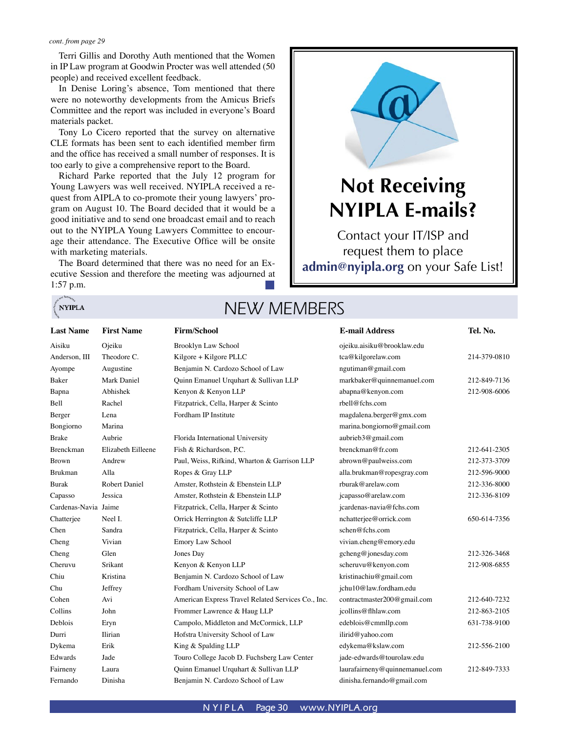*cont. from page 29*

Terri Gillis and Dorothy Auth mentioned that the Women in IP Law program at Goodwin Procter was well attended (50 people) and received excellent feedback.

In Denise Loring's absence, Tom mentioned that there were no noteworthy developments from the Amicus Briefs Committee and the report was included in everyone's Board materials packet.

Tony Lo Cicero reported that the survey on alternative CLE formats has been sent to each identified member firm and the office has received a small number of responses. It is too early to give a comprehensive report to the Board.

Richard Parke reported that the July 12 program for Young Lawyers was well received. NYIPLA received a request from AIPLA to co-promote their young lawyers' program on August 10. The Board decided that it would be a good initiative and to send one broadcast email and to reach out to the NYIPLA Young Lawyers Committee to encourage their attendance. The Executive Office will be onsite with marketing materials.

The Board determined that there was no need for an Executive Session and therefore the meeting was adjourned at 1:57 p.m.

## Not Receiving NYIPLA E-mails?

Contact your IT/ISP and request them to place **admin@nyipla.org** on your Safe List!

# NEW MEMBERS

| Last Name | First Name | Firm/School | E-mail Address | Tel. No. |
|---|---|---|---|---|
| Aisiku | Ojeiku | Brooklyn Law School | ojeiku.aisiku@brooklaw.edu | |
| Anderson, III | Theodore C. | Kilgore + Kilgore PLLC | tca@kilgorelaw.com | 214-379-0810 |
| Ayompe | Augustine | Benjamin N. Cardozo School of Law | ngutiman@gmail.com | |
| Baker | Mark Daniel | Quinn Emanuel Urquhart & Sullivan LLP | markbaker@quinnemanuel.com | 212-849-7136 |
| Bapna | Abhishek | Kenyon & Kenyon LLP | abapna@kenyon.com | 212-908-6006 |
| Bell | Rachel | Fitzpatrick, Cella, Harper & Scinto | rbell@fchs.com | |
| Berger | Lena | Fordham IP Institute | magdalena.berger@gmx.com | |
| Bongiorno | Marina | | marina.bongiorno@gmail.com | |
| Brake | Aubrie | Florida International University | aubrieb3@gmail.com | |
| Brenckman | Elizabeth Eilleene | Fish & Richardson, P.C. | brenckman@fr.com | 212-641-2305 |
| Brown | Andrew | Paul, Weiss, Rifkind, Wharton & Garrison LLP | abrown@paulweiss.com | 212-373-3709 |
| Brukman | Alla | Ropes & Gray LLP | alla.brukman@ropesgray.com | 212-596-9000 |
| Burak | Robert Daniel | Amster, Rothstein & Ebenstein LLP | rburak@arelaw.com | 212-336-8000 |
| Capasso | Jessica | Amster, Rothstein & Ebenstein LLP | jcapasso@arelaw.com | 212-336-8109 |
| Cardenas-Navia | Jaime | Fitzpatrick, Cella, Harper & Scinto | jcardenas-navia@fchs.com | |
| Chatterjee | Neel I. | Orrick Herrington & Sutcliffe LLP | nchatterjee@orrick.com | 650-614-7356 |
| Chen | Sandra | Fitzpatrick, Cella, Harper & Scinto | schen@fchs.com | |
| Cheng | Vivian | Emory Law School | vivian.cheng@emory.edu | |
| Cheng | Glen | Jones Day | gcheng@jonesday.com | 212-326-3468 |
| Cheruvu | Srikant | Kenyon & Kenyon LLP | scheruvu@kenyon.com | 212-908-6855 |
| Chiu | Kristina | Benjamin N. Cardozo School of Law | kristinachiu@gmail.com | |
| Chu | Jeffrey | Fordham University School of Law | jchu10@law.fordham.edu | |
| Cohen | Avi | American Express Travel Related Services Co., Inc. | contractmaster200@gmail.com | 212-640-7232 |
| Collins | John | Frommer Lawrence & Haug LLP | jcollins@flhlaw.com | 212-863-2105 |
| Deblois | Eryn | Campolo, Middleton and McCormick, LLP | edeblois@cmmllp.com | 631-738-9100 |
| Durri | Ilirian | Hofstra University School of Law | ilirid@yahoo.com | |
| Dykema | Erik | King & Spalding LLP | edykema@kslaw.com | 212-556-2100 |
| Edwards | Jade | Touro College Jacob D. Fuchsberg Law Center | jade-edwards@tourolaw.edu | |
| Fairneny | Laura | Quinn Emanuel Urquhart & Sullivan LLP | laurafairneny@quinnemanuel.com | 212-849-7333 |
| Fernando | Dinisha | Benjamin N. Cardozo School of Law | dinisha.fernando@gmail.com | |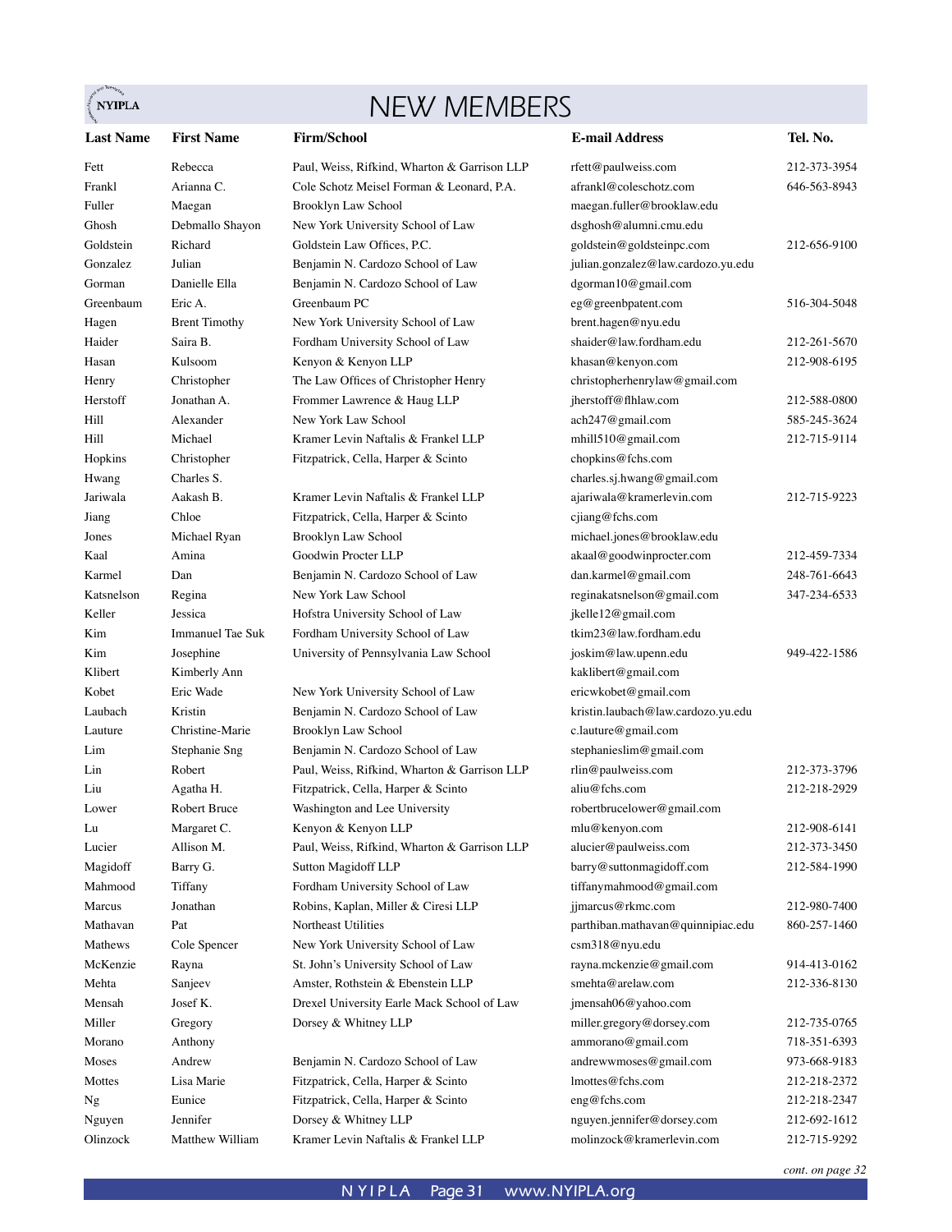# NEW MEMBERS

| Last Name | First Name | Firm/School | E-mail Address | Tel. No. |
|---|---|---|---|---|
| Fett | Rebecca | Paul, Weiss, Rifkind, Wharton & Garrison LLP | rfett@paulweiss.com | 212-373-3954 |
| Frankl | Arianna C. | Cole Schotz Meisel Forman & Leonard, P.A. | afrankl@coleschotz.com | 646-563-8943 |
| Fuller | Maegan | Brooklyn Law School | maegan.fuller@brooklaw.edu | |
| Ghosh | Debmallo Shayon | New York University School of Law | dsghosh@alumni.cmu.edu | |
| Goldstein | Richard | Goldstein Law Offices, P.C. | goldstein@goldsteinpc.com | 212-656-9100 |
| Gonzalez | Julian | Benjamin N. Cardozo School of Law | julian.gonzalez@law.cardozo.yu.edu | |
| Gorman | Danielle Ella | Benjamin N. Cardozo School of Law | dgorman10@gmail.com | |
| Greenbaum | Eric A. | Greenbaum PC | eg@greenbpatent.com | 516-304-5048 |
| Hagen | Brent Timothy | New York University School of Law | brent.hagen@nyu.edu | |
| Haider | Saira B. | Fordham University School of Law | shaider@law.fordham.edu | 212-261-5670 |
| Hasan | Kulsoom | Kenyon & Kenyon LLP | khasan@kenyon.com | 212-908-6195 |
| Henry | Christopher | The Law Offices of Christopher Henry | christopherhenrylaw@gmail.com | |
| Herstoff | Jonathan A. | Frommer Lawrence & Haug LLP | jherstoff@flhlaw.com | 212-588-0800 |
| Hill | Alexander | New York Law School | ach247@gmail.com | 585-245-3624 |
| Hill | Michael | Kramer Levin Naftalis & Frankel LLP | mhill510@gmail.com | 212-715-9114 |
| Hopkins | Christopher | Fitzpatrick, Cella, Harper & Scinto | chopkins@fchs.com | |
| Hwang | Charles S. | | charles.sj.hwang@gmail.com | |
| Jariwala | Aakash B. | Kramer Levin Naftalis & Frankel LLP | ajariwala@kramerlevin.com | 212-715-9223 |
| Jiang | Chloe | Fitzpatrick, Cella, Harper & Scinto | cjiang@fchs.com | |
| Jones | Michael Ryan | Brooklyn Law School | michael.jones@brooklaw.edu | |
| Kaal | Amina | Goodwin Procter LLP | akaal@goodwinprocter.com | 212-459-7334 |
| Karmel | Dan | Benjamin N. Cardozo School of Law | dan.karmel@gmail.com | 248-761-6643 |
| Katsnelson | Regina | New York Law School | reginakatsnelson@gmail.com | 347-234-6533 |
| Keller | Jessica | Hofstra University School of Law | jkelle12@gmail.com | |
| Kim | Immanuel Tae Suk | Fordham University School of Law | tkim23@law.fordham.edu | |
| Kim | Josephine | University of Pennsylvania Law School | joskim@law.upenn.edu | 949-422-1586 |
| Klibert | Kimberly Ann | | kaklibert@gmail.com | |
| Kobet | Eric Wade | New York University School of Law | ericwkobet@gmail.com | |
| Laubach | Kristin | Benjamin N. Cardozo School of Law | kristin.laubach@law.cardozo.yu.edu | |
| Lauture | Christine-Marie | Brooklyn Law School | c.lauture@gmail.com | |
| Lim | Stephanie Sng | Benjamin N. Cardozo School of Law | stephanieslim@gmail.com | |
| Lin | Robert | Paul, Weiss, Rifkind, Wharton & Garrison LLP | rlin@paulweiss.com | 212-373-3796 |
| Liu | Agatha H. | Fitzpatrick, Cella, Harper & Scinto | aliu@fchs.com | 212-218-2929 |
| Lower | Robert Bruce | Washington and Lee University | robertbrucelower@gmail.com | |
| Lu | Margaret C. | Kenyon & Kenyon LLP | mlu@kenyon.com | 212-908-6141 |
| Lucier | Allison M. | Paul, Weiss, Rifkind, Wharton & Garrison LLP | alucier@paulweiss.com | 212-373-3450 |
| Magidoff | Barry G. | Sutton Magidoff LLP | barry@suttonmagidoff.com | 212-584-1990 |
| Mahmood | Tiffany | Fordham University School of Law | tiffanymahmood@gmail.com | |
| Marcus | Jonathan | Robins, Kaplan, Miller & Ciresi LLP | jjmarcus@rkmc.com | 212-980-7400 |
| Mathavan | Pat | Northeast Utilities | parthiban.mathavan@quinnipiac.edu | 860-257-1460 |
| Mathews | Cole Spencer | New York University School of Law | csm318@nyu.edu | |
| McKenzie | Rayna | St. John's University School of Law | rayna.mckenzie@gmail.com | 914-413-0162 |
| Mehta | Sanjeev | Amster, Rothstein & Ebenstein LLP | smehta@arelaw.com | 212-336-8130 |
| Mensah | Josef K. | Drexel University Earle Mack School of Law | jmensah06@yahoo.com | |
| Miller | Gregory | Dorsey & Whitney LLP | miller.gregory@dorsey.com | 212-735-0765 |
| Morano | Anthony | | ammorano@gmail.com | 718-351-6393 |
| Moses | Andrew | Benjamin N. Cardozo School of Law | andrewwmoses@gmail.com | 973-668-9183 |
| Mottes | Lisa Marie | Fitzpatrick, Cella, Harper & Scinto | lmottes@fchs.com | 212-218-2372 |
| Ng | Eunice | Fitzpatrick, Cella, Harper & Scinto | eng@fchs.com | 212-218-2347 |
| Nguyen | Jennifer | Dorsey & Whitney LLP | nguyen.jennifer@dorsey.com | 212-692-1612 |
| Olinzock | Matthew William | Kramer Levin Naftalis & Frankel LLP | molinzock@kramerlevin.com | 212-715-9292 |

*cont. on page 32*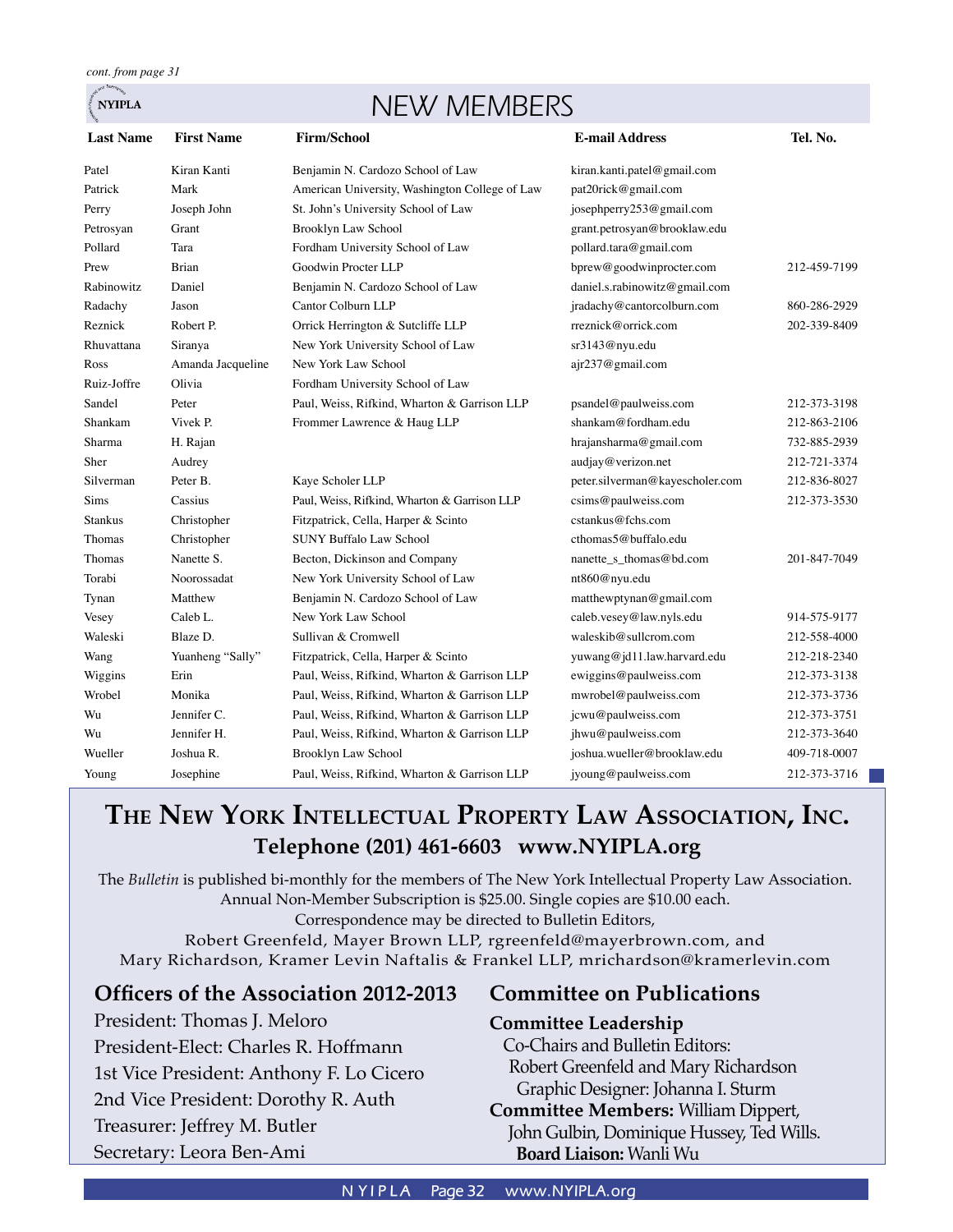*cont. from page 31*

# NEW MEMBERS

| Last Name | First Name | Firm/School | E-mail Address | Tel. No. |
|---|---|---|---|---|
| Patel | Kiran Kanti | Benjamin N. Cardozo School of Law | kiran.kanti.patel@gmail.com | |
| Patrick | Mark | American University, Washington College of Law | pat20rick@gmail.com | |
| Perry | Joseph John | St. John's University School of Law | josephperry253@gmail.com | |
| Petrosyan | Grant | Brooklyn Law School | grant.petrosyan@brooklaw.edu | |
| Pollard | Tara | Fordham University School of Law | pollard.tara@gmail.com | |
| Prew | Brian | Goodwin Procter LLP | bprew@goodwinprocter.com | 212-459-7199 |
| Rabinowitz | Daniel | Benjamin N. Cardozo School of Law | daniel.s.rabinowitz@gmail.com | |
| Radachy | Jason | Cantor Colburn LLP | jradachy@cantorcolburn.com | 860-286-2929 |
| Reznick | Robert P. | Orrick Herrington & Sutcliffe LLP | rreznick@orrick.com | 202-339-8409 |
| Rhuvattana | Siranya | New York University School of Law | sr3143@nyu.edu | |
| Ross | Amanda Jacqueline | New York Law School | ajr237@gmail.com | |
| Ruiz-Joffre | Olivia | Fordham University School of Law | | |
| Sandel | Peter | Paul, Weiss, Rifkind, Wharton & Garrison LLP | psandel@paulweiss.com | 212-373-3198 |
| Shankam | Vivek P. | Frommer Lawrence & Haug LLP | shankam@fordham.edu | 212-863-2106 |
| Sharma | H. Rajan | | hrajansharma@gmail.com | 732-885-2939 |
| Sher | Audrey | | audjay@verizon.net | 212-721-3374 |
| Silverman | Peter B. | Kaye Scholer LLP | peter.silverman@kayescholer.com | 212-836-8027 |
| Sims | Cassius | Paul, Weiss, Rifkind, Wharton & Garrison LLP | csims@paulweiss.com | 212-373-3530 |
| Stankus | Christopher | Fitzpatrick, Cella, Harper & Scinto | cstankus@fchs.com | |
| Thomas | Christopher | SUNY Buffalo Law School | cthomas5@buffalo.edu | |
| Thomas | Nanette S. | Becton, Dickinson and Company | nanette_s_thomas@bd.com | 201-847-7049 |
| Torabi | Noorossadat | New York University School of Law | nt860@nyu.edu | |
| Tynan | Matthew | Benjamin N. Cardozo School of Law | matthewptynan@gmail.com | |
| Vesey | Caleb L. | New York Law School | caleb.vesey@law.nyls.edu | 914-575-9177 |
| Waleski | Blaze D. | Sullivan & Cromwell | waleskib@sullcrom.com | 212-558-4000 |
| Wang | Yuanheng "Sally" | Fitzpatrick, Cella, Harper & Scinto | yuwang@jd11.law.harvard.edu | 212-218-2340 |
| Wiggins | Erin | Paul, Weiss, Rifkind, Wharton & Garrison LLP | ewiggins@paulweiss.com | 212-373-3138 |
| Wrobel | Monika | Paul, Weiss, Rifkind, Wharton & Garrison LLP | mwrobel@paulweiss.com | 212-373-3736 |
| Wu | Jennifer C. | Paul, Weiss, Rifkind, Wharton & Garrison LLP | jcwu@paulweiss.com | 212-373-3751 |
| Wu | Jennifer H. | Paul, Weiss, Rifkind, Wharton & Garrison LLP | jhwu@paulweiss.com | 212-373-3640 |
| Wueller | Joshua R. | Brooklyn Law School | joshua.wueller@brooklaw.edu | 409-718-0007 |
| Young | Josephine | Paul, Weiss, Rifkind, Wharton & Garrison LLP | jyoung@paulweiss.com | 212-373-3716 |

## The New York Intellectual Property Law Association, Inc.

**Telephone (201) 461-6603 www.NYIPLA.org**

The *Bulletin* is published bi-monthly for the members of The New York Intellectual Property Law Association.
Annual Non-Member Subscription is $25.00. Single copies are $10.00 each.
Correspondence may be directed to Bulletin Editors,
Robert Greenfeld, Mayer Brown LLP, rgreenfeld@mayerbrown.com, and
Mary Richardson, Kramer Levin Naftalis & Frankel LLP, mrichardson@kramerlevin.com

### Officers of the Association 2012-2013

President: Thomas J. Meloro
President-Elect: Charles R. Hoffmann
1st Vice President: Anthony F. Lo Cicero
2nd Vice President: Dorothy R. Auth
Treasurer: Jeffrey M. Butler
Secretary: Leora Ben-Ami

### Committee on Publications

**Committee Leadership**
Co-Chairs and Bulletin Editors:
Robert Greenfeld and Mary Richardson
Graphic Designer: Johanna I. Sturm
**Committee Members:** William Dippert, John Gulbin, Dominique Hussey, Ted Wills.
**Board Liaison:** Wanli Wu